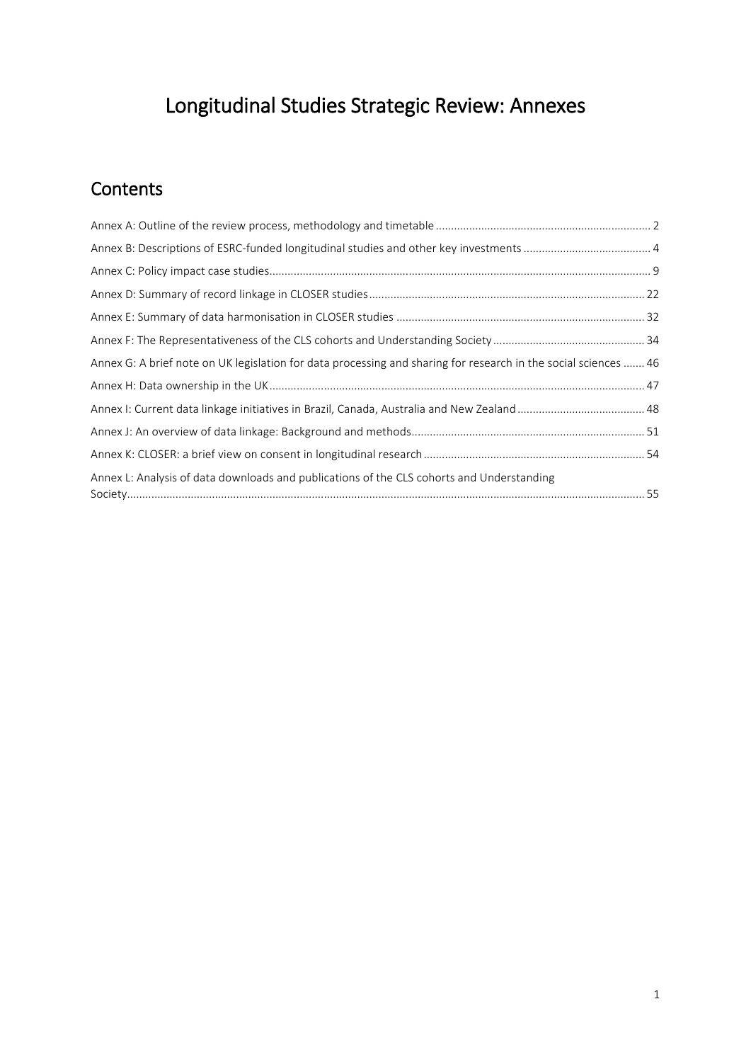# Longitudinal Studies Strategic Review: Annexes

## Contents

Annex A: Outline of the review process, methodology and timetable ........ 2

Annex B: Descriptions of ESRC-funded longitudinal studies and other key investments ........ 4

Annex C: Policy impact case studies ........ 9

Annex D: Summary of record linkage in CLOSER studies ........ 22

Annex E: Summary of data harmonisation in CLOSER studies ........ 32

Annex F: The Representativeness of the CLS cohorts and Understanding Society ........ 34

Annex G: A brief note on UK legislation for data processing and sharing for research in the social sciences ........ 46

Annex H: Data ownership in the UK ........ 47

Annex I: Current data linkage initiatives in Brazil, Canada, Australia and New Zealand ........ 48

Annex J: An overview of data linkage: Background and methods ........ 51

Annex K: CLOSER: a brief view on consent in longitudinal research ........ 54

Annex L: Analysis of data downloads and publications of the CLS cohorts and Understanding Society ........ 55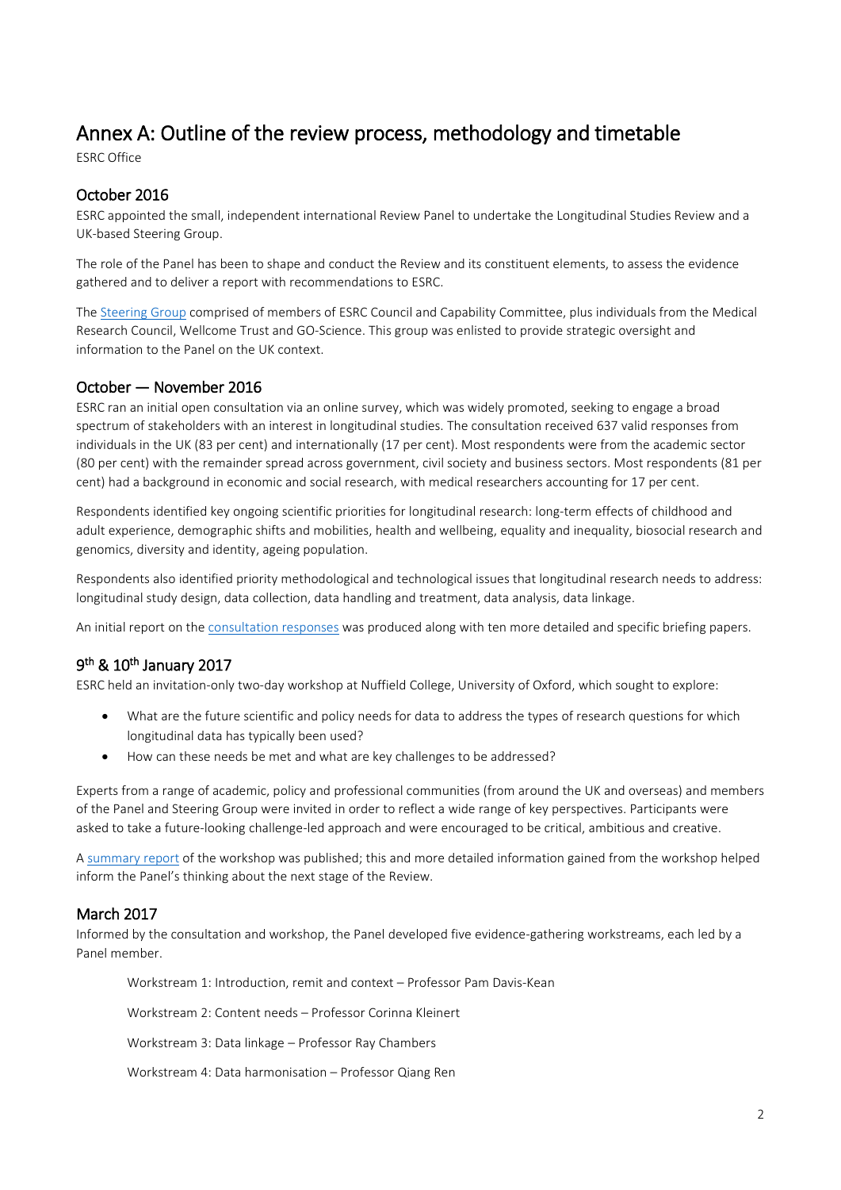# Annex A: Outline of the review process, methodology and timetable

ESRC Office

## October 2016

ESRC appointed the small, independent international Review Panel to undertake the Longitudinal Studies Review and a UK-based Steering Group.

The role of the Panel has been to shape and conduct the Review and its constituent elements, to assess the evidence gathered and to deliver a report with recommendations to ESRC.

The Steering Group comprised of members of ESRC Council and Capability Committee, plus individuals from the Medical Research Council, Wellcome Trust and GO-Science. This group was enlisted to provide strategic oversight and information to the Panel on the UK context.

## October — November 2016

ESRC ran an initial open consultation via an online survey, which was widely promoted, seeking to engage a broad spectrum of stakeholders with an interest in longitudinal studies. The consultation received 637 valid responses from individuals in the UK (83 per cent) and internationally (17 per cent). Most respondents were from the academic sector (80 per cent) with the remainder spread across government, civil society and business sectors. Most respondents (81 per cent) had a background in economic and social research, with medical researchers accounting for 17 per cent.

Respondents identified key ongoing scientific priorities for longitudinal research: long-term effects of childhood and adult experience, demographic shifts and mobilities, health and wellbeing, equality and inequality, biosocial research and genomics, diversity and identity, ageing population.

Respondents also identified priority methodological and technological issues that longitudinal research needs to address: longitudinal study design, data collection, data handling and treatment, data analysis, data linkage.

An initial report on the consultation responses was produced along with ten more detailed and specific briefing papers.

## 9th & 10th January 2017

ESRC held an invitation-only two-day workshop at Nuffield College, University of Oxford, which sought to explore:

- What are the future scientific and policy needs for data to address the types of research questions for which longitudinal data has typically been used?
- How can these needs be met and what are key challenges to be addressed?

Experts from a range of academic, policy and professional communities (from around the UK and overseas) and members of the Panel and Steering Group were invited in order to reflect a wide range of key perspectives. Participants were asked to take a future-looking challenge-led approach and were encouraged to be critical, ambitious and creative.

A summary report of the workshop was published; this and more detailed information gained from the workshop helped inform the Panel's thinking about the next stage of the Review.

## March 2017

Informed by the consultation and workshop, the Panel developed five evidence-gathering workstreams, each led by a Panel member.

Workstream 1: Introduction, remit and context – Professor Pam Davis-Kean

Workstream 2: Content needs – Professor Corinna Kleinert

Workstream 3: Data linkage – Professor Ray Chambers

Workstream 4: Data harmonisation – Professor Qiang Ren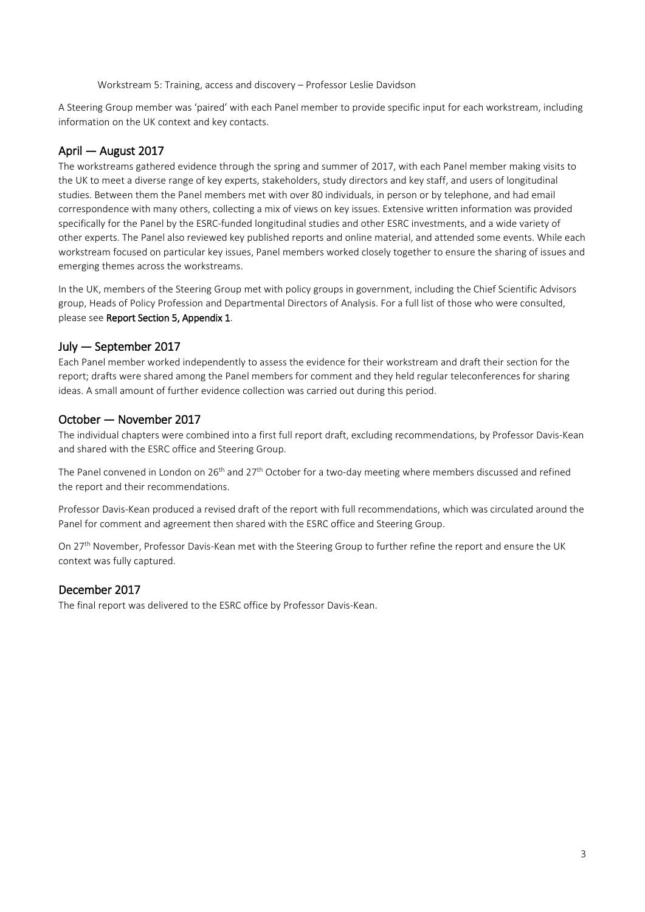Workstream 5: Training, access and discovery – Professor Leslie Davidson

A Steering Group member was 'paired' with each Panel member to provide specific input for each workstream, including information on the UK context and key contacts.

## April — August 2017

The workstreams gathered evidence through the spring and summer of 2017, with each Panel member making visits to the UK to meet a diverse range of key experts, stakeholders, study directors and key staff, and users of longitudinal studies. Between them the Panel members met with over 80 individuals, in person or by telephone, and had email correspondence with many others, collecting a mix of views on key issues. Extensive written information was provided specifically for the Panel by the ESRC-funded longitudinal studies and other ESRC investments, and a wide variety of other experts. The Panel also reviewed key published reports and online material, and attended some events. While each workstream focused on particular key issues, Panel members worked closely together to ensure the sharing of issues and emerging themes across the workstreams.

In the UK, members of the Steering Group met with policy groups in government, including the Chief Scientific Advisors group, Heads of Policy Profession and Departmental Directors of Analysis. For a full list of those who were consulted, please see **Report Section 5, Appendix 1**.

## July — September 2017

Each Panel member worked independently to assess the evidence for their workstream and draft their section for the report; drafts were shared among the Panel members for comment and they held regular teleconferences for sharing ideas. A small amount of further evidence collection was carried out during this period.

## October — November 2017

The individual chapters were combined into a first full report draft, excluding recommendations, by Professor Davis-Kean and shared with the ESRC office and Steering Group.

The Panel convened in London on 26th and 27th October for a two-day meeting where members discussed and refined the report and their recommendations.

Professor Davis-Kean produced a revised draft of the report with full recommendations, which was circulated around the Panel for comment and agreement then shared with the ESRC office and Steering Group.

On 27th November, Professor Davis-Kean met with the Steering Group to further refine the report and ensure the UK context was fully captured.

## December 2017

The final report was delivered to the ESRC office by Professor Davis-Kean.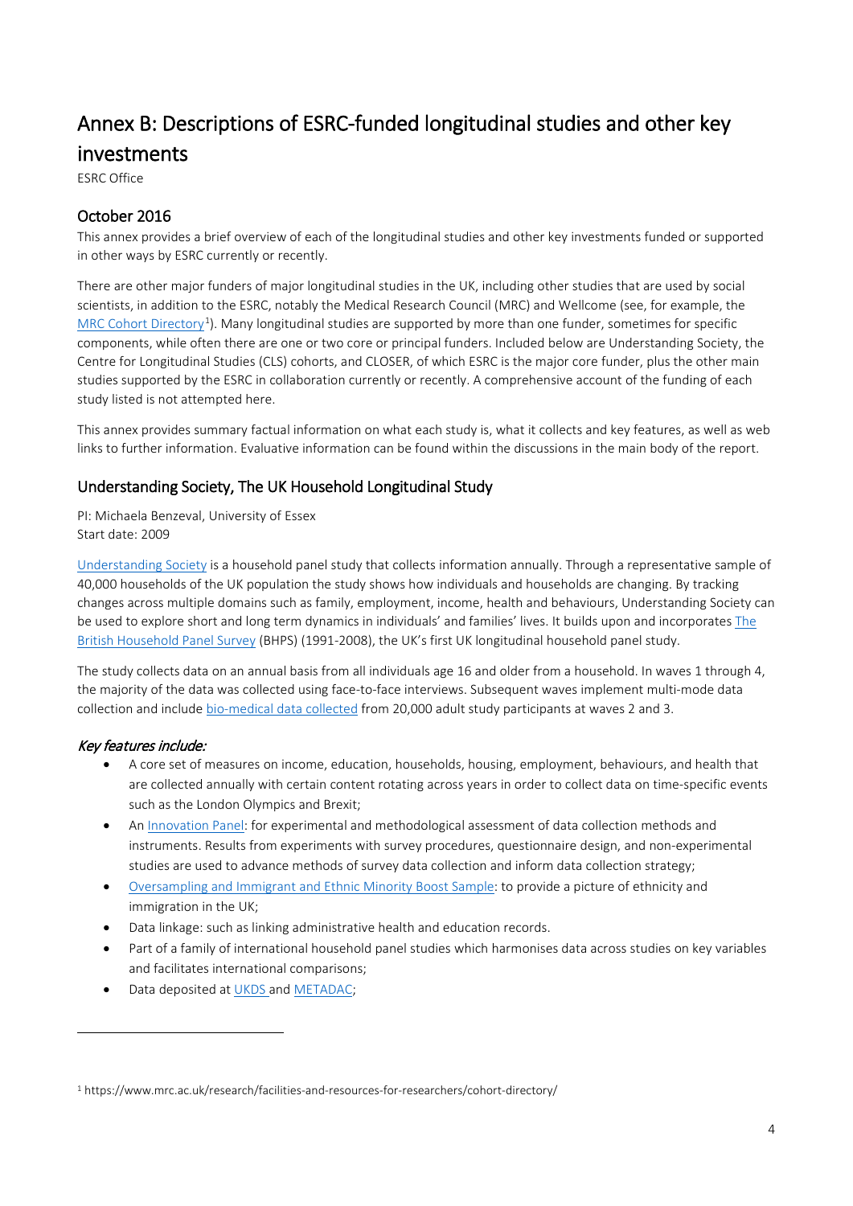# Annex B: Descriptions of ESRC-funded longitudinal studies and other key investments

ESRC Office

## October 2016

This annex provides a brief overview of each of the longitudinal studies and other key investments funded or supported in other ways by ESRC currently or recently.

There are other major funders of major longitudinal studies in the UK, including other studies that are used by social scientists, in addition to the ESRC, notably the Medical Research Council (MRC) and Wellcome (see, for example, the MRC Cohort Directory[1]). Many longitudinal studies are supported by more than one funder, sometimes for specific components, while often there are one or two core or principal funders. Included below are Understanding Society, the Centre for Longitudinal Studies (CLS) cohorts, and CLOSER, of which ESRC is the major core funder, plus the other main studies supported by the ESRC in collaboration currently or recently. A comprehensive account of the funding of each study listed is not attempted here.

This annex provides summary factual information on what each study is, what it collects and key features, as well as web links to further information. Evaluative information can be found within the discussions in the main body of the report.

## Understanding Society, The UK Household Longitudinal Study

PI: Michaela Benzeval, University of Essex
Start date: 2009

Understanding Society is a household panel study that collects information annually. Through a representative sample of 40,000 households of the UK population the study shows how individuals and households are changing. By tracking changes across multiple domains such as family, employment, income, health and behaviours, Understanding Society can be used to explore short and long term dynamics in individuals' and families' lives. It builds upon and incorporates The British Household Panel Survey (BHPS) (1991-2008), the UK's first UK longitudinal household panel study.

The study collects data on an annual basis from all individuals age 16 and older from a household. In waves 1 through 4, the majority of the data was collected using face-to-face interviews. Subsequent waves implement multi-mode data collection and include bio-medical data collected from 20,000 adult study participants at waves 2 and 3.

### *Key features include:*

- A core set of measures on income, education, households, housing, employment, behaviours, and health that are collected annually with certain content rotating across years in order to collect data on time-specific events such as the London Olympics and Brexit;
- An Innovation Panel: for experimental and methodological assessment of data collection methods and instruments. Results from experiments with survey procedures, questionnaire design, and non-experimental studies are used to advance methods of survey data collection and inform data collection strategy;
- Oversampling and Immigrant and Ethnic Minority Boost Sample: to provide a picture of ethnicity and immigration in the UK;
- Data linkage: such as linking administrative health and education records.
- Part of a family of international household panel studies which harmonises data across studies on key variables and facilitates international comparisons;
- Data deposited at UKDS and METADAC;

[1] https://www.mrc.ac.uk/research/facilities-and-resources-for-researchers/cohort-directory/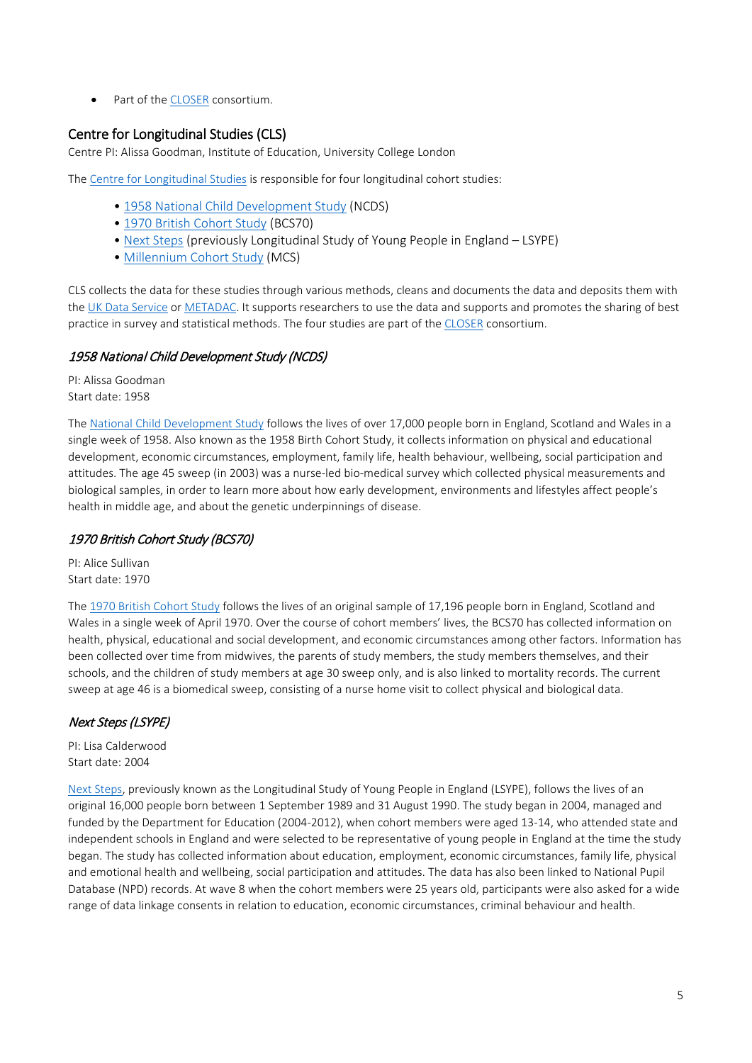- Part of the CLOSER consortium.

## Centre for Longitudinal Studies (CLS)

Centre PI: Alissa Goodman, Institute of Education, University College London

The Centre for Longitudinal Studies is responsible for four longitudinal cohort studies:

- 1958 National Child Development Study (NCDS)
- 1970 British Cohort Study (BCS70)
- Next Steps (previously Longitudinal Study of Young People in England – LSYPE)
- Millennium Cohort Study (MCS)

CLS collects the data for these studies through various methods, cleans and documents the data and deposits them with the UK Data Service or METADAC. It supports researchers to use the data and supports and promotes the sharing of best practice in survey and statistical methods. The four studies are part of the CLOSER consortium.

### *1958 National Child Development Study (NCDS)*

PI: Alissa Goodman
Start date: 1958

The National Child Development Study follows the lives of over 17,000 people born in England, Scotland and Wales in a single week of 1958. Also known as the 1958 Birth Cohort Study, it collects information on physical and educational development, economic circumstances, employment, family life, health behaviour, wellbeing, social participation and attitudes. The age 45 sweep (in 2003) was a nurse-led bio-medical survey which collected physical measurements and biological samples, in order to learn more about how early development, environments and lifestyles affect people's health in middle age, and about the genetic underpinnings of disease.

### *1970 British Cohort Study (BCS70)*

PI: Alice Sullivan
Start date: 1970

The 1970 British Cohort Study follows the lives of an original sample of 17,196 people born in England, Scotland and Wales in a single week of April 1970. Over the course of cohort members' lives, the BCS70 has collected information on health, physical, educational and social development, and economic circumstances among other factors. Information has been collected over time from midwives, the parents of study members, the study members themselves, and their schools, and the children of study members at age 30 sweep only, and is also linked to mortality records. The current sweep at age 46 is a biomedical sweep, consisting of a nurse home visit to collect physical and biological data.

### *Next Steps (LSYPE)*

PI: Lisa Calderwood
Start date: 2004

Next Steps, previously known as the Longitudinal Study of Young People in England (LSYPE), follows the lives of an original 16,000 people born between 1 September 1989 and 31 August 1990. The study began in 2004, managed and funded by the Department for Education (2004-2012), when cohort members were aged 13-14, who attended state and independent schools in England and were selected to be representative of young people in England at the time the study began. The study has collected information about education, employment, economic circumstances, family life, physical and emotional health and wellbeing, social participation and attitudes. The data has also been linked to National Pupil Database (NPD) records. At wave 8 when the cohort members were 25 years old, participants were also asked for a wide range of data linkage consents in relation to education, economic circumstances, criminal behaviour and health.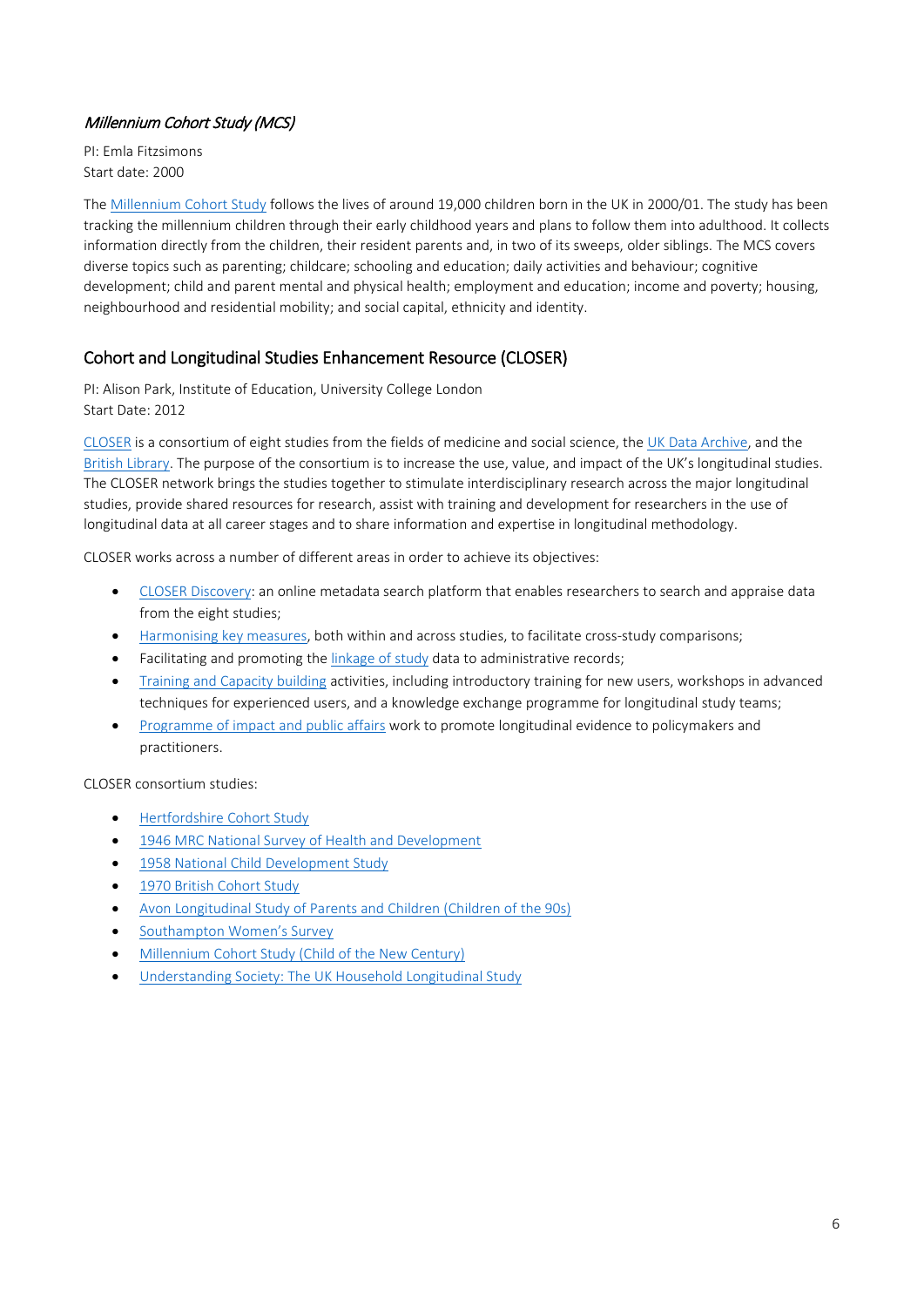### *Millennium Cohort Study (MCS)*

PI: Emla Fitzsimons
Start date: 2000

The Millennium Cohort Study follows the lives of around 19,000 children born in the UK in 2000/01. The study has been tracking the millennium children through their early childhood years and plans to follow them into adulthood. It collects information directly from the children, their resident parents and, in two of its sweeps, older siblings. The MCS covers diverse topics such as parenting; childcare; schooling and education; daily activities and behaviour; cognitive development; child and parent mental and physical health; employment and education; income and poverty; housing, neighbourhood and residential mobility; and social capital, ethnicity and identity.

## Cohort and Longitudinal Studies Enhancement Resource (CLOSER)

PI: Alison Park, Institute of Education, University College London
Start Date: 2012

CLOSER is a consortium of eight studies from the fields of medicine and social science, the UK Data Archive, and the British Library. The purpose of the consortium is to increase the use, value, and impact of the UK's longitudinal studies. The CLOSER network brings the studies together to stimulate interdisciplinary research across the major longitudinal studies, provide shared resources for research, assist with training and development for researchers in the use of longitudinal data at all career stages and to share information and expertise in longitudinal methodology.

CLOSER works across a number of different areas in order to achieve its objectives:

- CLOSER Discovery: an online metadata search platform that enables researchers to search and appraise data from the eight studies;
- Harmonising key measures, both within and across studies, to facilitate cross-study comparisons;
- Facilitating and promoting the linkage of study data to administrative records;
- Training and Capacity building activities, including introductory training for new users, workshops in advanced techniques for experienced users, and a knowledge exchange programme for longitudinal study teams;
- Programme of impact and public affairs work to promote longitudinal evidence to policymakers and practitioners.

CLOSER consortium studies:

- Hertfordshire Cohort Study
- 1946 MRC National Survey of Health and Development
- 1958 National Child Development Study
- 1970 British Cohort Study
- Avon Longitudinal Study of Parents and Children (Children of the 90s)
- Southampton Women's Survey
- Millennium Cohort Study (Child of the New Century)
- Understanding Society: The UK Household Longitudinal Study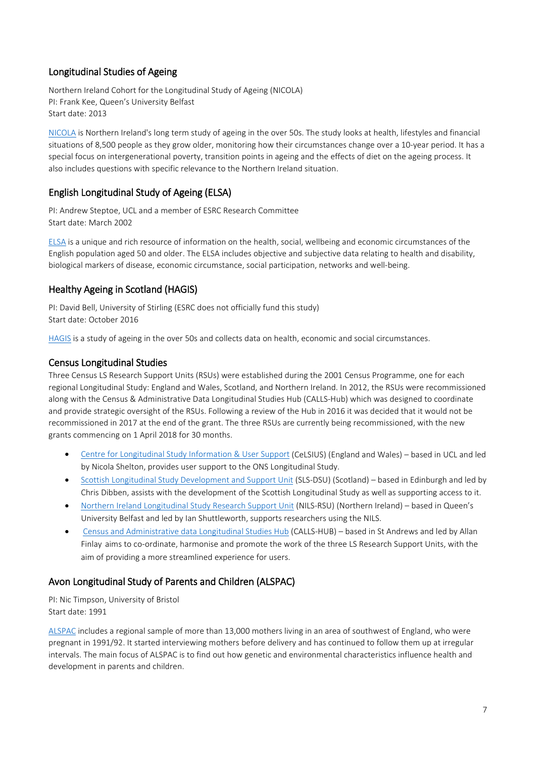## Longitudinal Studies of Ageing

Northern Ireland Cohort for the Longitudinal Study of Ageing (NICOLA)
PI: Frank Kee, Queen's University Belfast
Start date: 2013

NICOLA is Northern Ireland's long term study of ageing in the over 50s. The study looks at health, lifestyles and financial situations of 8,500 people as they grow older, monitoring how their circumstances change over a 10-year period. It has a special focus on intergenerational poverty, transition points in ageing and the effects of diet on the ageing process. It also includes questions with specific relevance to the Northern Ireland situation.

## English Longitudinal Study of Ageing (ELSA)

PI: Andrew Steptoe, UCL and a member of ESRC Research Committee
Start date: March 2002

ELSA is a unique and rich resource of information on the health, social, wellbeing and economic circumstances of the English population aged 50 and older. The ELSA includes objective and subjective data relating to health and disability, biological markers of disease, economic circumstance, social participation, networks and well-being.

## Healthy Ageing in Scotland (HAGIS)

PI: David Bell, University of Stirling (ESRC does not officially fund this study)
Start date: October 2016

HAGIS is a study of ageing in the over 50s and collects data on health, economic and social circumstances.

## Census Longitudinal Studies

Three Census LS Research Support Units (RSUs) were established during the 2001 Census Programme, one for each regional Longitudinal Study: England and Wales, Scotland, and Northern Ireland. In 2012, the RSUs were recommissioned along with the Census & Administrative Data Longitudinal Studies Hub (CALLS-Hub) which was designed to coordinate and provide strategic oversight of the RSUs. Following a review of the Hub in 2016 it was decided that it would not be recommissioned in 2017 at the end of the grant. The three RSUs are currently being recommissioned, with the new grants commencing on 1 April 2018 for 30 months.

- Centre for Longitudinal Study Information & User Support (CeLSIUS) (England and Wales) – based in UCL and led by Nicola Shelton, provides user support to the ONS Longitudinal Study.
- Scottish Longitudinal Study Development and Support Unit (SLS-DSU) (Scotland) – based in Edinburgh and led by Chris Dibben, assists with the development of the Scottish Longitudinal Study as well as supporting access to it.
- Northern Ireland Longitudinal Study Research Support Unit (NILS-RSU) (Northern Ireland) – based in Queen's University Belfast and led by Ian Shuttleworth, supports researchers using the NILS.
- Census and Administrative data Longitudinal Studies Hub (CALLS-HUB) – based in St Andrews and led by Allan Finlay aims to co-ordinate, harmonise and promote the work of the three LS Research Support Units, with the aim of providing a more streamlined experience for users.

## Avon Longitudinal Study of Parents and Children (ALSPAC)

PI: Nic Timpson, University of Bristol
Start date: 1991

ALSPAC includes a regional sample of more than 13,000 mothers living in an area of southwest of England, who were pregnant in 1991/92. It started interviewing mothers before delivery and has continued to follow them up at irregular intervals. The main focus of ALSPAC is to find out how genetic and environmental characteristics influence health and development in parents and children.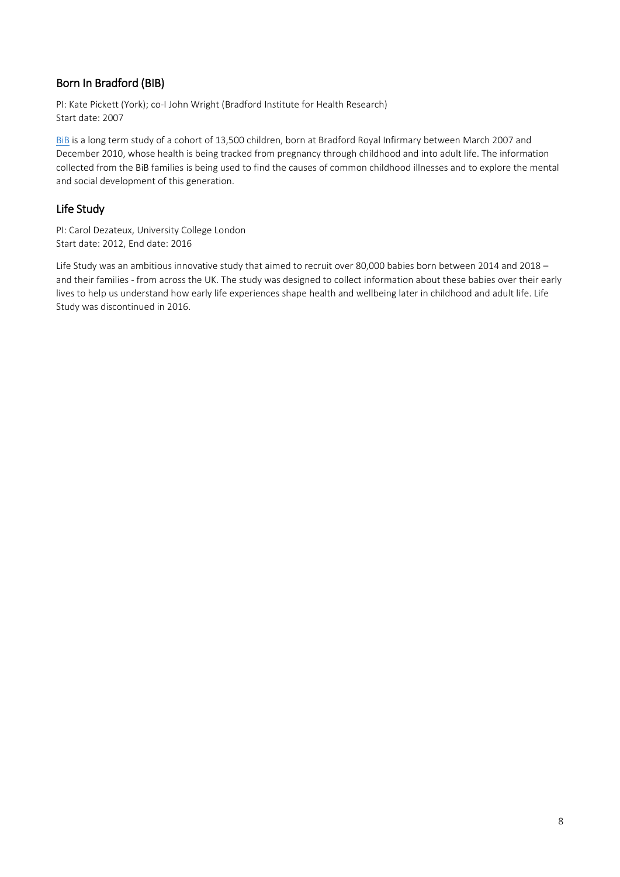## Born In Bradford (BIB)

PI: Kate Pickett (York); co-I John Wright (Bradford Institute for Health Research)
Start date: 2007

BiB is a long term study of a cohort of 13,500 children, born at Bradford Royal Infirmary between March 2007 and December 2010, whose health is being tracked from pregnancy through childhood and into adult life. The information collected from the BiB families is being used to find the causes of common childhood illnesses and to explore the mental and social development of this generation.

## Life Study

PI: Carol Dezateux, University College London
Start date: 2012, End date: 2016

Life Study was an ambitious innovative study that aimed to recruit over 80,000 babies born between 2014 and 2018 – and their families - from across the UK. The study was designed to collect information about these babies over their early lives to help us understand how early life experiences shape health and wellbeing later in childhood and adult life. Life Study was discontinued in 2016.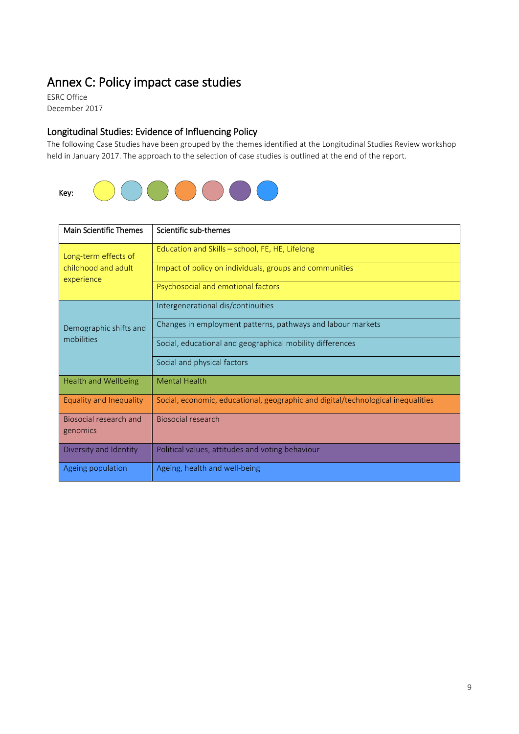# Annex C: Policy impact case studies

ESRC Office
December 2017

## Longitudinal Studies: Evidence of Influencing Policy

The following Case Studies have been grouped by the themes identified at the Longitudinal Studies Review workshop held in January 2017. The approach to the selection of case studies is outlined at the end of the report.

Key:

| Main Scientific Themes | Scientific sub-themes |
|---|---|
| Long-term effects of childhood and adult experience | Education and Skills – school, FE, HE, Lifelong |
| | Impact of policy on individuals, groups and communities |
| | Psychosocial and emotional factors |
| Demographic shifts and mobilities | Intergenerational dis/continuities |
| | Changes in employment patterns, pathways and labour markets |
| | Social, educational and geographical mobility differences |
| | Social and physical factors |
| Health and Wellbeing | Mental Health |
| Equality and Inequality | Social, economic, educational, geographic and digital/technological inequalities |
| Biosocial research and genomics | Biosocial research |
| Diversity and Identity | Political values, attitudes and voting behaviour |
| Ageing population | Ageing, health and well-being |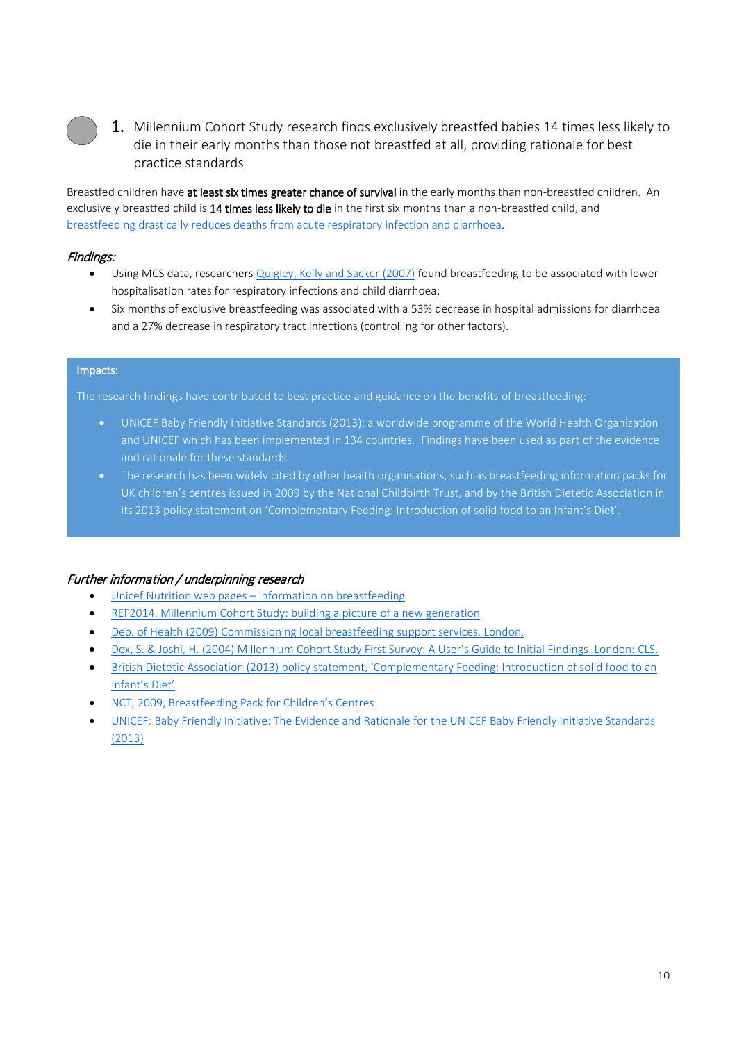## 1. Millennium Cohort Study research finds exclusively breastfed babies 14 times less likely to die in their early months than those not breastfed at all, providing rationale for best practice standards

Breastfed children have **at least six times greater chance of survival** in the early months than non-breastfed children. An exclusively breastfed child is **14 times less likely to die** in the first six months than a non-breastfed child, and breastfeeding drastically reduces deaths from acute respiratory infection and diarrhoea.

### *Findings:*

- Using MCS data, researchers Quigley, Kelly and Sacker (2007) found breastfeeding to be associated with lower hospitalisation rates for respiratory infections and child diarrhoea;
- Six months of exclusive breastfeeding was associated with a 53% decrease in hospital admissions for diarrhoea and a 27% decrease in respiratory tract infections (controlling for other factors).

### Impacts:

The research findings have contributed to best practice and guidance on the benefits of breastfeeding:

- UNICEF Baby Friendly Initiative Standards (2013): a worldwide programme of the World Health Organization and UNICEF which has been implemented in 134 countries. Findings have been used as part of the evidence and rationale for these standards.
- The research has been widely cited by other health organisations, such as breastfeeding information packs for UK children's centres issued in 2009 by the National Childbirth Trust, and by the British Dietetic Association in its 2013 policy statement on 'Complementary Feeding: Introduction of solid food to an Infant's Diet'.

### *Further information / underpinning research*

- Unicef Nutrition web pages – information on breastfeeding
- REF2014. Millennium Cohort Study: building a picture of a new generation
- Dep. of Health (2009) Commissioning local breastfeeding support services. London.
- Dex, S. & Joshi, H. (2004) Millennium Cohort Study First Survey: A User's Guide to Initial Findings. London: CLS.
- British Dietetic Association (2013) policy statement, 'Complementary Feeding: Introduction of solid food to an Infant's Diet'
- NCT, 2009, Breastfeeding Pack for Children's Centres
- UNICEF: Baby Friendly Initiative: The Evidence and Rationale for the UNICEF Baby Friendly Initiative Standards (2013)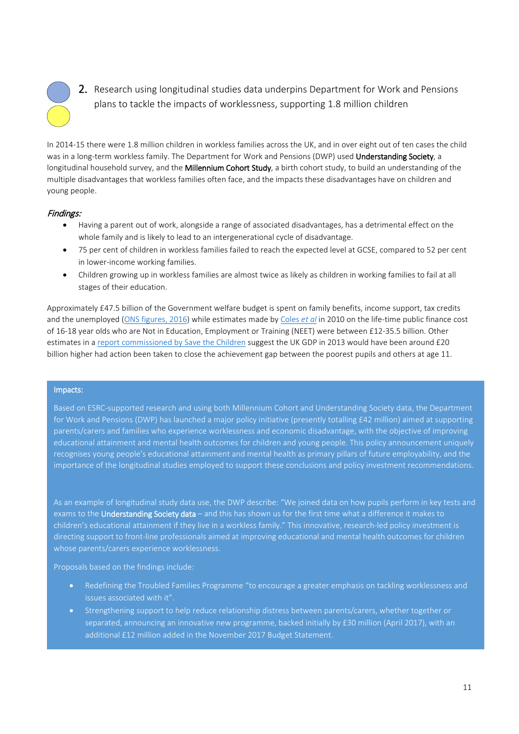## 2. Research using longitudinal studies data underpins Department for Work and Pensions plans to tackle the impacts of worklessness, supporting 1.8 million children

In 2014-15 there were 1.8 million children in workless families across the UK, and in over eight out of ten cases the child was in a long-term workless family. The Department for Work and Pensions (DWP) used **Understanding Society**, a longitudinal household survey, and the **Millennium Cohort Study**, a birth cohort study, to build an understanding of the multiple disadvantages that workless families often face, and the impacts these disadvantages have on children and young people.

### *Findings:*

- Having a parent out of work, alongside a range of associated disadvantages, has a detrimental effect on the whole family and is likely to lead to an intergenerational cycle of disadvantage.
- 75 per cent of children in workless families failed to reach the expected level at GCSE, compared to 52 per cent in lower-income working families.
- Children growing up in workless families are almost twice as likely as children in working families to fail at all stages of their education.

Approximately £47.5 billion of the Government welfare budget is spent on family benefits, income support, tax credits and the unemployed (ONS figures, 2016) while estimates made by Coles *et al* in 2010 on the life-time public finance cost of 16-18 year olds who are Not in Education, Employment or Training (NEET) were between £12-35.5 billion. Other estimates in a report commissioned by Save the Children suggest the UK GDP in 2013 would have been around £20 billion higher had action been taken to close the achievement gap between the poorest pupils and others at age 11.

**Impacts:**

Based on ESRC-supported research and using both Millennium Cohort and Understanding Society data, the Department for Work and Pensions (DWP) has launched a major policy initiative (presently totalling £42 million) aimed at supporting parents/carers and families who experience worklessness and economic disadvantage, with the objective of improving educational attainment and mental health outcomes for children and young people. This policy announcement uniquely recognises young people's educational attainment and mental health as primary pillars of future employability, and the importance of the longitudinal studies employed to support these conclusions and policy investment recommendations.

As an example of longitudinal study data use, the DWP describe: "We joined data on how pupils perform in key tests and exams to the **Understanding Society data** – and this has shown us for the first time what a difference it makes to children's educational attainment if they live in a workless family." This innovative, research-led policy investment is directing support to front-line professionals aimed at improving educational and mental health outcomes for children whose parents/carers experience worklessness.

Proposals based on the findings include:

- Redefining the Troubled Families Programme "to encourage a greater emphasis on tackling worklessness and issues associated with it".
- Strengthening support to help reduce relationship distress between parents/carers, whether together or separated, announcing an innovative new programme, backed initially by £30 million (April 2017), with an additional £12 million added in the November 2017 Budget Statement.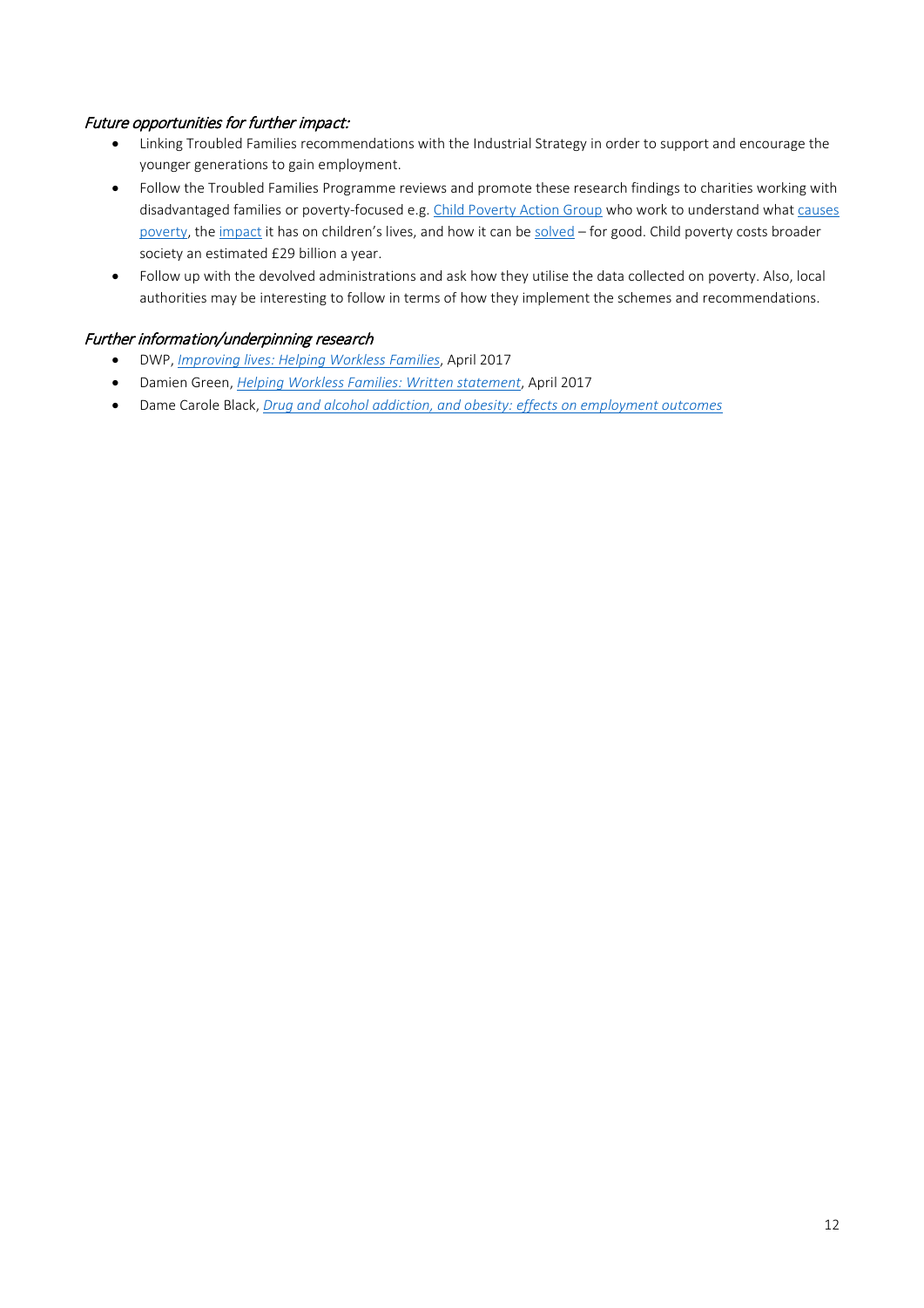### *Future opportunities for further impact:*

- Linking Troubled Families recommendations with the Industrial Strategy in order to support and encourage the younger generations to gain employment.
- Follow the Troubled Families Programme reviews and promote these research findings to charities working with disadvantaged families or poverty-focused e.g. Child Poverty Action Group who work to understand what causes poverty, the impact it has on children's lives, and how it can be solved – for good. Child poverty costs broader society an estimated £29 billion a year.
- Follow up with the devolved administrations and ask how they utilise the data collected on poverty. Also, local authorities may be interesting to follow in terms of how they implement the schemes and recommendations.

### *Further information/underpinning research*

- DWP, *Improving lives: Helping Workless Families*, April 2017
- Damien Green, *Helping Workless Families: Written statement*, April 2017
- Dame Carole Black, *Drug and alcohol addiction, and obesity: effects on employment outcomes*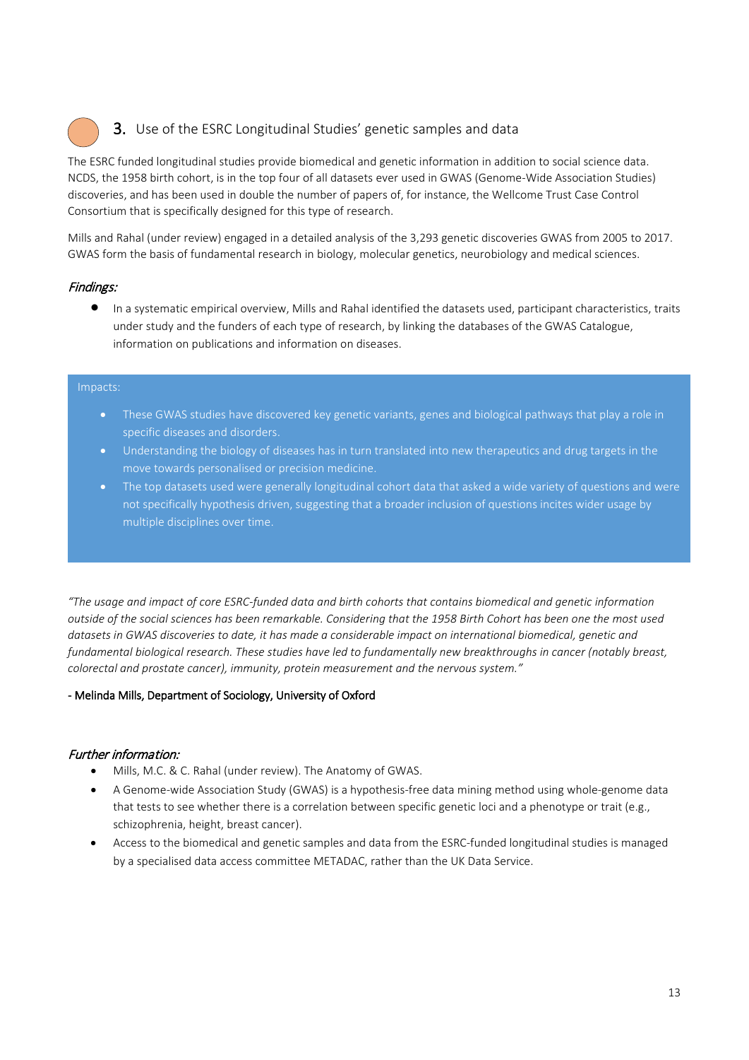## 3. Use of the ESRC Longitudinal Studies' genetic samples and data

The ESRC funded longitudinal studies provide biomedical and genetic information in addition to social science data. NCDS, the 1958 birth cohort, is in the top four of all datasets ever used in GWAS (Genome-Wide Association Studies) discoveries, and has been used in double the number of papers of, for instance, the Wellcome Trust Case Control Consortium that is specifically designed for this type of research.

Mills and Rahal (under review) engaged in a detailed analysis of the 3,293 genetic discoveries GWAS from 2005 to 2017. GWAS form the basis of fundamental research in biology, molecular genetics, neurobiology and medical sciences.

### *Findings:*

- In a systematic empirical overview, Mills and Rahal identified the datasets used, participant characteristics, traits under study and the funders of each type of research, by linking the databases of the GWAS Catalogue, information on publications and information on diseases.

Impacts:

- These GWAS studies have discovered key genetic variants, genes and biological pathways that play a role in specific diseases and disorders.
- Understanding the biology of diseases has in turn translated into new therapeutics and drug targets in the move towards personalised or precision medicine.
- The top datasets used were generally longitudinal cohort data that asked a wide variety of questions and were not specifically hypothesis driven, suggesting that a broader inclusion of questions incites wider usage by multiple disciplines over time.

*"The usage and impact of core ESRC-funded data and birth cohorts that contains biomedical and genetic information outside of the social sciences has been remarkable. Considering that the 1958 Birth Cohort has been one the most used datasets in GWAS discoveries to date, it has made a considerable impact on international biomedical, genetic and fundamental biological research. These studies have led to fundamentally new breakthroughs in cancer (notably breast, colorectal and prostate cancer), immunity, protein measurement and the nervous system."*

- Melinda Mills, Department of Sociology, University of Oxford

### *Further information:*

- Mills, M.C. & C. Rahal (under review). The Anatomy of GWAS.
- A Genome-wide Association Study (GWAS) is a hypothesis-free data mining method using whole-genome data that tests to see whether there is a correlation between specific genetic loci and a phenotype or trait (e.g., schizophrenia, height, breast cancer).
- Access to the biomedical and genetic samples and data from the ESRC-funded longitudinal studies is managed by a specialised data access committee METADAC, rather than the UK Data Service.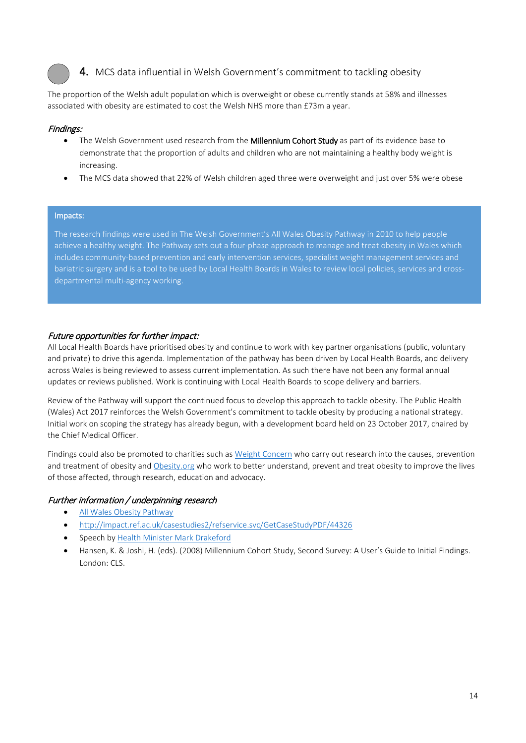## 4. MCS data influential in Welsh Government's commitment to tackling obesity

The proportion of the Welsh adult population which is overweight or obese currently stands at 58% and illnesses associated with obesity are estimated to cost the Welsh NHS more than £73m a year.

### *Findings:*

- The Welsh Government used research from the **Millennium Cohort Study** as part of its evidence base to demonstrate that the proportion of adults and children who are not maintaining a healthy body weight is increasing.
- The MCS data showed that 22% of Welsh children aged three were overweight and just over 5% were obese

### Impacts:

The research findings were used in The Welsh Government's All Wales Obesity Pathway in 2010 to help people achieve a healthy weight. The Pathway sets out a four-phase approach to manage and treat obesity in Wales which includes community-based prevention and early intervention services, specialist weight management services and bariatric surgery and is a tool to be used by Local Health Boards in Wales to review local policies, services and cross-departmental multi-agency working.

### *Future opportunities for further impact:*

All Local Health Boards have prioritised obesity and continue to work with key partner organisations (public, voluntary and private) to drive this agenda. Implementation of the pathway has been driven by Local Health Boards, and delivery across Wales is being reviewed to assess current implementation. As such there have not been any formal annual updates or reviews published. Work is continuing with Local Health Boards to scope delivery and barriers.

Review of the Pathway will support the continued focus to develop this approach to tackle obesity. The Public Health (Wales) Act 2017 reinforces the Welsh Government's commitment to tackle obesity by producing a national strategy. Initial work on scoping the strategy has already begun, with a development board held on 23 October 2017, chaired by the Chief Medical Officer.

Findings could also be promoted to charities such as Weight Concern who carry out research into the causes, prevention and treatment of obesity and Obesity.org who work to better understand, prevent and treat obesity to improve the lives of those affected, through research, education and advocacy.

### *Further information / underpinning research*

- All Wales Obesity Pathway
- http://impact.ref.ac.uk/casestudies2/refservice.svc/GetCaseStudyPDF/44326
- Speech by Health Minister Mark Drakeford
- Hansen, K. & Joshi, H. (eds). (2008) Millennium Cohort Study, Second Survey: A User's Guide to Initial Findings. London: CLS.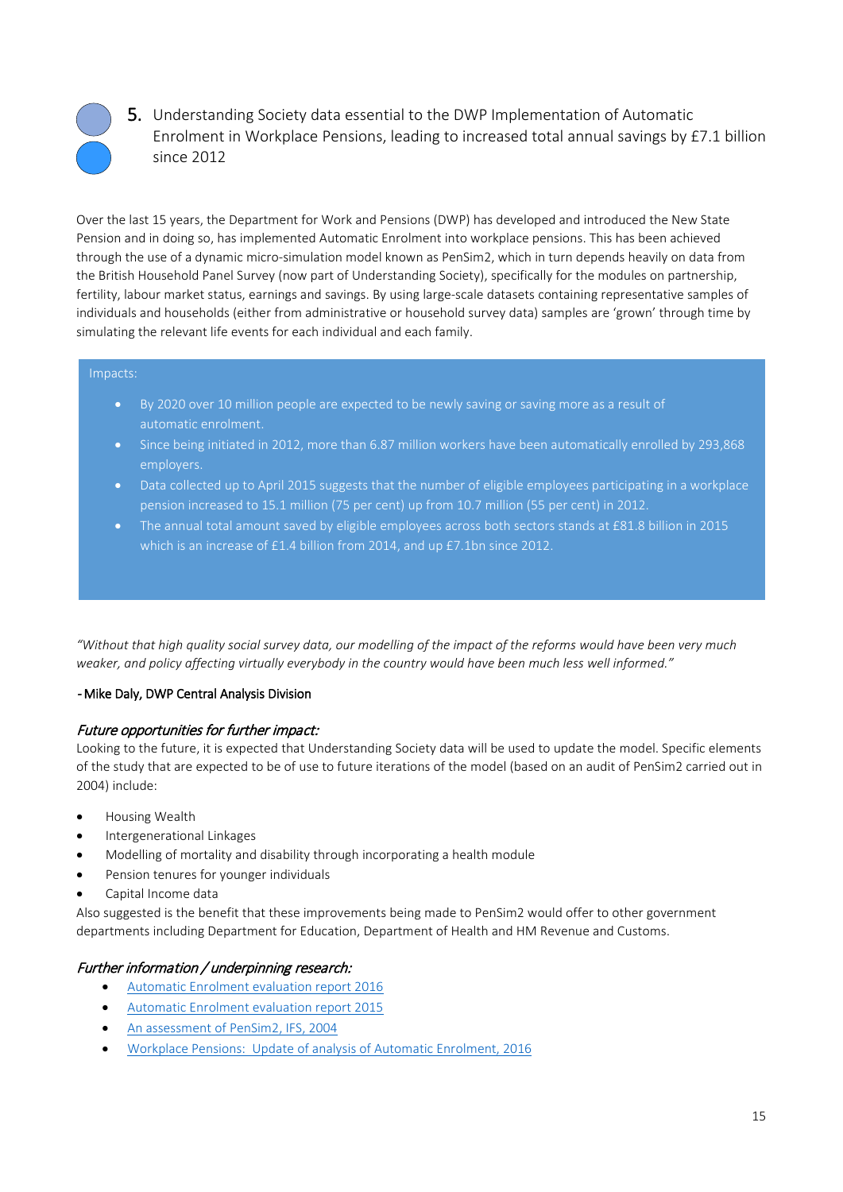## 5. Understanding Society data essential to the DWP Implementation of Automatic Enrolment in Workplace Pensions, leading to increased total annual savings by £7.1 billion since 2012

Over the last 15 years, the Department for Work and Pensions (DWP) has developed and introduced the New State Pension and in doing so, has implemented Automatic Enrolment into workplace pensions. This has been achieved through the use of a dynamic micro-simulation model known as PenSim2, which in turn depends heavily on data from the British Household Panel Survey (now part of Understanding Society), specifically for the modules on partnership, fertility, labour market status, earnings and savings. By using large-scale datasets containing representative samples of individuals and households (either from administrative or household survey data) samples are 'grown' through time by simulating the relevant life events for each individual and each family.

Impacts:

- By 2020 over 10 million people are expected to be newly saving or saving more as a result of automatic enrolment.
- Since being initiated in 2012, more than 6.87 million workers have been automatically enrolled by 293,868 employers.
- Data collected up to April 2015 suggests that the number of eligible employees participating in a workplace pension increased to 15.1 million (75 per cent) up from 10.7 million (55 per cent) in 2012.
- The annual total amount saved by eligible employees across both sectors stands at £81.8 billion in 2015 which is an increase of £1.4 billion from 2014, and up £7.1bn since 2012.

*"Without that high quality social survey data, our modelling of the impact of the reforms would have been very much weaker, and policy affecting virtually everybody in the country would have been much less well informed."*

- Mike Daly, DWP Central Analysis Division

### *Future opportunities for further impact:*

Looking to the future, it is expected that Understanding Society data will be used to update the model. Specific elements of the study that are expected to be of use to future iterations of the model (based on an audit of PenSim2 carried out in 2004) include:

- Housing Wealth
- Intergenerational Linkages
- Modelling of mortality and disability through incorporating a health module
- Pension tenures for younger individuals
- Capital Income data

Also suggested is the benefit that these improvements being made to PenSim2 would offer to other government departments including Department for Education, Department of Health and HM Revenue and Customs.

### *Further information / underpinning research:*

- Automatic Enrolment evaluation report 2016
- Automatic Enrolment evaluation report 2015
- An assessment of PenSim2, IFS, 2004
- Workplace Pensions: Update of analysis of Automatic Enrolment, 2016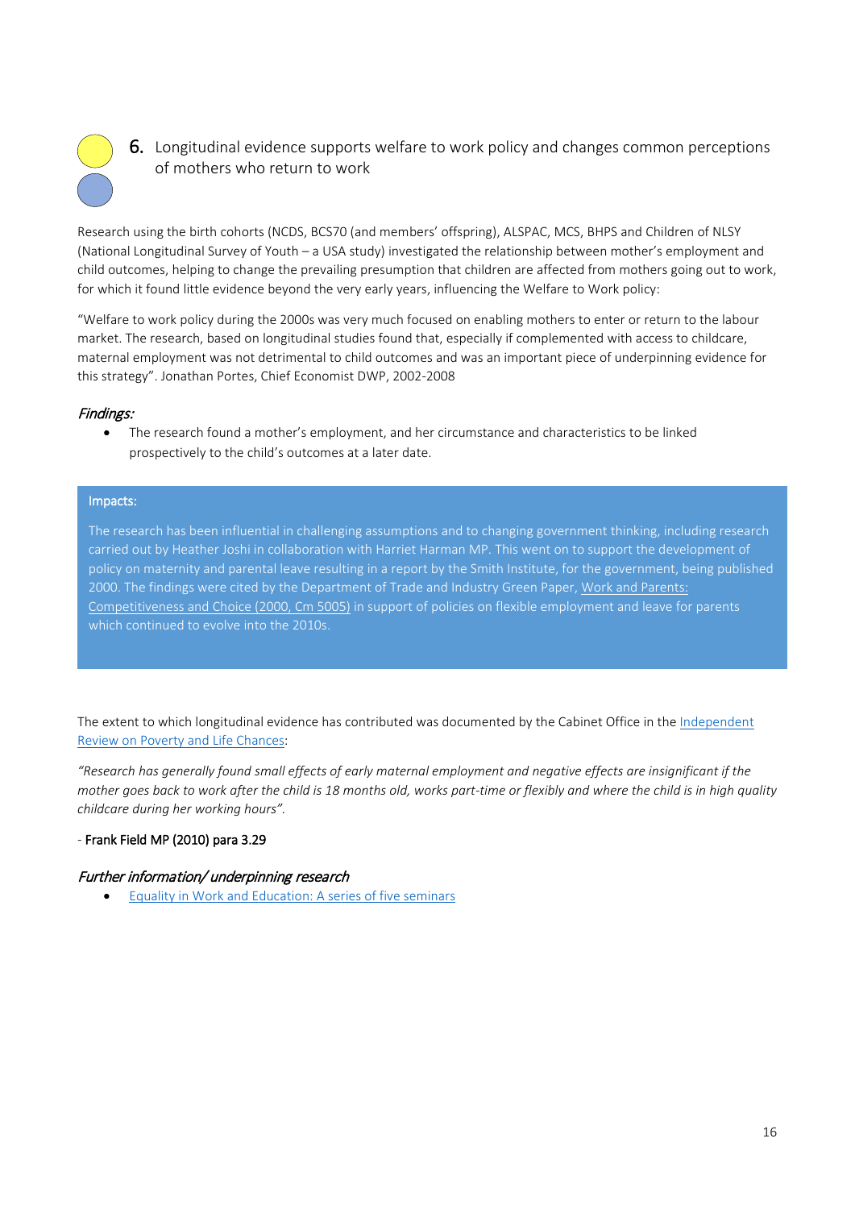## 6. Longitudinal evidence supports welfare to work policy and changes common perceptions of mothers who return to work

Research using the birth cohorts (NCDS, BCS70 (and members' offspring), ALSPAC, MCS, BHPS and Children of NLSY (National Longitudinal Survey of Youth – a USA study) investigated the relationship between mother's employment and child outcomes, helping to change the prevailing presumption that children are affected from mothers going out to work, for which it found little evidence beyond the very early years, influencing the Welfare to Work policy:

"Welfare to work policy during the 2000s was very much focused on enabling mothers to enter or return to the labour market. The research, based on longitudinal studies found that, especially if complemented with access to childcare, maternal employment was not detrimental to child outcomes and was an important piece of underpinning evidence for this strategy". Jonathan Portes, Chief Economist DWP, 2002-2008

### *Findings:*

- The research found a mother's employment, and her circumstance and characteristics to be linked prospectively to the child's outcomes at a later date.

**Impacts:**

The research has been influential in challenging assumptions and to changing government thinking, including research carried out by Heather Joshi in collaboration with Harriet Harman MP. This went on to support the development of policy on maternity and parental leave resulting in a report by the Smith Institute, for the government, being published 2000. The findings were cited by the Department of Trade and Industry Green Paper, Work and Parents: Competitiveness and Choice (2000, Cm 5005) in support of policies on flexible employment and leave for parents which continued to evolve into the 2010s.

The extent to which longitudinal evidence has contributed was documented by the Cabinet Office in the Independent Review on Poverty and Life Chances:

*"Research has generally found small effects of early maternal employment and negative effects are insignificant if the mother goes back to work after the child is 18 months old, works part-time or flexibly and where the child is in high quality childcare during her working hours".*

- **Frank Field MP (2010) para 3.29**

### *Further information/ underpinning research*

- Equality in Work and Education: A series of five seminars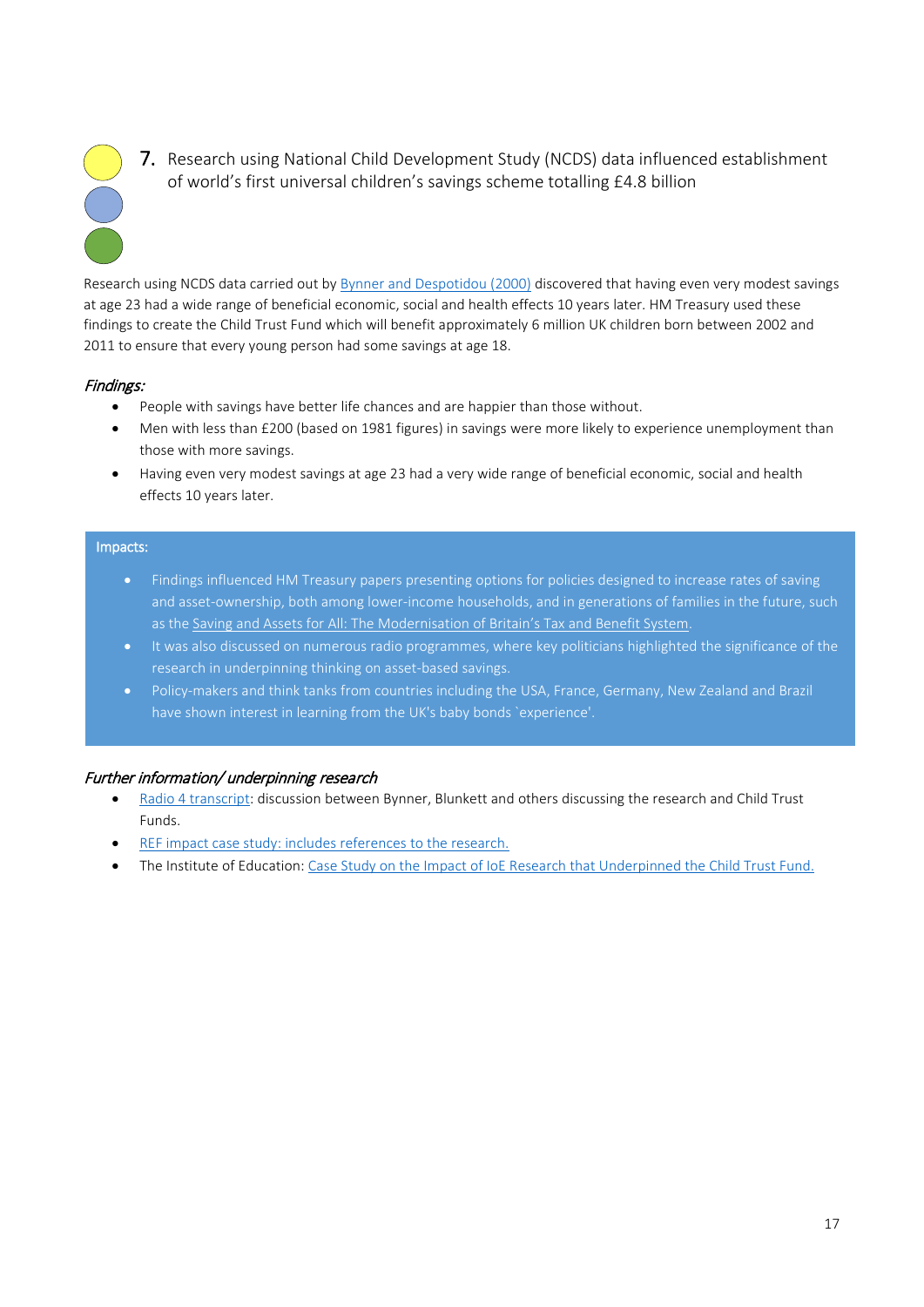## 7. Research using National Child Development Study (NCDS) data influenced establishment of world's first universal children's savings scheme totalling £4.8 billion

Research using NCDS data carried out by Bynner and Despotidou (2000) discovered that having even very modest savings at age 23 had a wide range of beneficial economic, social and health effects 10 years later. HM Treasury used these findings to create the Child Trust Fund which will benefit approximately 6 million UK children born between 2002 and 2011 to ensure that every young person had some savings at age 18.

*Findings:*

- People with savings have better life chances and are happier than those without.
- Men with less than £200 (based on 1981 figures) in savings were more likely to experience unemployment than those with more savings.
- Having even very modest savings at age 23 had a very wide range of beneficial economic, social and health effects 10 years later.

Impacts:

- Findings influenced HM Treasury papers presenting options for policies designed to increase rates of saving and asset-ownership, both among lower-income households, and in generations of families in the future, such as the Saving and Assets for All: The Modernisation of Britain's Tax and Benefit System.
- It was also discussed on numerous radio programmes, where key politicians highlighted the significance of the research in underpinning thinking on asset-based savings.
- Policy-makers and think tanks from countries including the USA, France, Germany, New Zealand and Brazil have shown interest in learning from the UK's baby bonds `experience'.

*Further information/ underpinning research*

- Radio 4 transcript: discussion between Bynner, Blunkett and others discussing the research and Child Trust Funds.
- REF impact case study: includes references to the research.
- The Institute of Education: Case Study on the Impact of IoE Research that Underpinned the Child Trust Fund.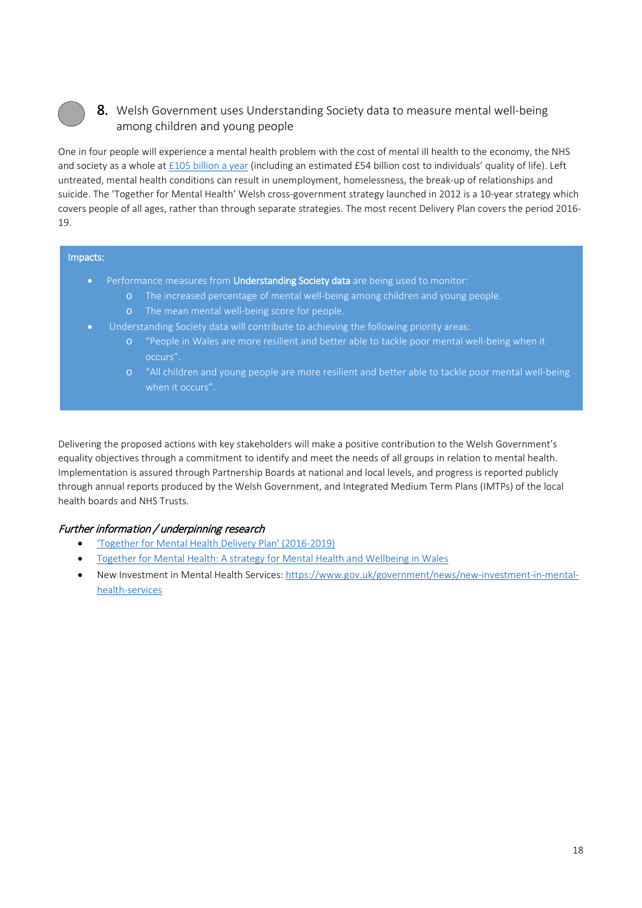## 8. Welsh Government uses Understanding Society data to measure mental well-being among children and young people

One in four people will experience a mental health problem with the cost of mental ill health to the economy, the NHS and society as a whole at [£105 billion a year] (including an estimated £54 billion cost to individuals' quality of life). Left untreated, mental health conditions can result in unemployment, homelessness, the break-up of relationships and suicide. The 'Together for Mental Health' Welsh cross-government strategy launched in 2012 is a 10-year strategy which covers people of all ages, rather than through separate strategies. The most recent Delivery Plan covers the period 2016-19.

> Impacts:
>
> - Performance measures from **Understanding Society data** are being used to monitor:
>     - The increased percentage of mental well-being among children and young people.
>     - The mean mental well-being score for people.
> - Understanding Society data will contribute to achieving the following priority areas:
>     - "People in Wales are more resilient and better able to tackle poor mental well-being when it occurs".
>     - "All children and young people are more resilient and better able to tackle poor mental well-being when it occurs".

Delivering the proposed actions with key stakeholders will make a positive contribution to the Welsh Government's equality objectives through a commitment to identify and meet the needs of all groups in relation to mental health. Implementation is assured through Partnership Boards at national and local levels, and progress is reported publicly through annual reports produced by the Welsh Government, and Integrated Medium Term Plans (IMTPs) of the local health boards and NHS Trusts.

*Further information / underpinning research*

- 'Together for Mental Health Delivery Plan' (2016-2019)
- Together for Mental Health: A strategy for Mental Health and Wellbeing in Wales
- New Investment in Mental Health Services: https://www.gov.uk/government/news/new-investment-in-mental-health-services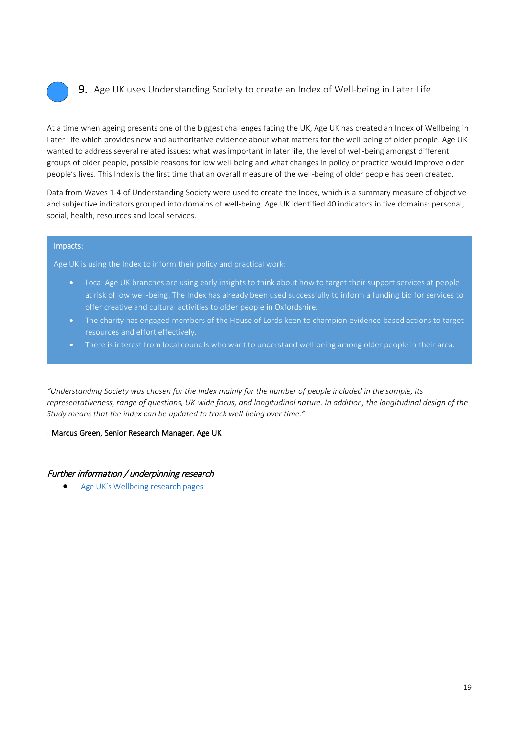## 9. Age UK uses Understanding Society to create an Index of Well-being in Later Life

At a time when ageing presents one of the biggest challenges facing the UK, Age UK has created an Index of Wellbeing in Later Life which provides new and authoritative evidence about what matters for the well-being of older people. Age UK wanted to address several related issues: what was important in later life, the level of well-being amongst different groups of older people, possible reasons for low well-being and what changes in policy or practice would improve older people's lives. This Index is the first time that an overall measure of the well-being of older people has been created.

Data from Waves 1-4 of Understanding Society were used to create the Index, which is a summary measure of objective and subjective indicators grouped into domains of well-being. Age UK identified 40 indicators in five domains: personal, social, health, resources and local services.

**Impacts:**

Age UK is using the Index to inform their policy and practical work:

- Local Age UK branches are using early insights to think about how to target their support services at people at risk of low well-being. The Index has already been used successfully to inform a funding bid for services to offer creative and cultural activities to older people in Oxfordshire.
- The charity has engaged members of the House of Lords keen to champion evidence-based actions to target resources and effort effectively.
- There is interest from local councils who want to understand well-being among older people in their area.

*"Understanding Society was chosen for the Index mainly for the number of people included in the sample, its representativeness, range of questions, UK-wide focus, and longitudinal nature. In addition, the longitudinal design of the Study means that the index can be updated to track well-being over time."*

\- Marcus Green, Senior Research Manager, Age UK

### *Further information / underpinning research*

- [Age UK's Wellbeing research pages]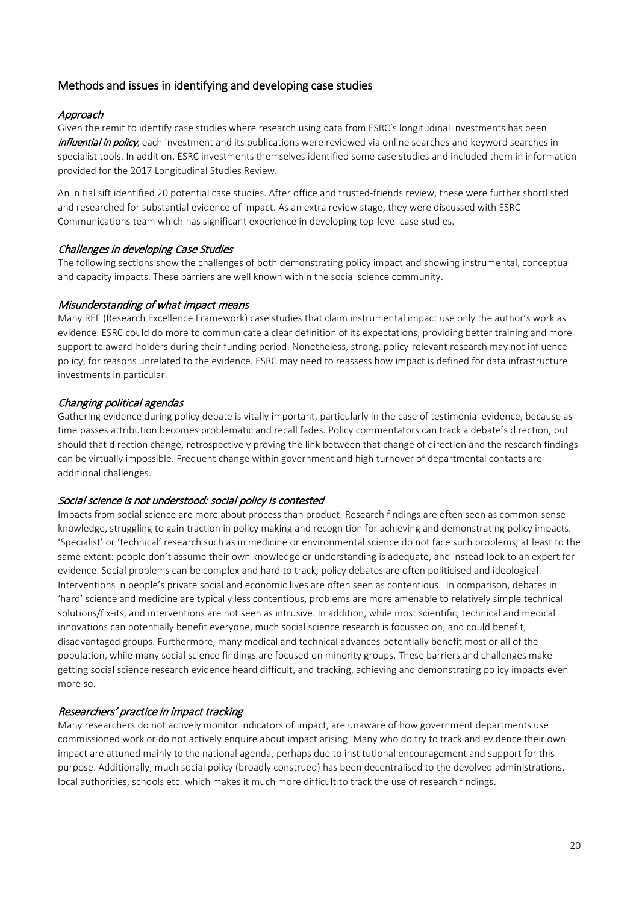## Methods and issues in identifying and developing case studies

### *Approach*

Given the remit to identify case studies where research using data from ESRC's longitudinal investments has been ***influential in policy***, each investment and its publications were reviewed via online searches and keyword searches in specialist tools. In addition, ESRC investments themselves identified some case studies and included them in information provided for the 2017 Longitudinal Studies Review.

An initial sift identified 20 potential case studies. After office and trusted-friends review, these were further shortlisted and researched for substantial evidence of impact. As an extra review stage, they were discussed with ESRC Communications team which has significant experience in developing top-level case studies.

### *Challenges in developing Case Studies*

The following sections show the challenges of both demonstrating policy impact and showing instrumental, conceptual and capacity impacts. These barriers are well known within the social science community.

### *Misunderstanding of what impact means*

Many REF (Research Excellence Framework) case studies that claim instrumental impact use only the author's work as evidence. ESRC could do more to communicate a clear definition of its expectations, providing better training and more support to award-holders during their funding period. Nonetheless, strong, policy-relevant research may not influence policy, for reasons unrelated to the evidence. ESRC may need to reassess how impact is defined for data infrastructure investments in particular.

### *Changing political agendas*

Gathering evidence during policy debate is vitally important, particularly in the case of testimonial evidence, because as time passes attribution becomes problematic and recall fades. Policy commentators can track a debate's direction, but should that direction change, retrospectively proving the link between that change of direction and the research findings can be virtually impossible. Frequent change within government and high turnover of departmental contacts are additional challenges.

### *Social science is not understood: social policy is contested*

Impacts from social science are more about process than product. Research findings are often seen as common-sense knowledge, struggling to gain traction in policy making and recognition for achieving and demonstrating policy impacts. 'Specialist' or 'technical' research such as in medicine or environmental science do not face such problems, at least to the same extent: people don't assume their own knowledge or understanding is adequate, and instead look to an expert for evidence. Social problems can be complex and hard to track; policy debates are often politicised and ideological. Interventions in people's private social and economic lives are often seen as contentious. In comparison, debates in 'hard' science and medicine are typically less contentious, problems are more amenable to relatively simple technical solutions/fix-its, and interventions are not seen as intrusive. In addition, while most scientific, technical and medical innovations can potentially benefit everyone, much social science research is focussed on, and could benefit, disadvantaged groups. Furthermore, many medical and technical advances potentially benefit most or all of the population, while many social science findings are focused on minority groups. These barriers and challenges make getting social science research evidence heard difficult, and tracking, achieving and demonstrating policy impacts even more so.

### *Researchers' practice in impact tracking*

Many researchers do not actively monitor indicators of impact, are unaware of how government departments use commissioned work or do not actively enquire about impact arising. Many who do try to track and evidence their own impact are attuned mainly to the national agenda, perhaps due to institutional encouragement and support for this purpose. Additionally, much social policy (broadly construed) has been decentralised to the devolved administrations, local authorities, schools etc. which makes it much more difficult to track the use of research findings.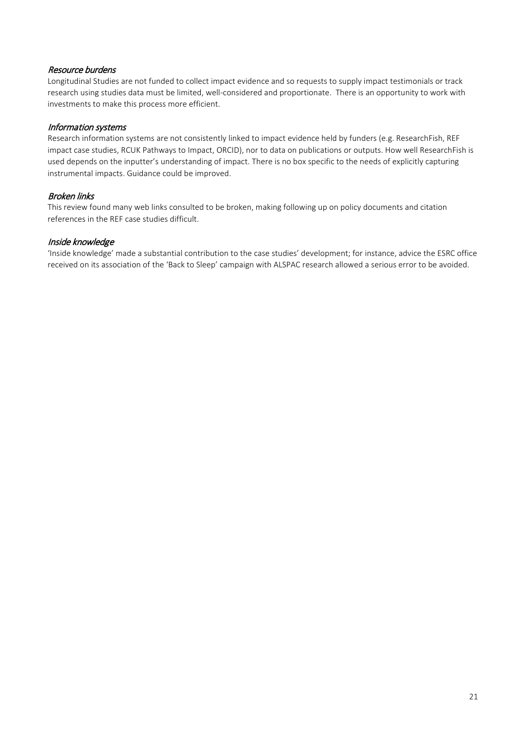### *Resource burdens*

Longitudinal Studies are not funded to collect impact evidence and so requests to supply impact testimonials or track research using studies data must be limited, well-considered and proportionate. There is an opportunity to work with investments to make this process more efficient.

### *Information systems*

Research information systems are not consistently linked to impact evidence held by funders (e.g. ResearchFish, REF impact case studies, RCUK Pathways to Impact, ORCID), nor to data on publications or outputs. How well ResearchFish is used depends on the inputter's understanding of impact. There is no box specific to the needs of explicitly capturing instrumental impacts. Guidance could be improved.

### *Broken links*

This review found many web links consulted to be broken, making following up on policy documents and citation references in the REF case studies difficult.

### *Inside knowledge*

'Inside knowledge' made a substantial contribution to the case studies' development; for instance, advice the ESRC office received on its association of the 'Back to Sleep' campaign with ALSPAC research allowed a serious error to be avoided.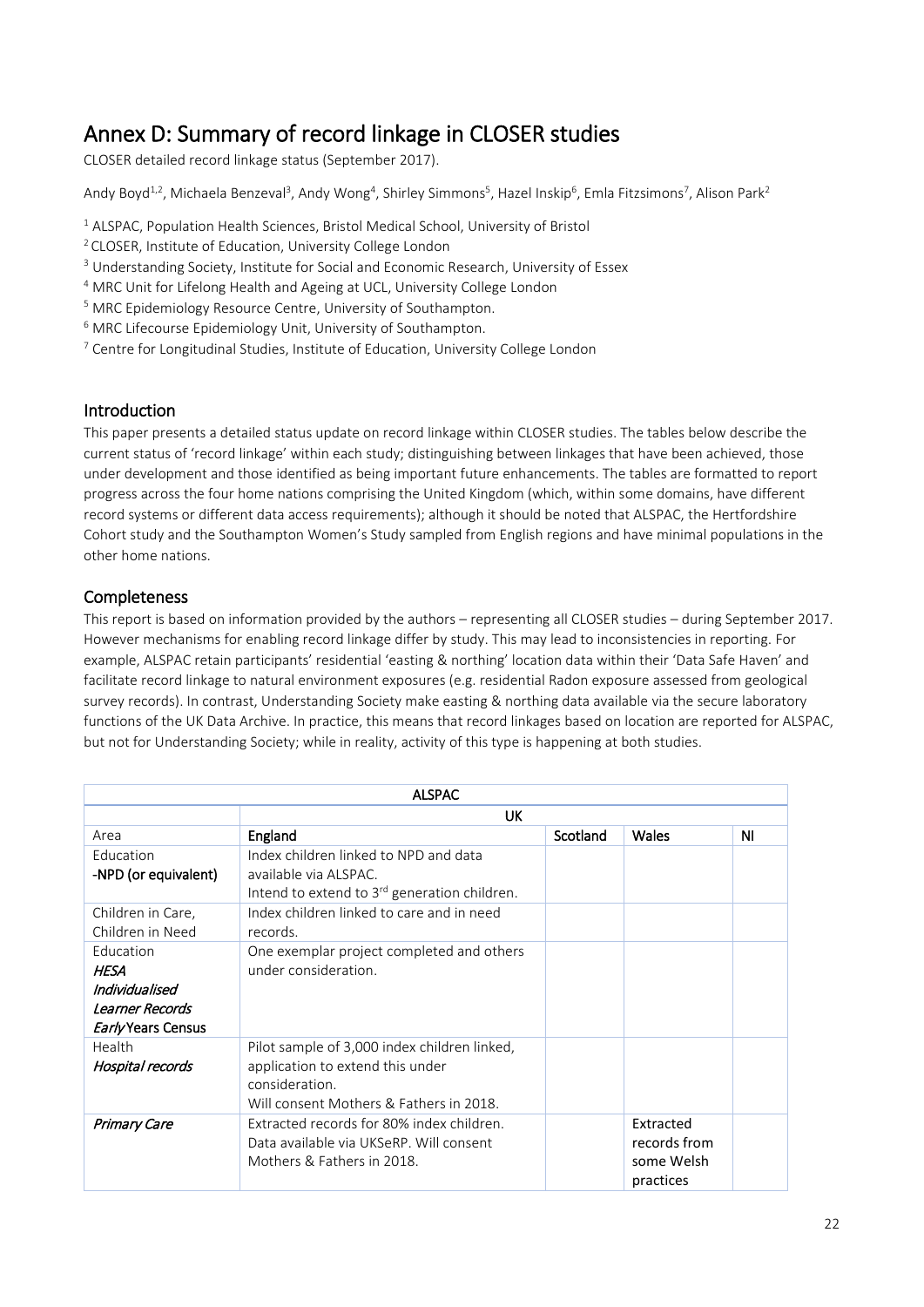# Annex D: Summary of record linkage in CLOSER studies

CLOSER detailed record linkage status (September 2017).

Andy Boyd[1,2], Michaela Benzeval[3], Andy Wong[4], Shirley Simmons[5], Hazel Inskip[6], Emla Fitzsimons[7], Alison Park[2]

[1] ALSPAC, Population Health Sciences, Bristol Medical School, University of Bristol
[2] CLOSER, Institute of Education, University College London
[3] Understanding Society, Institute for Social and Economic Research, University of Essex
[4] MRC Unit for Lifelong Health and Ageing at UCL, University College London
[5] MRC Epidemiology Resource Centre, University of Southampton.
[6] MRC Lifecourse Epidemiology Unit, University of Southampton.
[7] Centre for Longitudinal Studies, Institute of Education, University College London

## Introduction

This paper presents a detailed status update on record linkage within CLOSER studies. The tables below describe the current status of 'record linkage' within each study; distinguishing between linkages that have been achieved, those under development and those identified as being important future enhancements. The tables are formatted to report progress across the four home nations comprising the United Kingdom (which, within some domains, have different record systems or different data access requirements); although it should be noted that ALSPAC, the Hertfordshire Cohort study and the Southampton Women's Study sampled from English regions and have minimal populations in the other home nations.

## Completeness

This report is based on information provided by the authors – representing all CLOSER studies – during September 2017. However mechanisms for enabling record linkage differ by study. This may lead to inconsistencies in reporting. For example, ALSPAC retain participants' residential 'easting & northing' location data within their 'Data Safe Haven' and facilitate record linkage to natural environment exposures (e.g. residential Radon exposure assessed from geological survey records). In contrast, Understanding Society make easting & northing data available via the secure laboratory functions of the UK Data Archive. In practice, this means that record linkages based on location are reported for ALSPAC, but not for Understanding Society; while in reality, activity of this type is happening at both studies.

| **ALSPAC** | | | | |
|---|---|---|---|---|
| | **UK** | | | |
| Area | **England** | **Scotland** | **Wales** | **NI** |
| Education<br>-NPD (or equivalent) | Index children linked to NPD and data available via ALSPAC.<br>Intend to extend to 3rd generation children. | | | |
| Children in Care, Children in Need | Index children linked to care and in need records. | | | |
| Education<br>*HESA*<br>*Individualised Learner Records*<br>*Early* Years Census | One exemplar project completed and others under consideration. | | | |
| Health<br>*Hospital records* | Pilot sample of 3,000 index children linked, application to extend this under consideration.<br>Will consent Mothers & Fathers in 2018. | | | |
| *Primary Care* | Extracted records for 80% index children. Data available via UKSeRP. Will consent Mothers & Fathers in 2018. | | Extracted records from some Welsh practices | |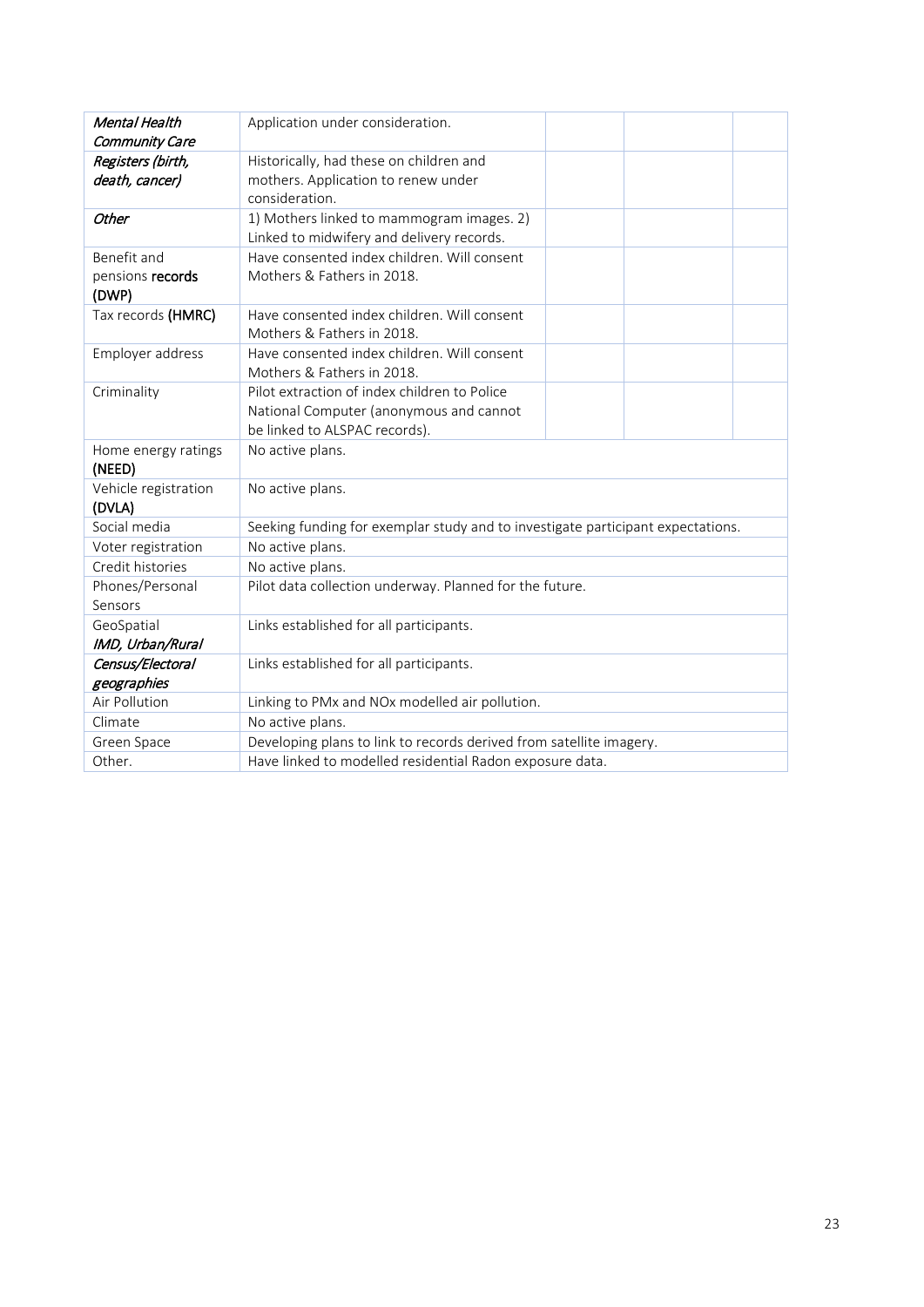| | | | | |
|---|---|---|---|---|
| *Mental Health Community Care* | Application under consideration. | | | |
| *Registers (birth, death, cancer)* | Historically, had these on children and mothers. Application to renew under consideration. | | | |
| ***Other*** | 1) Mothers linked to mammogram images. 2) Linked to midwifery and delivery records. | | | |
| Benefit and pensions **records** (DWP) | Have consented index children. Will consent Mothers & Fathers in 2018. | | | |
| Tax records **(HMRC)** | Have consented index children. Will consent Mothers & Fathers in 2018. | | | |
| Employer address | Have consented index children. Will consent Mothers & Fathers in 2018. | | | |
| Criminality | Pilot extraction of index children to Police National Computer (anonymous and cannot be linked to ALSPAC records). | | | |
| Home energy ratings (NEED) | No active plans. | | | |
| Vehicle registration (DVLA) | No active plans. | | | |
| Social media | Seeking funding for exemplar study and to investigate participant expectations. | | | |
| Voter registration | No active plans. | | | |
| Credit histories | No active plans. | | | |
| Phones/Personal Sensors | Pilot data collection underway. Planned for the future. | | | |
| GeoSpatial *IMD, Urban/Rural* | Links established for all participants. | | | |
| *Census/Electoral geographies* | Links established for all participants. | | | |
| Air Pollution | Linking to PMx and NOx modelled air pollution. | | | |
| Climate | No active plans. | | | |
| Green Space | Developing plans to link to records derived from satellite imagery. | | | |
| Other. | Have linked to modelled residential Radon exposure data. | | | |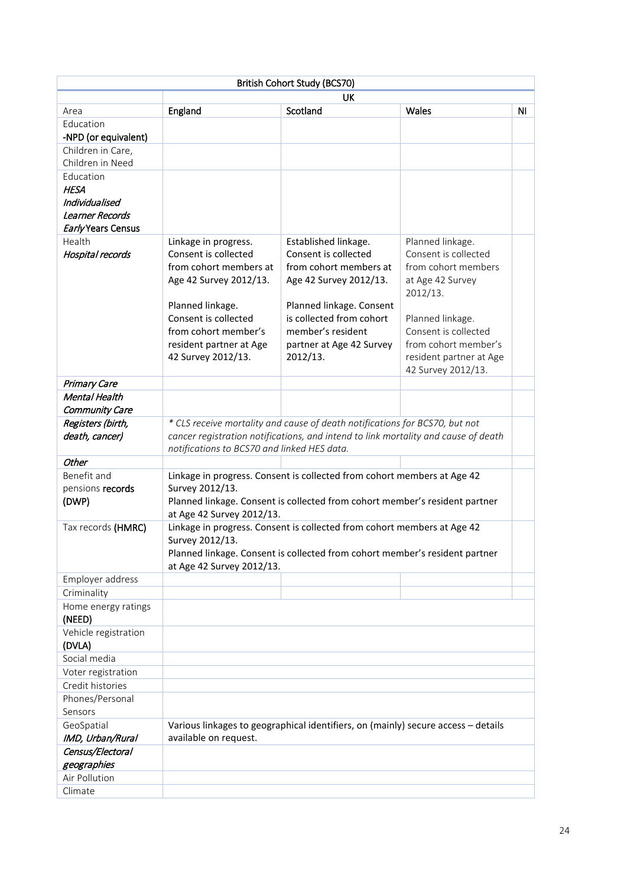| British Cohort Study (BCS70) | | | | |
|---|---|---|---|---|
| | UK | | | |
| Area | **England** | **Scotland** | **Wales** | **NI** |
| Education<br>-NPD (or equivalent) | | | | |
| Children in Care, Children in Need | | | | |
| Education<br>*HESA*<br>*Individualised Learner Records*<br>*Early* Years Census | | | | |
| Health<br>*Hospital records* | Linkage in progress. Consent is collected from cohort members at Age 42 Survey 2012/13.<br><br>Planned linkage. Consent is collected from cohort member's resident partner at Age 42 Survey 2012/13. | Established linkage. Consent is collected from cohort members at Age 42 Survey 2012/13.<br><br>Planned linkage. Consent is collected from cohort member's resident partner at Age 42 Survey 2012/13. | Planned linkage. Consent is collected from cohort members at Age 42 Survey 2012/13.<br><br>Planned linkage. Consent is collected from cohort member's resident partner at Age 42 Survey 2012/13. | |
| *Primary Care* | | | | |
| *Mental Health*<br>*Community Care* | | | | |
| *Registers (birth, death, cancer)* | *\* CLS receive mortality and cause of death notifications for BCS70, but not cancer registration notifications, and intend to link mortality and cause of death notifications to BCS70 and linked HES data.* | | | |
| *Other* | | | | |
| Benefit and pensions **records (DWP)** | Linkage in progress. Consent is collected from cohort members at Age 42 Survey 2012/13.<br>Planned linkage. Consent is collected from cohort member's resident partner at Age 42 Survey 2012/13. | | | |
| Tax records **(HMRC)** | Linkage in progress. Consent is collected from cohort members at Age 42 Survey 2012/13.<br>Planned linkage. Consent is collected from cohort member's resident partner at Age 42 Survey 2012/13. | | | |
| Employer address | | | | |
| Criminality | | | | |
| Home energy ratings **(NEED)** | | | | |
| Vehicle registration **(DVLA)** | | | | |
| Social media | | | | |
| Voter registration | | | | |
| Credit histories | | | | |
| Phones/Personal Sensors | | | | |
| GeoSpatial<br>*IMD, Urban/Rural* | Various linkages to geographical identifiers, on (mainly) secure access – details available on request. | | | |
| *Census/Electoral geographies* | | | | |
| Air Pollution | | | | |
| Climate | | | | |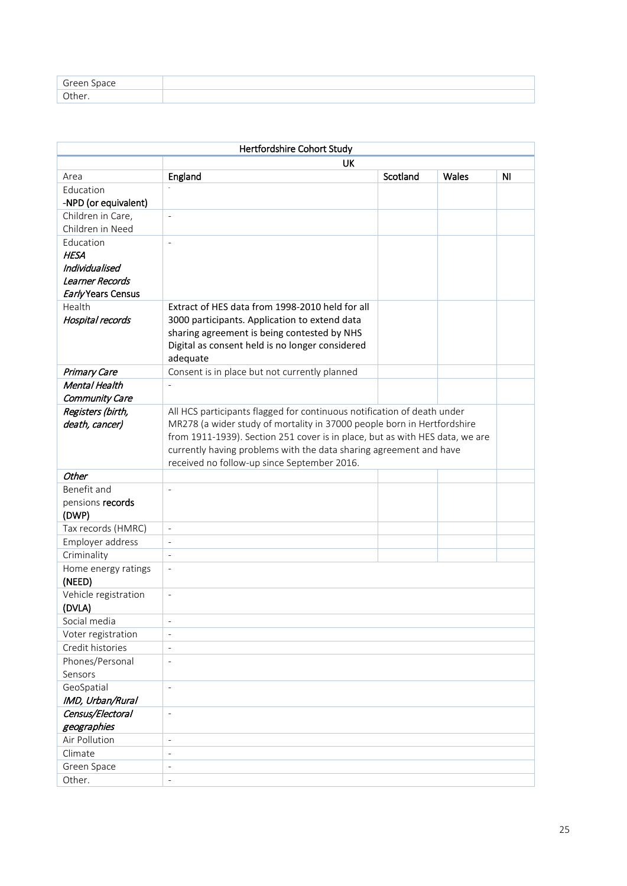| Green Space | |
|---|---|
| Other. | |

| Hertfordshire Cohort Study | | | | |
|---|---|---|---|---|
| | UK | | | |
| Area | England | Scotland | Wales | NI |
| Education<br>-NPD (or equivalent) | - | | | |
| Children in Care, Children in Need | - | | | |
| Education<br>*HESA*<br>*Individualised Learner Records*<br>*Early* Years Census | - | | | |
| Health<br>*Hospital records* | Extract of HES data from 1998-2010 held for all 3000 participants. Application to extend data sharing agreement is being contested by NHS Digital as consent held is no longer considered adequate | | | |
| *Primary Care* | Consent is in place but not currently planned | | | |
| *Mental Health*<br>*Community Care* | - | | | |
| *Registers (birth, death, cancer)* | All HCS participants flagged for continuous notification of death under MR278 (a wider study of mortality in 37000 people born in Hertfordshire from 1911-1939). Section 251 cover is in place, but as with HES data, we are currently having problems with the data sharing agreement and have received no follow-up since September 2016. | | | |
| *Other* | | | | |
| Benefit and pensions **records** (DWP) | - | | | |
| Tax records (HMRC) | - | | | |
| Employer address | - | | | |
| Criminality | - | | | |
| Home energy ratings (NEED) | - | | | |
| Vehicle registration (DVLA) | - | | | |
| Social media | - | | | |
| Voter registration | - | | | |
| Credit histories | - | | | |
| Phones/Personal Sensors | - | | | |
| GeoSpatial<br>*IMD, Urban/Rural* | - | | | |
| *Census/Electoral geographies* | - | | | |
| Air Pollution | - | | | |
| Climate | - | | | |
| Green Space | - | | | |
| Other. | - | | | |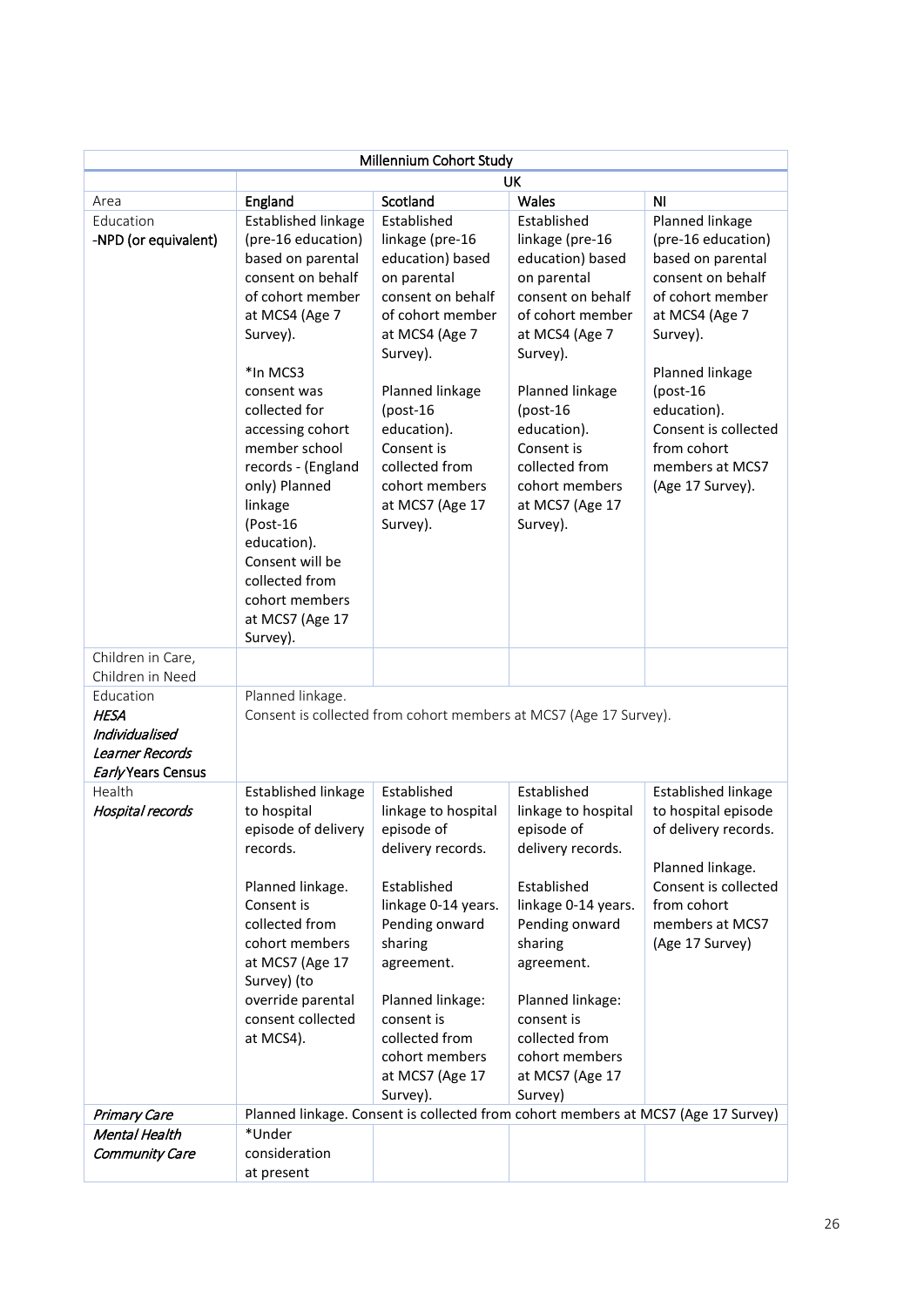| Millennium Cohort Study | | | | |
|---|---|---|---|---|
| | UK | | | |
| Area | **England** | **Scotland** | **Wales** | **NI** |
| Education<br>-NPD (or equivalent) | Established linkage (pre-16 education) based on parental consent on behalf of cohort member at MCS4 (Age 7 Survey).<br><br>*In MCS3 consent was collected for accessing cohort member school records - (England only) Planned linkage (Post-16 education). Consent will be collected from cohort members at MCS7 (Age 17 Survey). | Established linkage (pre-16 education) based on parental consent on behalf of cohort member at MCS4 (Age 7 Survey).<br><br>Planned linkage (post-16 education). Consent is collected from cohort members at MCS7 (Age 17 Survey). | Established linkage (pre-16 education) based on parental consent on behalf of cohort member at MCS4 (Age 7 Survey).<br><br>Planned linkage (post-16 education). Consent is collected from cohort members at MCS7 (Age 17 Survey). | Planned linkage (pre-16 education) based on parental consent on behalf of cohort member at MCS4 (Age 7 Survey).<br><br>Planned linkage (post-16 education). Consent is collected from cohort members at MCS7 (Age 17 Survey). |
| Children in Care, Children in Need | | | | |
| Education<br>*HESA*<br>*Individualised Learner Records*<br>*Early* Years Census | Planned linkage.<br>Consent is collected from cohort members at MCS7 (Age 17 Survey). | | | |
| Health<br>*Hospital records* | Established linkage to hospital episode of delivery records.<br><br>Planned linkage. Consent is collected from cohort members at MCS7 (Age 17 Survey) (to override parental consent collected at MCS4). | Established linkage to hospital episode of delivery records.<br><br>Established linkage 0-14 years. Pending onward sharing agreement.<br><br>Planned linkage: consent is collected from cohort members at MCS7 (Age 17 Survey). | Established linkage to hospital episode of delivery records.<br><br>Established linkage 0-14 years. Pending onward sharing agreement.<br><br>Planned linkage: consent is collected from cohort members at MCS7 (Age 17 Survey) | Established linkage to hospital episode of delivery records.<br><br>Planned linkage. Consent is collected from cohort members at MCS7 (Age 17 Survey) |
| *Primary Care* | Planned linkage. Consent is collected from cohort members at MCS7 (Age 17 Survey) | | | |
| *Mental Health*<br>*Community Care* | *Under consideration at present | | | |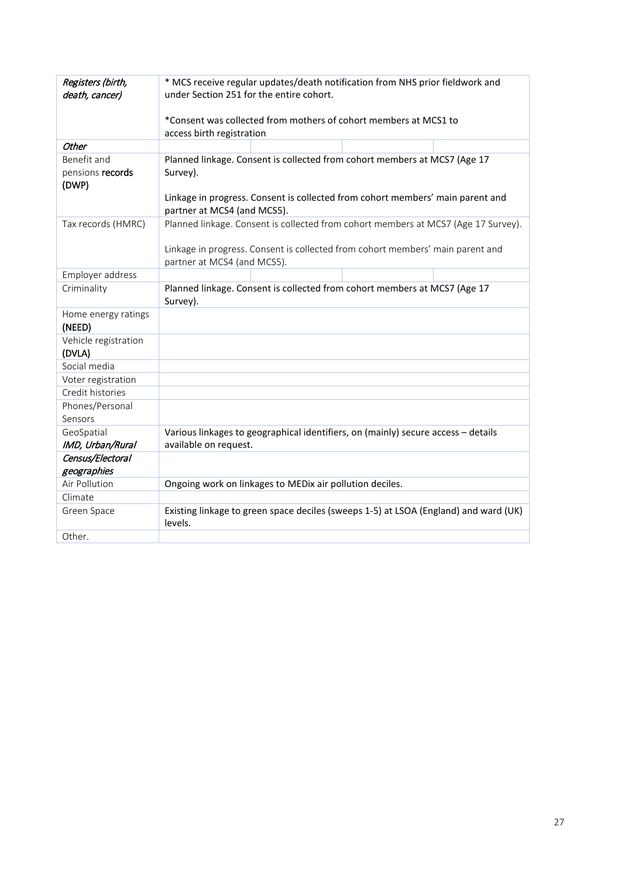| | |
|---|---|
| *Registers (birth, death, cancer)* | * MCS receive regular updates/death notification from NHS prior fieldwork and under Section 251 for the entire cohort.<br><br>*Consent was collected from mothers of cohort members at MCS1 to access birth registration |
| ***Other*** | |
| Benefit and pensions **records** (DWP) | Planned linkage. Consent is collected from cohort members at MCS7 (Age 17 Survey).<br><br>Linkage in progress. Consent is collected from cohort members' main parent and partner at MCS4 (and MCS5). |
| Tax records (HMRC) | Planned linkage. Consent is collected from cohort members at MCS7 (Age 17 Survey).<br><br>Linkage in progress. Consent is collected from cohort members' main parent and partner at MCS4 (and MCS5). |
| Employer address | |
| Criminality | Planned linkage. Consent is collected from cohort members at MCS7 (Age 17 Survey). |
| Home energy ratings (NEED) | |
| Vehicle registration (DVLA) | |
| Social media | |
| Voter registration | |
| Credit histories | |
| Phones/Personal Sensors | |
| GeoSpatial *IMD, Urban/Rural* | Various linkages to geographical identifiers, on (mainly) secure access – details available on request. |
| *Census/Electoral geographies* | |
| Air Pollution | Ongoing work on linkages to MEDix air pollution deciles. |
| Climate | |
| Green Space | Existing linkage to green space deciles (sweeps 1-5) at LSOA (England) and ward (UK) levels. |
| Other. | |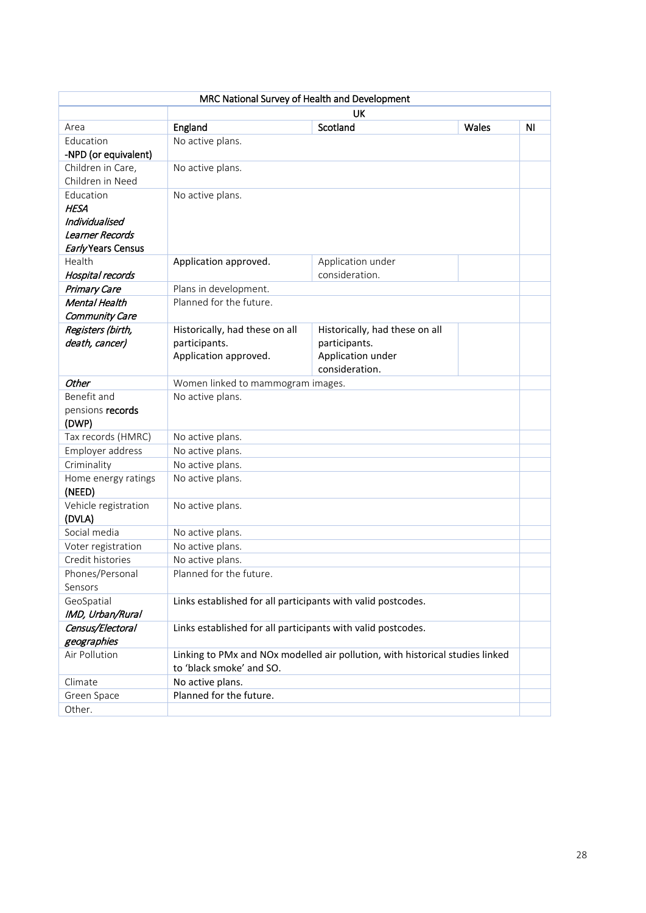| MRC National Survey of Health and Development | | | | |
|---|---|---|---|---|
| | UK | | | |
| Area | England | Scotland | Wales | NI |
| Education<br>-NPD (or equivalent) | No active plans. | | | |
| Children in Care, Children in Need | No active plans. | | | |
| Education<br>*HESA*<br>*Individualised Learner Records*<br>*Early* Years Census | No active plans. | | | |
| Health<br>*Hospital records* | Application approved. | Application under consideration. | | |
| *Primary Care* | Plans in development. | | | |
| *Mental Health*<br>*Community Care* | Planned for the future. | | | |
| *Registers (birth, death, cancer)* | Historically, had these on all participants.<br>Application approved. | Historically, had these on all participants.<br>Application under consideration. | | |
| *Other* | Women linked to mammogram images. | | | |
| Benefit and pensions records (DWP) | No active plans. | | | |
| Tax records (HMRC) | No active plans. | | | |
| Employer address | No active plans. | | | |
| Criminality | No active plans. | | | |
| Home energy ratings (NEED) | No active plans. | | | |
| Vehicle registration (DVLA) | No active plans. | | | |
| Social media | No active plans. | | | |
| Voter registration | No active plans. | | | |
| Credit histories | No active plans. | | | |
| Phones/Personal Sensors | Planned for the future. | | | |
| GeoSpatial<br>*IMD, Urban/Rural* | Links established for all participants with valid postcodes. | | | |
| *Census/Electoral geographies* | Links established for all participants with valid postcodes. | | | |
| Air Pollution | Linking to PMx and NOx modelled air pollution, with historical studies linked to 'black smoke' and SO. | | | |
| Climate | No active plans. | | | |
| Green Space | Planned for the future. | | | |
| Other. | | | | |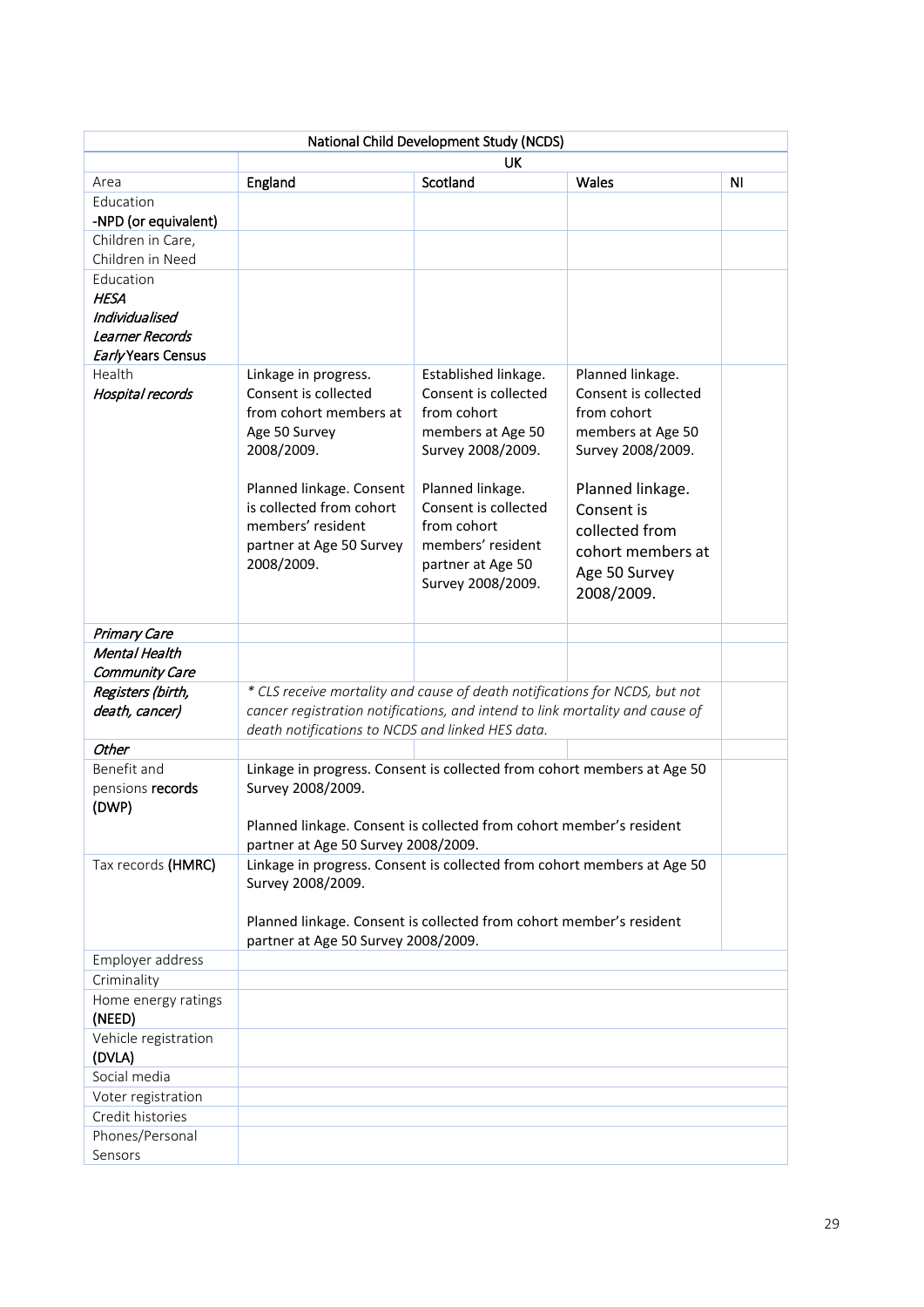| National Child Development Study (NCDS) | | | | |
|---|---|---|---|---|
| | UK | | | |
| Area | **England** | **Scotland** | **Wales** | **NI** |
| Education<br>**-NPD (or equivalent)** | | | | |
| Children in Care,<br>Children in Need | | | | |
| Education<br>***HESA***<br>***Individualised Learner Records***<br>***Early* Years Census** | | | | |
| Health<br>*Hospital records* | Linkage in progress. Consent is collected from cohort members at Age 50 Survey 2008/2009.<br><br>Planned linkage. Consent is collected from cohort members' resident partner at Age 50 Survey 2008/2009. | Established linkage. Consent is collected from cohort members at Age 50 Survey 2008/2009.<br><br>Planned linkage. Consent is collected from cohort members' resident partner at Age 50 Survey 2008/2009. | Planned linkage. Consent is collected from cohort members at Age 50 Survey 2008/2009.<br><br>Planned linkage. Consent is collected from cohort members at Age 50 Survey 2008/2009. | |
| ***Primary Care*** | | | | |
| ***Mental Health Community Care*** | | | | |
| ***Registers (birth, death, cancer)*** | *\* CLS receive mortality and cause of death notifications for NCDS, but not cancer registration notifications, and intend to link mortality and cause of death notifications to NCDS and linked HES data.* | | | |
| ***Other*** | | | | |
| Benefit and pensions **records (DWP)** | Linkage in progress. Consent is collected from cohort members at Age 50 Survey 2008/2009.<br><br>Planned linkage. Consent is collected from cohort member's resident partner at Age 50 Survey 2008/2009. | | | |
| Tax records **(HMRC)** | Linkage in progress. Consent is collected from cohort members at Age 50 Survey 2008/2009.<br><br>Planned linkage. Consent is collected from cohort member's resident partner at Age 50 Survey 2008/2009. | | | |
| Employer address | | | | |
| Criminality | | | | |
| Home energy ratings **(NEED)** | | | | |
| Vehicle registration **(DVLA)** | | | | |
| Social media | | | | |
| Voter registration | | | | |
| Credit histories | | | | |
| Phones/Personal Sensors | | | | |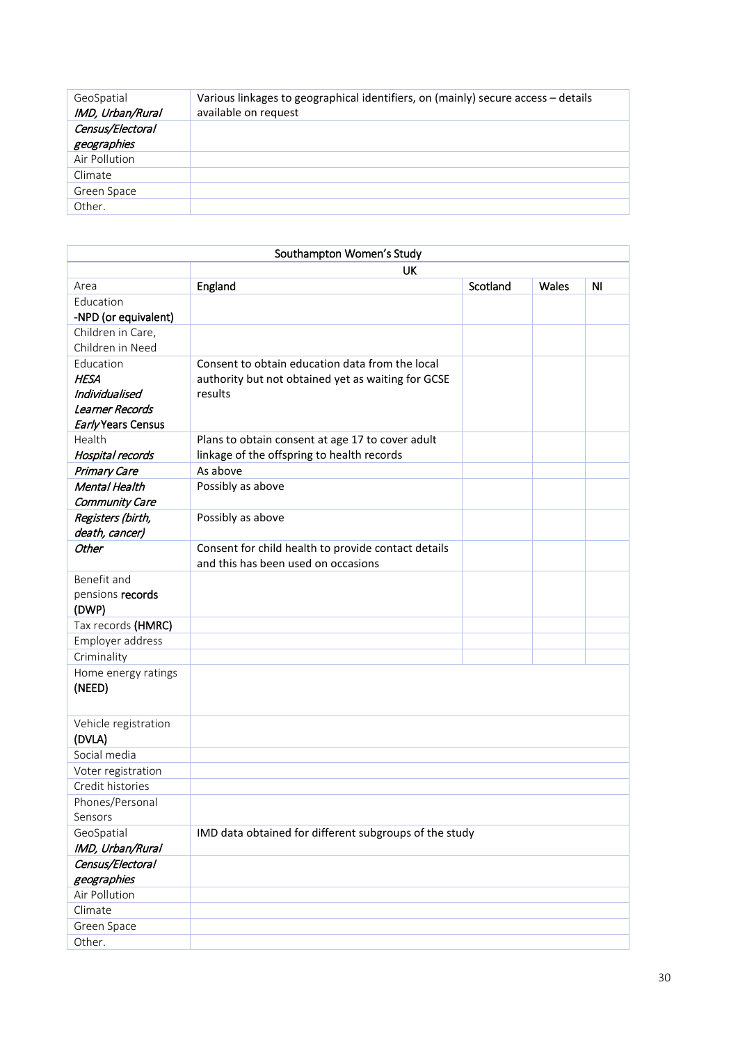| GeoSpatial *IMD, Urban/Rural* | Various linkages to geographical identifiers, on (mainly) secure access – details available on request |
|---|---|
| *Census/Electoral geographies* | |
| Air Pollution | |
| Climate | |
| Green Space | |
| Other. | |

| Southampton Women's Study | | | | |
|---|---|---|---|---|
| | UK | | | |
| Area | **England** | **Scotland** | **Wales** | **NI** |
| Education -**NPD (or equivalent)** | | | | |
| Children in Care, Children in Need | | | | |
| Education ***HESA*** ***Individualised Learner Records*** ***Early* Years Census** | Consent to obtain education data from the local authority but not obtained yet as waiting for GCSE results | | | |
| Health ***Hospital records*** | Plans to obtain consent at age 17 to cover adult linkage of the offspring to health records | | | |
| ***Primary Care*** | As above | | | |
| ***Mental Health Community Care*** | Possibly as above | | | |
| ***Registers (birth, death, cancer)*** | Possibly as above | | | |
| ***Other*** | Consent for child health to provide contact details and this has been used on occasions | | | |
| Benefit and pensions **records (DWP)** | | | | |
| Tax records **(HMRC)** | | | | |
| Employer address | | | | |
| Criminality | | | | |
| Home energy ratings **(NEED)** | | | | |
| Vehicle registration **(DVLA)** | | | | |
| Social media | | | | |
| Voter registration | | | | |
| Credit histories | | | | |
| Phones/Personal Sensors | | | | |
| GeoSpatial *IMD, Urban/Rural* | IMD data obtained for different subgroups of the study | | | |
| *Census/Electoral geographies* | | | | |
| Air Pollution | | | | |
| Climate | | | | |
| Green Space | | | | |
| Other. | | | | |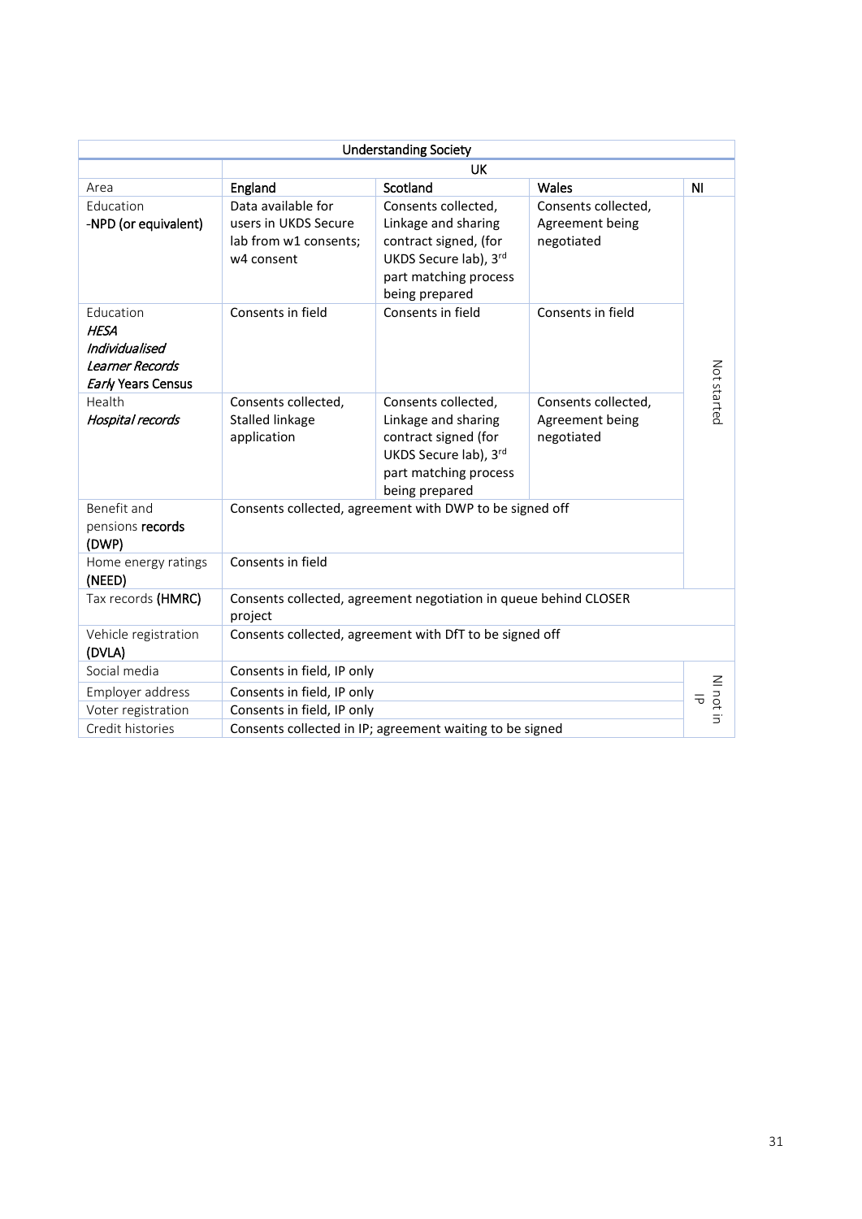| Understanding Society | | | | |
|---|---|---|---|---|
| | UK | | | |
| Area | **England** | **Scotland** | **Wales** | **NI** |
| Education<br>**-NPD (or equivalent)** | Data available for users in UKDS Secure lab from w1 consents; w4 consent | Consents collected, Linkage and sharing contract signed, (for UKDS Secure lab), 3rd part matching process being prepared | Consents collected, Agreement being negotiated | Not started |
| Education<br>***HESA***<br>***Individualised Learner Records***<br>***Early* Years Census** | Consents in field | Consents in field | Consents in field | Not started |
| Health<br>***Hospital records*** | Consents collected, Stalled linkage application | Consents collected, Linkage and sharing contract signed (for UKDS Secure lab), 3rd part matching process being prepared | Consents collected, Agreement being negotiated | Not started |
| Benefit and pensions **records (DWP)** | Consents collected, agreement with DWP to be signed off | | | Not started |
| Home energy ratings **(NEED)** | Consents in field | | | Not started |
| Tax records **(HMRC)** | Consents collected, agreement negotiation in queue behind CLOSER project | | | |
| Vehicle registration **(DVLA)** | Consents collected, agreement with DfT to be signed off | | | |
| Social media | Consents in field, IP only | | | NI not in IP |
| Employer address | Consents in field, IP only | | | NI not in IP |
| Voter registration | Consents in field, IP only | | | NI not in IP |
| Credit histories | Consents collected in IP; agreement waiting to be signed | | | NI not in IP |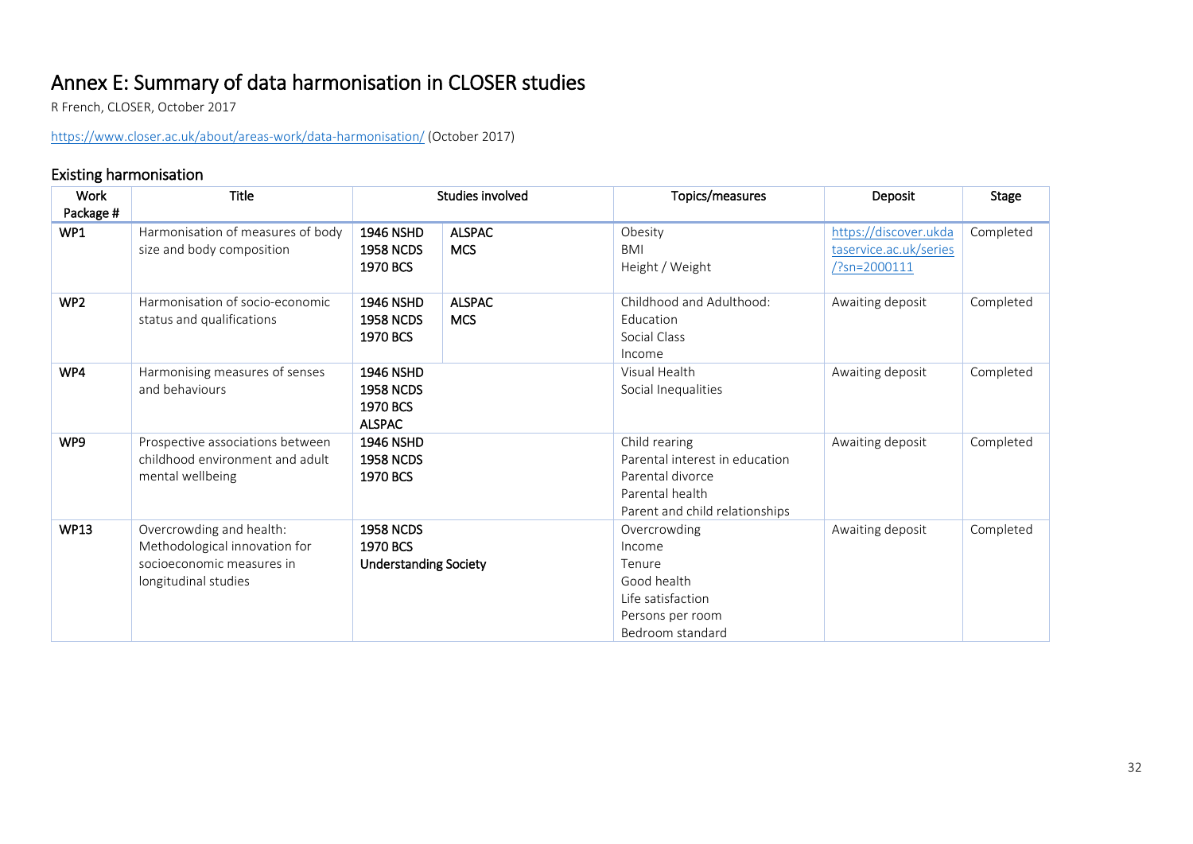# Annex E: Summary of data harmonisation in CLOSER studies

R French, CLOSER, October 2017

https://www.closer.ac.uk/about/areas-work/data-harmonisation/ (October 2017)

## Existing harmonisation

| Work Package # | Title | Studies involved | | Topics/measures | Deposit | Stage |
|---|---|---|---|---|---|---|
| **WP1** | Harmonisation of measures of body size and body composition | **1946 NSHD**<br>**1958 NCDS**<br>**1970 BCS** | **ALSPAC**<br>**MCS** | Obesity<br>BMI<br>Height / Weight | https://discover.ukdataservice.ac.uk/series/?sn=2000111 | Completed |
| **WP2** | Harmonisation of socio-economic status and qualifications | **1946 NSHD**<br>**1958 NCDS**<br>**1970 BCS** | **ALSPAC**<br>**MCS** | Childhood and Adulthood:<br>Education<br>Social Class<br>Income | Awaiting deposit | Completed |
| **WP4** | Harmonising measures of senses and behaviours | **1946 NSHD**<br>**1958 NCDS**<br>**1970 BCS**<br>**ALSPAC** | | Visual Health<br>Social Inequalities | Awaiting deposit | Completed |
| **WP9** | Prospective associations between childhood environment and adult mental wellbeing | **1946 NSHD**<br>**1958 NCDS**<br>**1970 BCS** | | Child rearing<br>Parental interest in education<br>Parental divorce<br>Parental health<br>Parent and child relationships | Awaiting deposit | Completed |
| **WP13** | Overcrowding and health: Methodological innovation for socioeconomic measures in longitudinal studies | **1958 NCDS**<br>**1970 BCS**<br>**Understanding Society** | | Overcrowding<br>Income<br>Tenure<br>Good health<br>Life satisfaction<br>Persons per room<br>Bedroom standard | Awaiting deposit | Completed |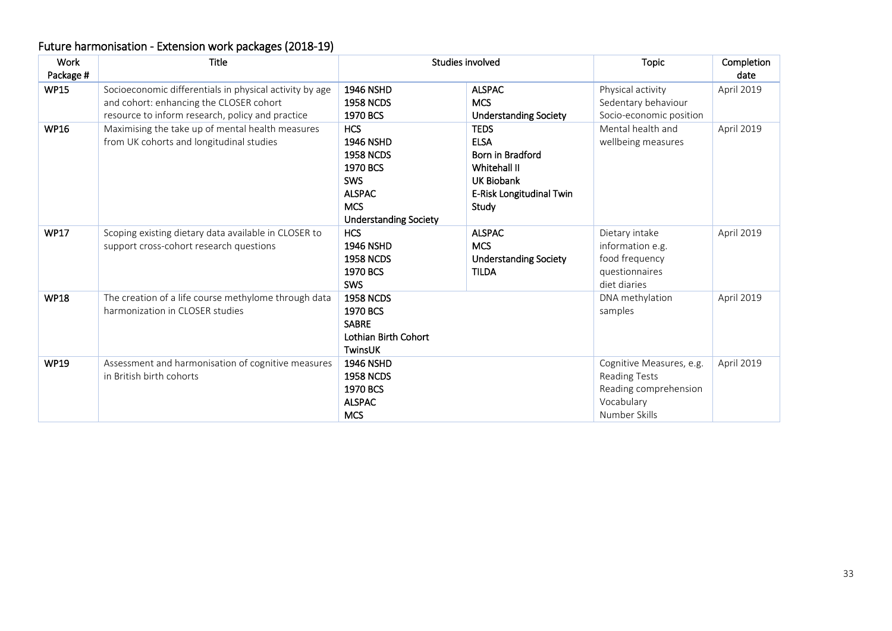## Future harmonisation - Extension work packages (2018-19)

| Work Package # | Title | Studies involved | | Topic | Completion date |
|---|---|---|---|---|---|
| **WP15** | Socioeconomic differentials in physical activity by age and cohort: enhancing the CLOSER cohort resource to inform research, policy and practice | **1946 NSHD**<br>**1958 NCDS**<br>**1970 BCS** | **ALSPAC**<br>**MCS**<br>**Understanding Society** | Physical activity<br>Sedentary behaviour<br>Socio-economic position | April 2019 |
| **WP16** | Maximising the take up of mental health measures from UK cohorts and longitudinal studies | **HCS**<br>**1946 NSHD**<br>**1958 NCDS**<br>**1970 BCS**<br>**SWS**<br>**ALSPAC**<br>**MCS**<br>**Understanding Society** | **TEDS**<br>**ELSA**<br>Born in Bradford<br>Whitehall II<br>**UK Biobank**<br>E-Risk Longitudinal Twin Study | Mental health and wellbeing measures | April 2019 |
| **WP17** | Scoping existing dietary data available in CLOSER to support cross-cohort research questions | **HCS**<br>**1946 NSHD**<br>**1958 NCDS**<br>**1970 BCS**<br>**SWS** | **ALSPAC**<br>**MCS**<br>**Understanding Society**<br>**TILDA** | Dietary intake information e.g. food frequency questionnaires diet diaries | April 2019 |
| **WP18** | The creation of a life course methylome through data harmonization in CLOSER studies | **1958 NCDS**<br>**1970 BCS**<br>**SABRE**<br>Lothian Birth Cohort<br>TwinsUK | | DNA methylation samples | April 2019 |
| **WP19** | Assessment and harmonisation of cognitive measures in British birth cohorts | **1946 NSHD**<br>**1958 NCDS**<br>**1970 BCS**<br>**ALSPAC**<br>**MCS** | | Cognitive Measures, e.g.<br>Reading Tests<br>Reading comprehension<br>Vocabulary<br>Number Skills | April 2019 |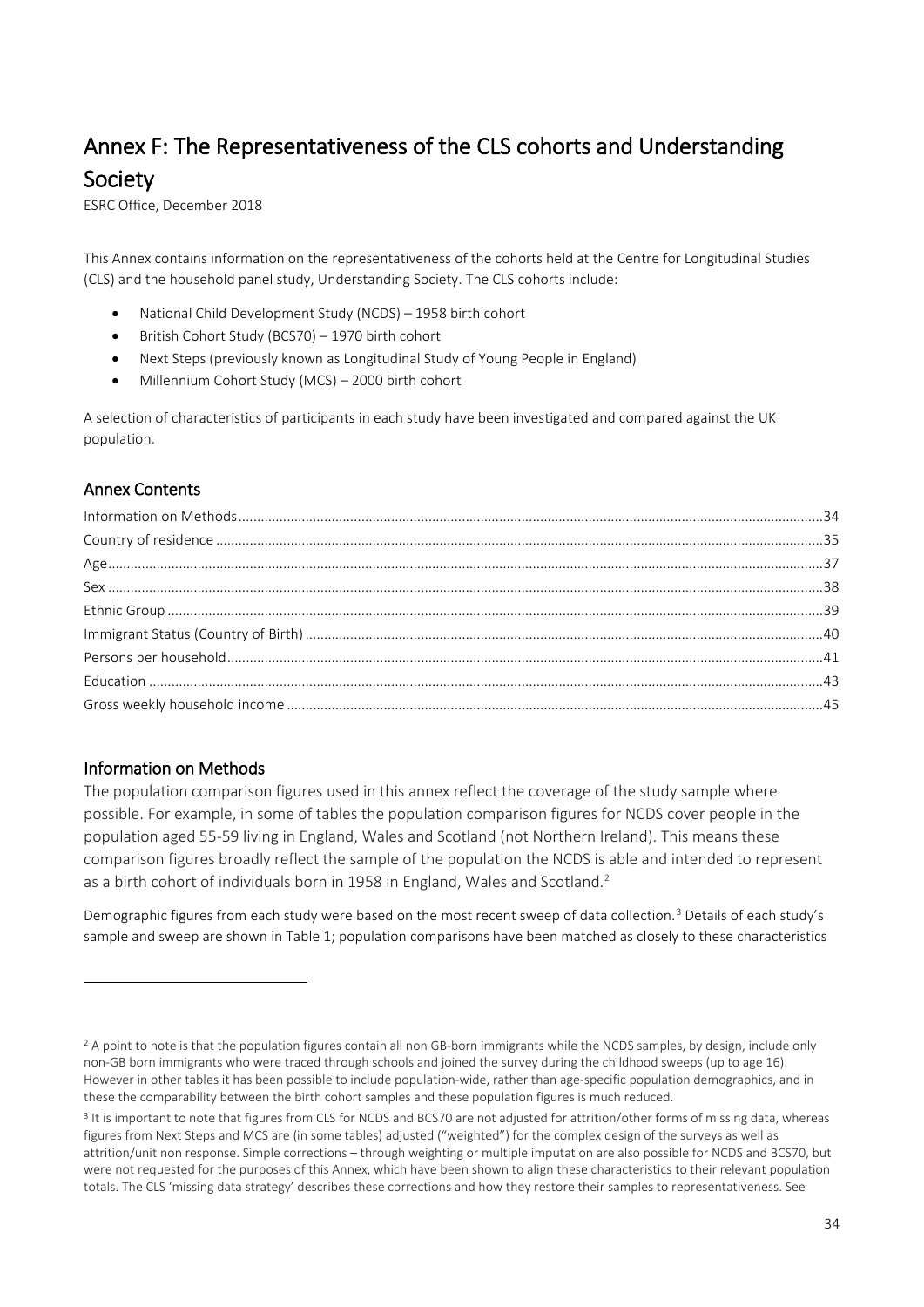# Annex F: The Representativeness of the CLS cohorts and Understanding Society

ESRC Office, December 2018

This Annex contains information on the representativeness of the cohorts held at the Centre for Longitudinal Studies (CLS) and the household panel study, Understanding Society. The CLS cohorts include:

- National Child Development Study (NCDS) – 1958 birth cohort
- British Cohort Study (BCS70) – 1970 birth cohort
- Next Steps (previously known as Longitudinal Study of Young People in England)
- Millennium Cohort Study (MCS) – 2000 birth cohort

A selection of characteristics of participants in each study have been investigated and compared against the UK population.

## Annex Contents

Information on Methods ........ 34
Country of residence ........ 35
Age ........ 37
Sex ........ 38
Ethnic Group ........ 39
Immigrant Status (Country of Birth) ........ 40
Persons per household ........ 41
Education ........ 43
Gross weekly household income ........ 45

## Information on Methods

The population comparison figures used in this annex reflect the coverage of the study sample where possible. For example, in some of tables the population comparison figures for NCDS cover people in the population aged 55-59 living in England, Wales and Scotland (not Northern Ireland). This means these comparison figures broadly reflect the sample of the population the NCDS is able and intended to represent as a birth cohort of individuals born in 1958 in England, Wales and Scotland.[2]

Demographic figures from each study were based on the most recent sweep of data collection.[3] Details of each study's sample and sweep are shown in Table 1; population comparisons have been matched as closely to these characteristics

---

[2] A point to note is that the population figures contain all non GB-born immigrants while the NCDS samples, by design, include only non-GB born immigrants who were traced through schools and joined the survey during the childhood sweeps (up to age 16). However in other tables it has been possible to include population-wide, rather than age-specific population demographics, and in these the comparability between the birth cohort samples and these population figures is much reduced.

[3] It is important to note that figures from CLS for NCDS and BCS70 are not adjusted for attrition/other forms of missing data, whereas figures from Next Steps and MCS are (in some tables) adjusted ("weighted") for the complex design of the surveys as well as attrition/unit non response. Simple corrections – through weighting or multiple imputation are also possible for NCDS and BCS70, but were not requested for the purposes of this Annex, which have been shown to align these characteristics to their relevant population totals. The CLS 'missing data strategy' describes these corrections and how they restore their samples to representativeness. See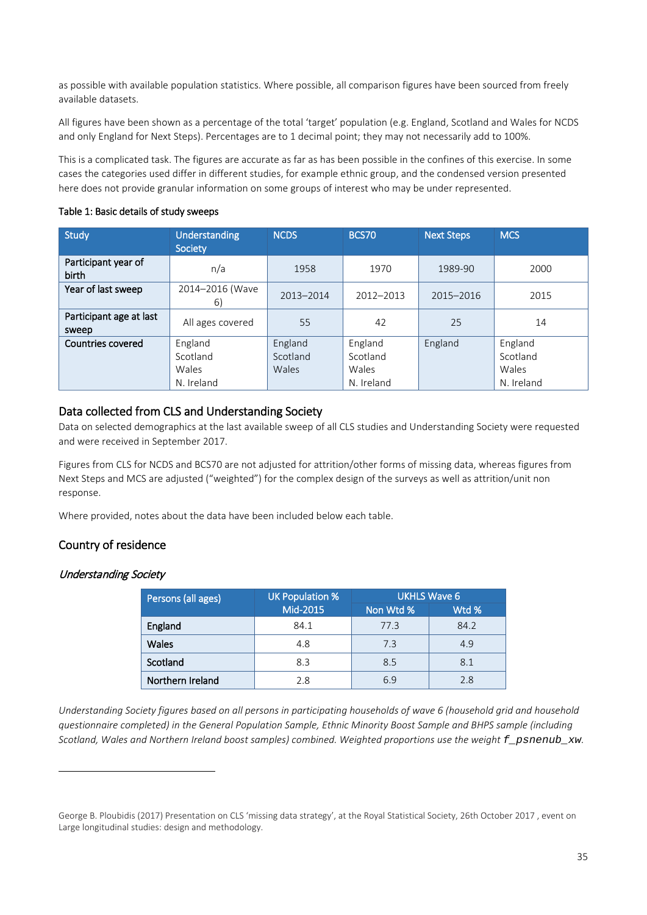as possible with available population statistics. Where possible, all comparison figures have been sourced from freely available datasets.

All figures have been shown as a percentage of the total 'target' population (e.g. England, Scotland and Wales for NCDS and only England for Next Steps). Percentages are to 1 decimal point; they may not necessarily add to 100%.

This is a complicated task. The figures are accurate as far as has been possible in the confines of this exercise. In some cases the categories used differ in different studies, for example ethnic group, and the condensed version presented here does not provide granular information on some groups of interest who may be under represented.

Table 1: Basic details of study sweeps

| Study | Understanding Society | NCDS | BCS70 | Next Steps | MCS |
|---|---|---|---|---|---|
| Participant year of birth | n/a | 1958 | 1970 | 1989-90 | 2000 |
| Year of last sweep | 2014–2016 (Wave 6) | 2013–2014 | 2012–2013 | 2015–2016 | 2015 |
| Participant age at last sweep | All ages covered | 55 | 42 | 25 | 14 |
| Countries covered | England Scotland Wales N. Ireland | England Scotland Wales | England Scotland Wales N. Ireland | England | England Scotland Wales N. Ireland |

## Data collected from CLS and Understanding Society

Data on selected demographics at the last available sweep of all CLS studies and Understanding Society were requested and were received in September 2017.

Figures from CLS for NCDS and BCS70 are not adjusted for attrition/other forms of missing data, whereas figures from Next Steps and MCS are adjusted ("weighted") for the complex design of the surveys as well as attrition/unit non response.

Where provided, notes about the data have been included below each table.

## Country of residence

### *Understanding Society*

| Persons (all ages) | UK Population % Mid-2015 | UKHLS Wave 6 | |
|---|---|---|---|
| | | Non Wtd % | Wtd % |
| England | 84.1 | 77.3 | 84.2 |
| Wales | 4.8 | 7.3 | 4.9 |
| Scotland | 8.3 | 8.5 | 8.1 |
| Northern Ireland | 2.8 | 6.9 | 2.8 |

*Understanding Society figures based on all persons in participating households of wave 6 (household grid and household questionnaire completed) in the General Population Sample, Ethnic Minority Boost Sample and BHPS sample (including Scotland, Wales and Northern Ireland boost samples) combined. Weighted proportions use the weight f_psnenub_xw.*

George B. Ploubidis (2017) Presentation on CLS 'missing data strategy', at the Royal Statistical Society, 26th October 2017 , event on Large longitudinal studies: design and methodology.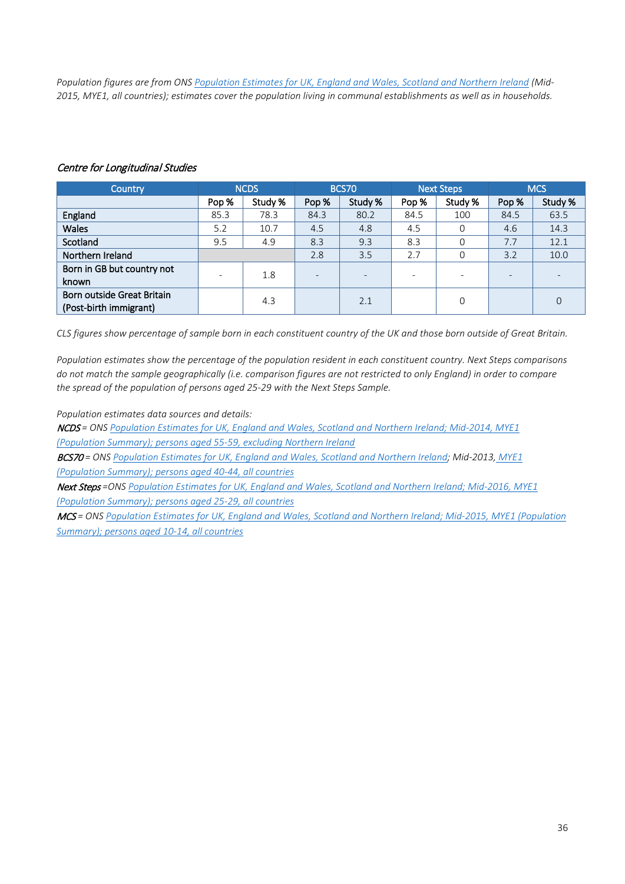*Population figures are from ONS [Population Estimates for UK, England and Wales, Scotland and Northern Ireland](#) (Mid-2015, MYE1, all countries); estimates cover the population living in communal establishments as well as in households.*

### *Centre for Longitudinal Studies*

| Country | NCDS | | BCS70 | | Next Steps | | MCS | |
|---|---|---|---|---|---|---|---|---|
| | Pop % | Study % | Pop % | Study % | Pop % | Study % | Pop % | Study % |
| England | 85.3 | 78.3 | 84.3 | 80.2 | 84.5 | 100 | 84.5 | 63.5 |
| Wales | 5.2 | 10.7 | 4.5 | 4.8 | 4.5 | 0 | 4.6 | 14.3 |
| Scotland | 9.5 | 4.9 | 8.3 | 9.3 | 8.3 | 0 | 7.7 | 12.1 |
| Northern Ireland | | | 2.8 | 3.5 | 2.7 | 0 | 3.2 | 10.0 |
| Born in GB but country not known | - | 1.8 | - | - | - | - | - | - |
| Born outside Great Britain (Post-birth immigrant) | | 4.3 | | 2.1 | | 0 | | 0 |

*CLS figures show percentage of sample born in each constituent country of the UK and those born outside of Great Britain.*

*Population estimates show the percentage of the population resident in each constituent country. Next Steps comparisons do not match the sample geographically (i.e. comparison figures are not restricted to only England) in order to compare the spread of the population of persons aged 25-29 with the Next Steps Sample.*

*Population estimates data sources and details:*

***NCDS*** *= ONS [Population Estimates for UK, England and Wales, Scotland and Northern Ireland; Mid-2014, MYE1 (Population Summary); persons aged 55-59, excluding Northern Ireland](#)*

***BCS70*** *= ONS [Population Estimates for UK, England and Wales, Scotland and Northern Ireland](#); Mid-2013, [MYE1 (Population Summary); persons aged 40-44, all countries](#)*

***Next Steps*** *=ONS [Population Estimates for UK, England and Wales, Scotland and Northern Ireland; Mid-2016, MYE1 (Population Summary); persons aged 25-29, all countries](#)*

***MCS*** *= ONS [Population Estimates for UK, England and Wales, Scotland and Northern Ireland; Mid-2015, MYE1 (Population Summary); persons aged 10-14, all countries](#)*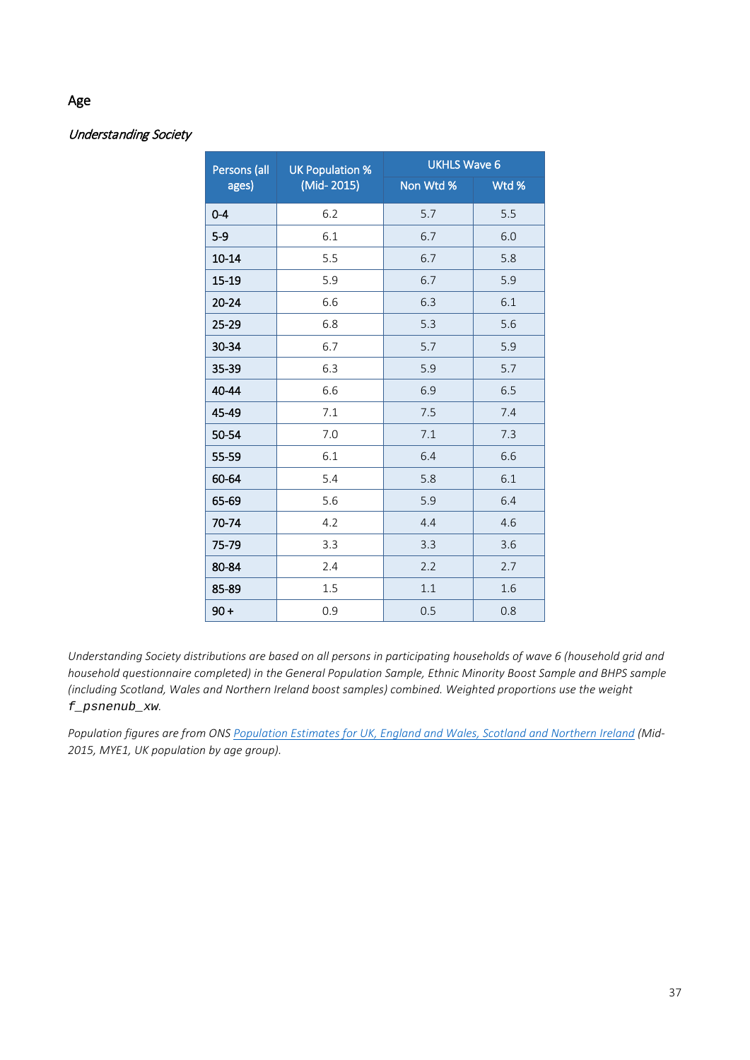## Age

*Understanding Society*

| Persons (all ages) | UK Population % (Mid- 2015) | UKHLS Wave 6 | |
|---|---|---|---|
| | | Non Wtd % | Wtd % |
| 0-4 | 6.2 | 5.7 | 5.5 |
| 5-9 | 6.1 | 6.7 | 6.0 |
| 10-14 | 5.5 | 6.7 | 5.8 |
| 15-19 | 5.9 | 6.7 | 5.9 |
| 20-24 | 6.6 | 6.3 | 6.1 |
| 25-29 | 6.8 | 5.3 | 5.6 |
| 30-34 | 6.7 | 5.7 | 5.9 |
| 35-39 | 6.3 | 5.9 | 5.7 |
| 40-44 | 6.6 | 6.9 | 6.5 |
| 45-49 | 7.1 | 7.5 | 7.4 |
| 50-54 | 7.0 | 7.1 | 7.3 |
| 55-59 | 6.1 | 6.4 | 6.6 |
| 60-64 | 5.4 | 5.8 | 6.1 |
| 65-69 | 5.6 | 5.9 | 6.4 |
| 70-74 | 4.2 | 4.4 | 4.6 |
| 75-79 | 3.3 | 3.3 | 3.6 |
| 80-84 | 2.4 | 2.2 | 2.7 |
| 85-89 | 1.5 | 1.1 | 1.6 |
| 90 + | 0.9 | 0.5 | 0.8 |

*Understanding Society distributions are based on all persons in participating households of wave 6 (household grid and household questionnaire completed) in the General Population Sample, Ethnic Minority Boost Sample and BHPS sample (including Scotland, Wales and Northern Ireland boost samples) combined. Weighted proportions use the weight `f_psnenub_xw`.*

*Population figures are from ONS Population Estimates for UK, England and Wales, Scotland and Northern Ireland (Mid-2015, MYE1, UK population by age group).*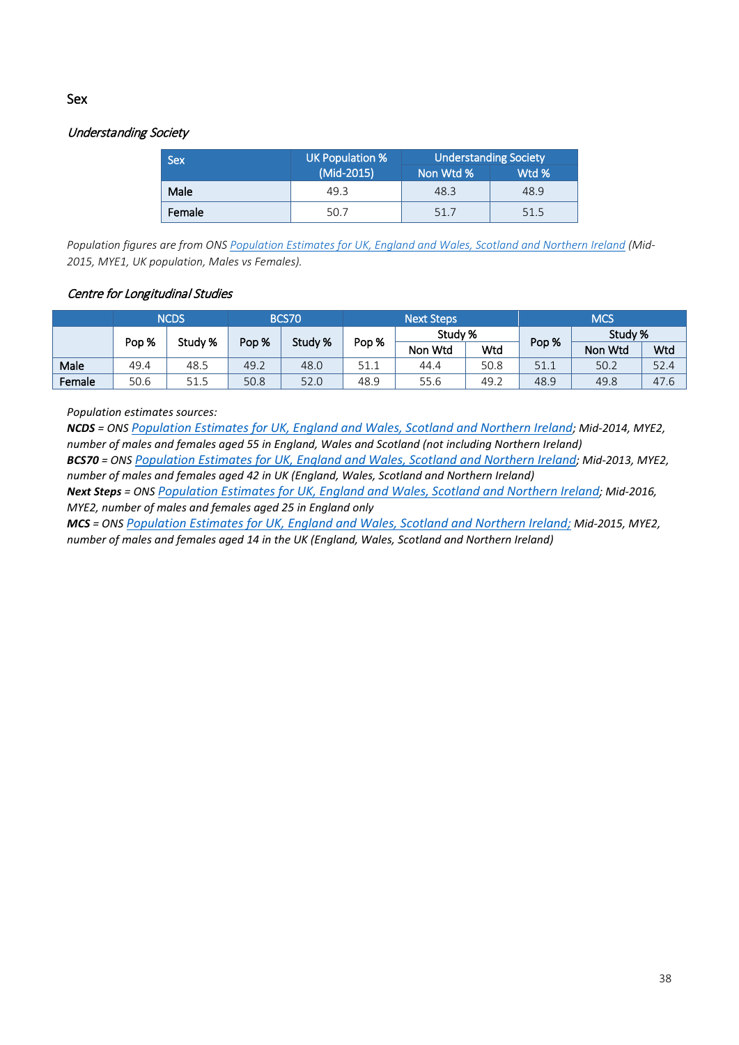## Sex

### *Understanding Society*

| Sex | UK Population % (Mid-2015) | Understanding Society | |
|---|---|---|---|
| | | Non Wtd % | Wtd % |
| **Male** | 49.3 | 48.3 | 48.9 |
| **Female** | 50.7 | 51.7 | 51.5 |

*Population figures are from ONS Population Estimates for UK, England and Wales, Scotland and Northern Ireland (Mid-2015, MYE1, UK population, Males vs Females).*

### *Centre for Longitudinal Studies*

| | NCDS | | BCS70 | | Next Steps | | | MCS | | |
|---|---|---|---|---|---|---|---|---|---|---|
| | Pop % | Study % | Pop % | Study % | Pop % | Study % | | Pop % | Study % | |
| | | | | | | Non Wtd | Wtd | | Non Wtd | Wtd |
| Male | 49.4 | 48.5 | 49.2 | 48.0 | 51.1 | 44.4 | 50.8 | 51.1 | 50.2 | 52.4 |
| Female | 50.6 | 51.5 | 50.8 | 52.0 | 48.9 | 55.6 | 49.2 | 48.9 | 49.8 | 47.6 |

*Population estimates sources:*

***NCDS** = ONS Population Estimates for UK, England and Wales, Scotland and Northern Ireland; Mid-2014, MYE2, number of males and females aged 55 in England, Wales and Scotland (not including Northern Ireland)*

***BCS70** = ONS Population Estimates for UK, England and Wales, Scotland and Northern Ireland; Mid-2013, MYE2, number of males and females aged 42 in UK (England, Wales, Scotland and Northern Ireland)*

***Next Steps** = ONS Population Estimates for UK, England and Wales, Scotland and Northern Ireland; Mid-2016, MYE2, number of males and females aged 25 in England only*

***MCS** = ONS Population Estimates for UK, England and Wales, Scotland and Northern Ireland; Mid-2015, MYE2, number of males and females aged 14 in the UK (England, Wales, Scotland and Northern Ireland)*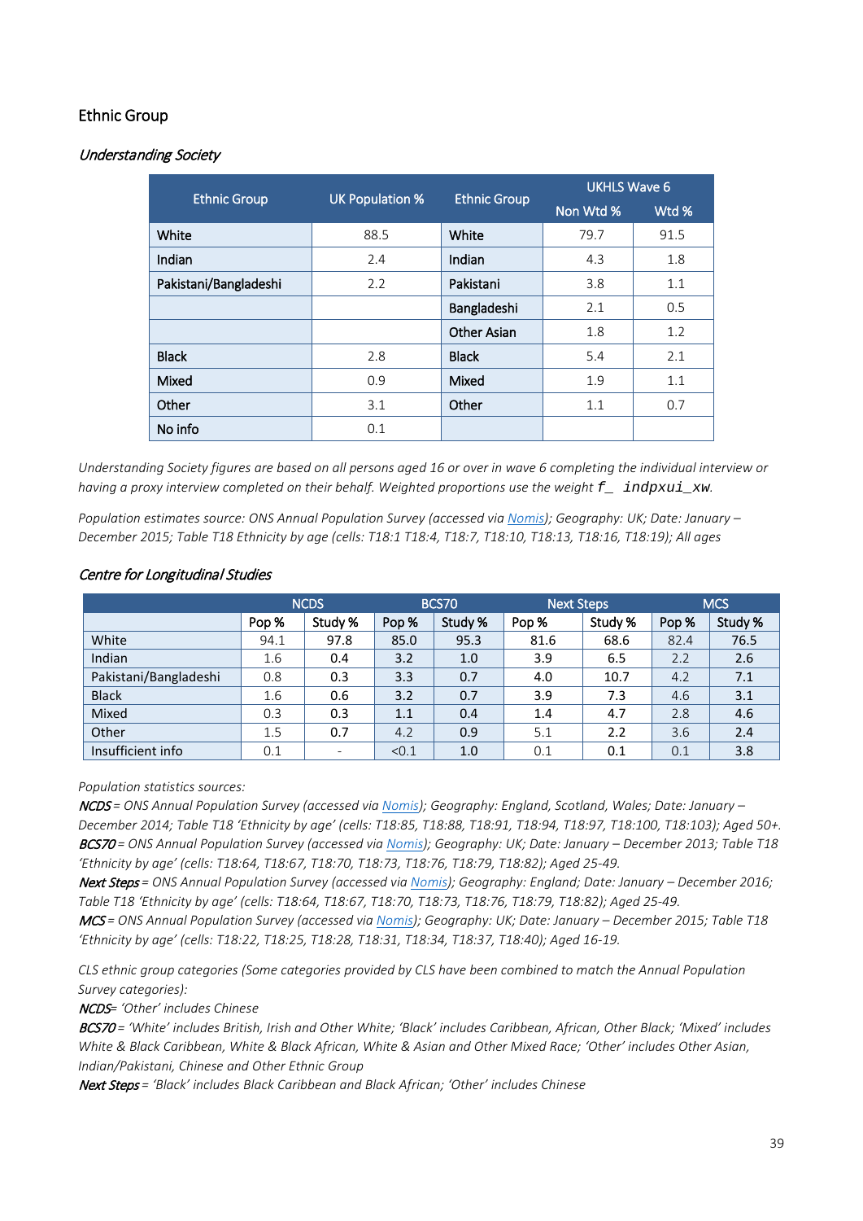## Ethnic Group

### *Understanding Society*

| Ethnic Group | UK Population % | Ethnic Group | UKHLS Wave 6 | |
|---|---|---|---|---|
| | | | Non Wtd % | Wtd % |
| White | 88.5 | White | 79.7 | 91.5 |
| Indian | 2.4 | Indian | 4.3 | 1.8 |
| Pakistani/Bangladeshi | 2.2 | Pakistani | 3.8 | 1.1 |
| | | Bangladeshi | 2.1 | 0.5 |
| | | Other Asian | 1.8 | 1.2 |
| Black | 2.8 | Black | 5.4 | 2.1 |
| Mixed | 0.9 | Mixed | 1.9 | 1.1 |
| Other | 3.1 | Other | 1.1 | 0.7 |
| No info | 0.1 | | | |

*Understanding Society figures are based on all persons aged 16 or over in wave 6 completing the individual interview or having a proxy interview completed on their behalf. Weighted proportions use the weight `f_ indpxui_xw`.*

*Population estimates source: ONS Annual Population Survey (accessed via Nomis); Geography: UK; Date: January – December 2015; Table T18 Ethnicity by age (cells: T18:1 T18:4, T18:7, T18:10, T18:13, T18:16, T18:19); All ages*

### *Centre for Longitudinal Studies*

| | NCDS | | BCS70 | | Next Steps | | MCS | |
|---|---|---|---|---|---|---|---|---|
| | Pop % | Study % | Pop % | Study % | Pop % | Study % | Pop % | Study % |
| White | 94.1 | 97.8 | 85.0 | 95.3 | 81.6 | 68.6 | 82.4 | 76.5 |
| Indian | 1.6 | 0.4 | 3.2 | 1.0 | 3.9 | 6.5 | 2.2 | 2.6 |
| Pakistani/Bangladeshi | 0.8 | 0.3 | 3.3 | 0.7 | 4.0 | 10.7 | 4.2 | 7.1 |
| Black | 1.6 | 0.6 | 3.2 | 0.7 | 3.9 | 7.3 | 4.6 | 3.1 |
| Mixed | 0.3 | 0.3 | 1.1 | 0.4 | 1.4 | 4.7 | 2.8 | 4.6 |
| Other | 1.5 | 0.7 | 4.2 | 0.9 | 5.1 | 2.2 | 3.6 | 2.4 |
| Insufficient info | 0.1 | - | <0.1 | 1.0 | 0.1 | 0.1 | 0.1 | 3.8 |

*Population statistics sources:*
***NCDS** = ONS Annual Population Survey (accessed via Nomis); Geography: England, Scotland, Wales; Date: January – December 2014; Table T18 'Ethnicity by age' (cells: T18:85, T18:88, T18:91, T18:94, T18:97, T18:100, T18:103); Aged 50+.*
***BCS70** = ONS Annual Population Survey (accessed via Nomis); Geography: UK; Date: January – December 2013; Table T18 'Ethnicity by age' (cells: T18:64, T18:67, T18:70, T18:73, T18:76, T18:79, T18:82); Aged 25-49.*
***Next Steps** = ONS Annual Population Survey (accessed via Nomis); Geography: England; Date: January – December 2016; Table T18 'Ethnicity by age' (cells: T18:64, T18:67, T18:70, T18:73, T18:76, T18:79, T18:82); Aged 25-49.*
***MCS** = ONS Annual Population Survey (accessed via Nomis); Geography: UK; Date: January – December 2015; Table T18 'Ethnicity by age' (cells: T18:22, T18:25, T18:28, T18:31, T18:34, T18:37, T18:40); Aged 16-19.*

*CLS ethnic group categories (Some categories provided by CLS have been combined to match the Annual Population Survey categories):*
***NCDS**= 'Other' includes Chinese*
***BCS70** = 'White' includes British, Irish and Other White; 'Black' includes Caribbean, African, Other Black; 'Mixed' includes White & Black Caribbean, White & Black African, White & Asian and Other Mixed Race; 'Other' includes Other Asian, Indian/Pakistani, Chinese and Other Ethnic Group*
***Next Steps** = 'Black' includes Black Caribbean and Black African; 'Other' includes Chinese*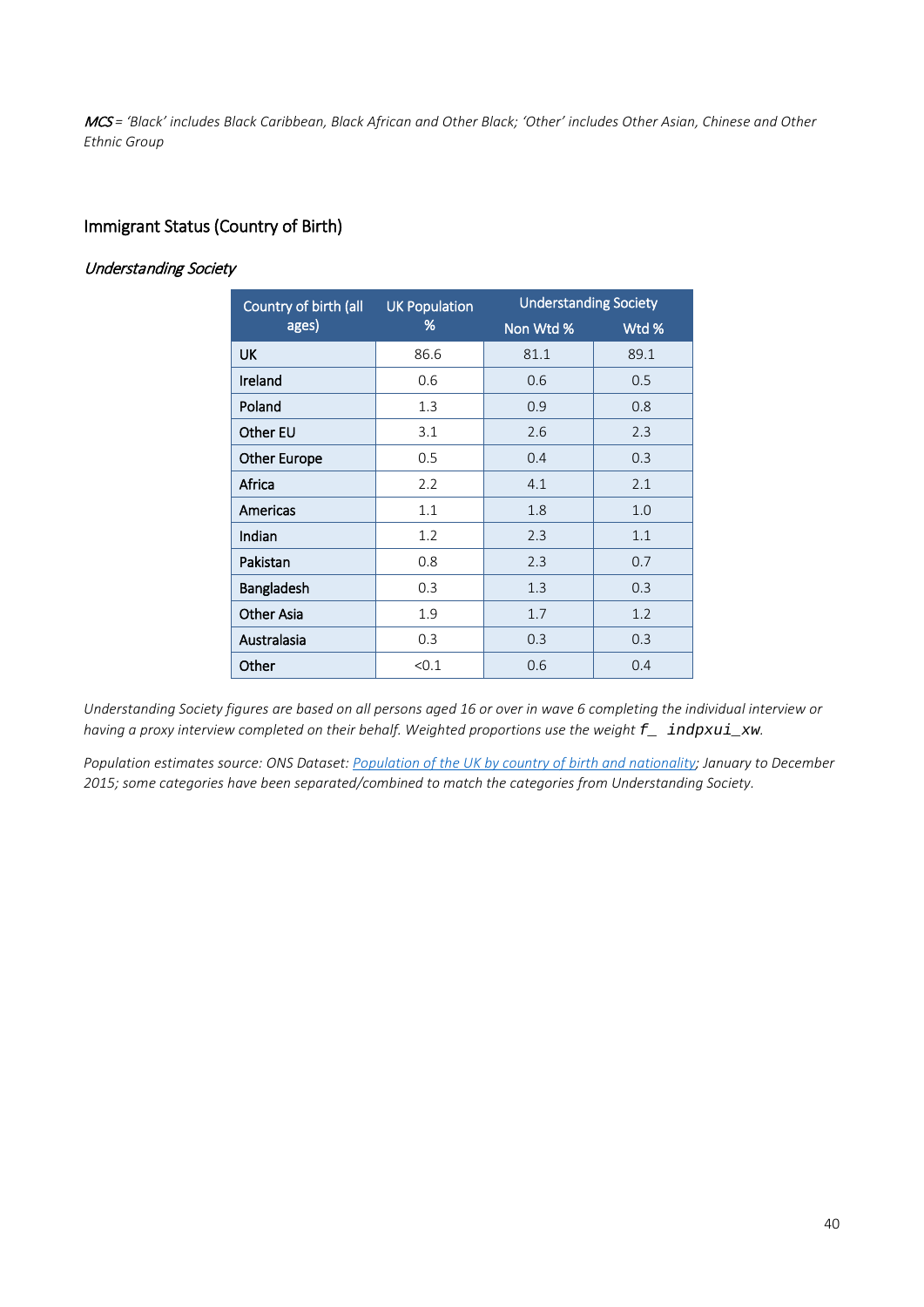*MCS* = *'Black' includes Black Caribbean, Black African and Other Black; 'Other' includes Other Asian, Chinese and Other Ethnic Group*

## Immigrant Status (Country of Birth)

### *Understanding Society*

| Country of birth (all ages) | UK Population % | Understanding Society | |
|---|---|---|---|
| | | Non Wtd % | Wtd % |
| UK | 86.6 | 81.1 | 89.1 |
| Ireland | 0.6 | 0.6 | 0.5 |
| Poland | 1.3 | 0.9 | 0.8 |
| Other EU | 3.1 | 2.6 | 2.3 |
| Other Europe | 0.5 | 0.4 | 0.3 |
| Africa | 2.2 | 4.1 | 2.1 |
| Americas | 1.1 | 1.8 | 1.0 |
| Indian | 1.2 | 2.3 | 1.1 |
| Pakistan | 0.8 | 2.3 | 0.7 |
| Bangladesh | 0.3 | 1.3 | 0.3 |
| Other Asia | 1.9 | 1.7 | 1.2 |
| Australasia | 0.3 | 0.3 | 0.3 |
| Other | <0.1 | 0.6 | 0.4 |

*Understanding Society figures are based on all persons aged 16 or over in wave 6 completing the individual interview or having a proxy interview completed on their behalf. Weighted proportions use the weight* `f_ indpxui_xw`.

*Population estimates source: ONS Dataset: Population of the UK by country of birth and nationality; January to December 2015; some categories have been separated/combined to match the categories from Understanding Society.*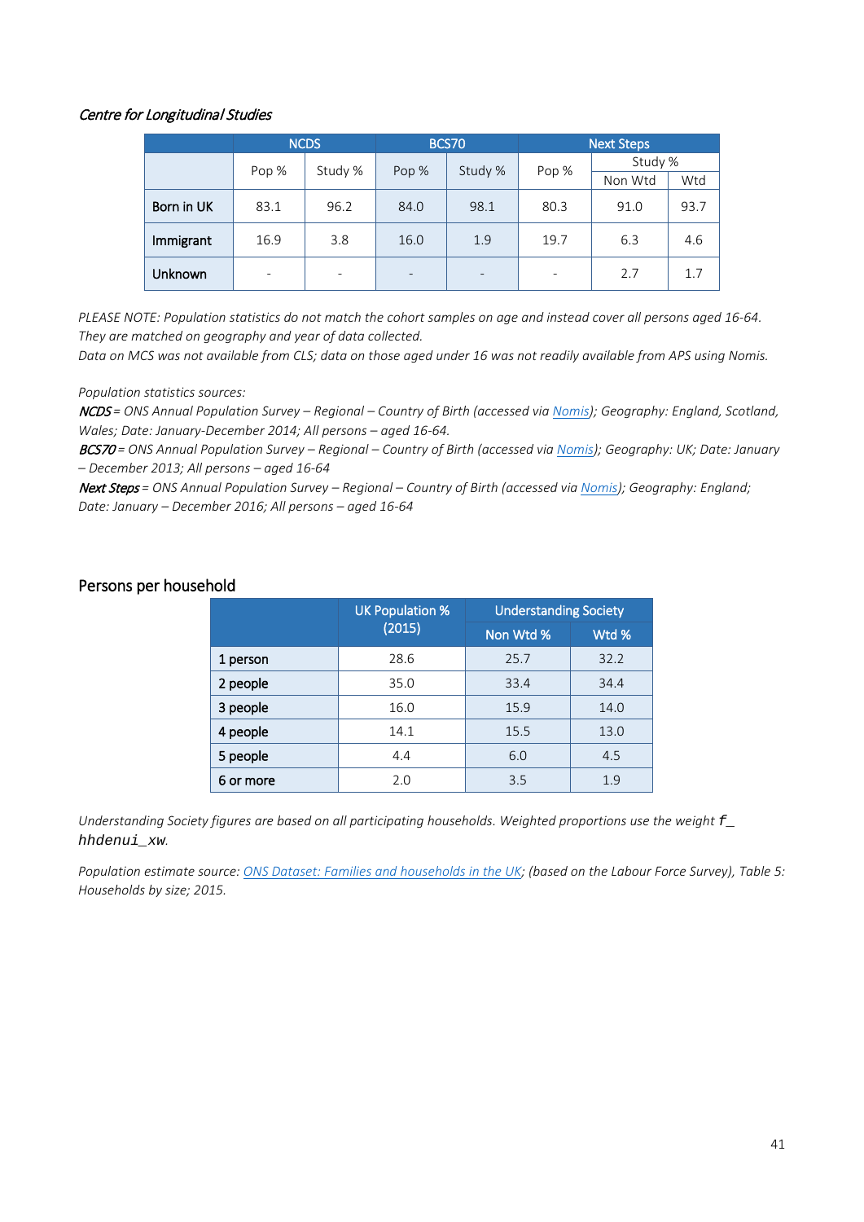*Centre for Longitudinal Studies*

| | NCDS | | BCS70 | | Next Steps | | |
|---|---|---|---|---|---|---|---|
| | Pop % | Study % | Pop % | Study % | Pop % | Study % | |
| | | | | | | Non Wtd | Wtd |
| **Born in UK** | 83.1 | 96.2 | 84.0 | 98.1 | 80.3 | 91.0 | 93.7 |
| **Immigrant** | 16.9 | 3.8 | 16.0 | 1.9 | 19.7 | 6.3 | 4.6 |
| **Unknown** | - | - | - | - | - | 2.7 | 1.7 |

*PLEASE NOTE: Population statistics do not match the cohort samples on age and instead cover all persons aged 16-64. They are matched on geography and year of data collected.*
*Data on MCS was not available from CLS; data on those aged under 16 was not readily available from APS using Nomis.*

*Population statistics sources:*
***NCDS*** *= ONS Annual Population Survey – Regional – Country of Birth (accessed via Nomis); Geography: England, Scotland, Wales; Date: January-December 2014; All persons – aged 16-64.*
***BCS70*** *= ONS Annual Population Survey – Regional – Country of Birth (accessed via Nomis); Geography: UK; Date: January – December 2013; All persons – aged 16-64*
***Next Steps*** *= ONS Annual Population Survey – Regional – Country of Birth (accessed via Nomis); Geography: England; Date: January – December 2016; All persons – aged 16-64*

## Persons per household

| | UK Population % (2015) | Understanding Society | |
|---|---|---|---|
| | | Non Wtd % | Wtd % |
| 1 person | 28.6 | 25.7 | 32.2 |
| 2 people | 35.0 | 33.4 | 34.4 |
| 3 people | 16.0 | 15.9 | 14.0 |
| 4 people | 14.1 | 15.5 | 13.0 |
| 5 people | 4.4 | 6.0 | 4.5 |
| 6 or more | 2.0 | 3.5 | 1.9 |

*Understanding Society figures are based on all participating households. Weighted proportions use the weight `f_hhdenui_xw`.*

*Population estimate source: ONS Dataset: Families and households in the UK; (based on the Labour Force Survey), Table 5: Households by size; 2015.*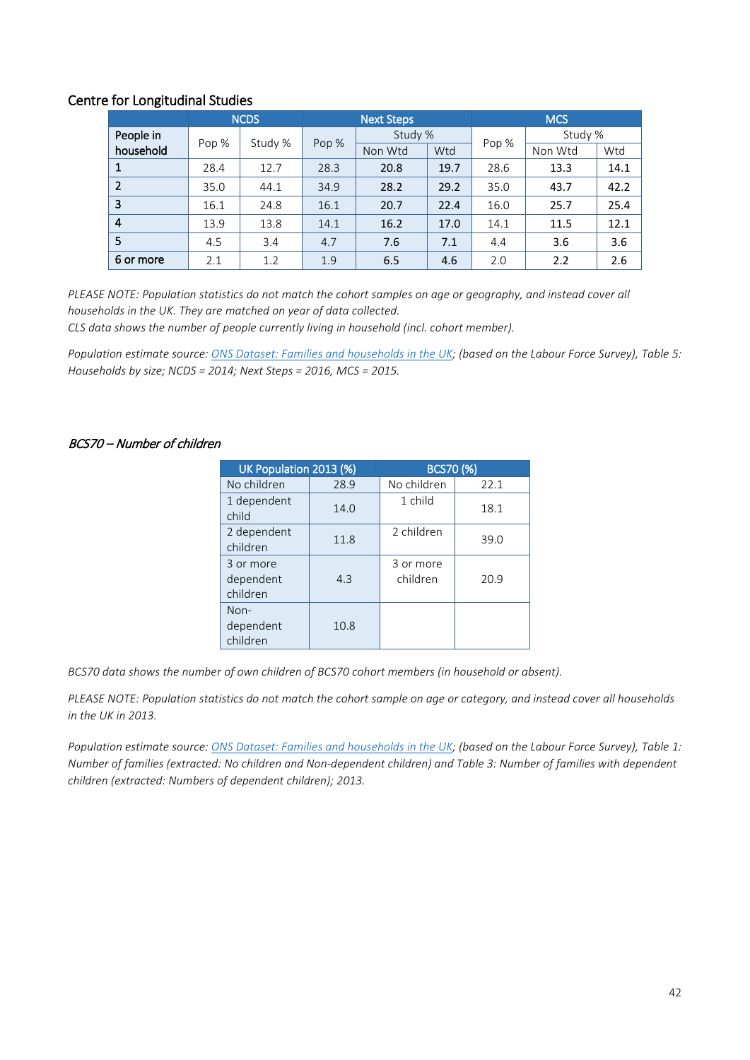## Centre for Longitudinal Studies

| People in household | NCDS | | Next Steps | | | MCS | | |
|---|---|---|---|---|---|---|---|---|
| | Pop % | Study % | Pop % | Study % | | Pop % | Study % | |
| | | | | Non Wtd | Wtd | | Non Wtd | Wtd |
| 1 | 28.4 | 12.7 | 28.3 | 20.8 | 19.7 | 28.6 | 13.3 | 14.1 |
| 2 | 35.0 | 44.1 | 34.9 | 28.2 | 29.2 | 35.0 | 43.7 | 42.2 |
| 3 | 16.1 | 24.8 | 16.1 | 20.7 | 22.4 | 16.0 | 25.7 | 25.4 |
| 4 | 13.9 | 13.8 | 14.1 | 16.2 | 17.0 | 14.1 | 11.5 | 12.1 |
| 5 | 4.5 | 3.4 | 4.7 | 7.6 | 7.1 | 4.4 | 3.6 | 3.6 |
| 6 or more | 2.1 | 1.2 | 1.9 | 6.5 | 4.6 | 2.0 | 2.2 | 2.6 |

*PLEASE NOTE: Population statistics do not match the cohort samples on age or geography, and instead cover all households in the UK. They are matched on year of data collected.*
*CLS data shows the number of people currently living in household (incl. cohort member).*

*Population estimate source: ONS Dataset: Families and households in the UK; (based on the Labour Force Survey), Table 5: Households by size; NCDS = 2014; Next Steps = 2016, MCS = 2015.*

### *BCS70 – Number of children*

| UK Population 2013 (%) | | BCS70 (%) | |
|---|---|---|---|
| No children | 28.9 | No children | 22.1 |
| 1 dependent child | 14.0 | 1 child | 18.1 |
| 2 dependent children | 11.8 | 2 children | 39.0 |
| 3 or more dependent children | 4.3 | 3 or more children | 20.9 |
| Non-dependent children | 10.8 | | |

*BCS70 data shows the number of own children of BCS70 cohort members (in household or absent).*

*PLEASE NOTE: Population statistics do not match the cohort sample on age or category, and instead cover all households in the UK in 2013.*

*Population estimate source: ONS Dataset: Families and households in the UK; (based on the Labour Force Survey), Table 1: Number of families (extracted: No children and Non-dependent children) and Table 3: Number of families with dependent children (extracted: Numbers of dependent children); 2013.*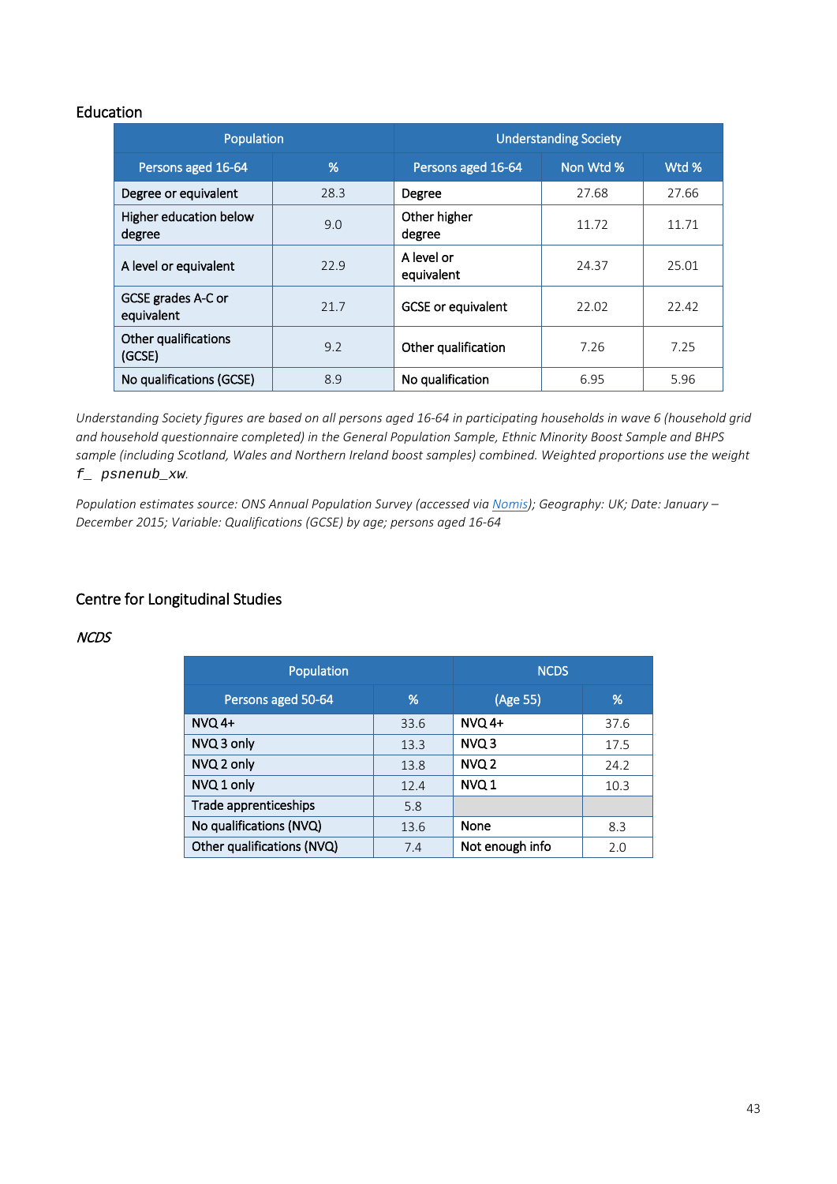## Education

| Population | | Understanding Society | | |
|---|---|---|---|---|
| Persons aged 16-64 | % | Persons aged 16-64 | Non Wtd % | Wtd % |
| Degree or equivalent | 28.3 | Degree | 27.68 | 27.66 |
| Higher education below degree | 9.0 | Other higher degree | 11.72 | 11.71 |
| A level or equivalent | 22.9 | A level or equivalent | 24.37 | 25.01 |
| GCSE grades A-C or equivalent | 21.7 | GCSE or equivalent | 22.02 | 22.42 |
| Other qualifications (GCSE) | 9.2 | Other qualification | 7.26 | 7.25 |
| No qualifications (GCSE) | 8.9 | No qualification | 6.95 | 5.96 |

*Understanding Society figures are based on all persons aged 16-64 in participating households in wave 6 (household grid and household questionnaire completed) in the General Population Sample, Ethnic Minority Boost Sample and BHPS sample (including Scotland, Wales and Northern Ireland boost samples) combined. Weighted proportions use the weight* `f_ psnenub_xw`.

*Population estimates source: ONS Annual Population Survey (accessed via Nomis); Geography: UK; Date: January – December 2015; Variable: Qualifications (GCSE) by age; persons aged 16-64*

## Centre for Longitudinal Studies

### *NCDS*

| Population | | NCDS | |
|---|---|---|---|
| Persons aged 50-64 | % | (Age 55) | % |
| NVQ 4+ | 33.6 | NVQ 4+ | 37.6 |
| NVQ 3 only | 13.3 | NVQ 3 | 17.5 |
| NVQ 2 only | 13.8 | NVQ 2 | 24.2 |
| NVQ 1 only | 12.4 | NVQ 1 | 10.3 |
| Trade apprenticeships | 5.8 | | |
| No qualifications (NVQ) | 13.6 | None | 8.3 |
| Other qualifications (NVQ) | 7.4 | Not enough info | 2.0 |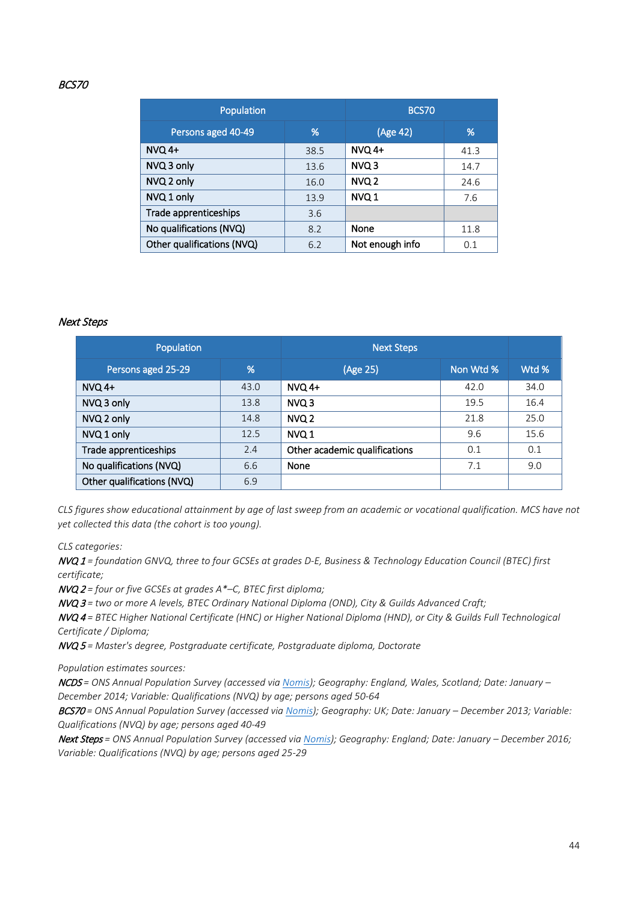*BCS70*

| Population | | BCS70 | |
|---|---|---|---|
| Persons aged 40-49 | % | (Age 42) | % |
| NVQ 4+ | 38.5 | NVQ 4+ | 41.3 |
| NVQ 3 only | 13.6 | NVQ 3 | 14.7 |
| NVQ 2 only | 16.0 | NVQ 2 | 24.6 |
| NVQ 1 only | 13.9 | NVQ 1 | 7.6 |
| Trade apprenticeships | 3.6 | | |
| No qualifications (NVQ) | 8.2 | None | 11.8 |
| Other qualifications (NVQ) | 6.2 | Not enough info | 0.1 |

*Next Steps*

| Population | | Next Steps | | |
|---|---|---|---|---|
| Persons aged 25-29 | % | (Age 25) | Non Wtd % | Wtd % |
| NVQ 4+ | 43.0 | NVQ 4+ | 42.0 | 34.0 |
| NVQ 3 only | 13.8 | NVQ 3 | 19.5 | 16.4 |
| NVQ 2 only | 14.8 | NVQ 2 | 21.8 | 25.0 |
| NVQ 1 only | 12.5 | NVQ 1 | 9.6 | 15.6 |
| Trade apprenticeships | 2.4 | Other academic qualifications | 0.1 | 0.1 |
| No qualifications (NVQ) | 6.6 | None | 7.1 | 9.0 |
| Other qualifications (NVQ) | 6.9 | | | |

*CLS figures show educational attainment by age of last sweep from an academic or vocational qualification. MCS have not yet collected this data (the cohort is too young).*

*CLS categories:*
***NVQ 1** = foundation GNVQ, three to four GCSEs at grades D-E, Business & Technology Education Council (BTEC) first certificate;*
***NVQ 2** = four or five GCSEs at grades A*–C, BTEC first diploma;*
***NVQ 3** = two or more A levels, BTEC Ordinary National Diploma (OND), City & Guilds Advanced Craft;*
***NVQ 4** = BTEC Higher National Certificate (HNC) or Higher National Diploma (HND), or City & Guilds Full Technological Certificate / Diploma;*
***NVQ 5** = Master's degree, Postgraduate certificate, Postgraduate diploma, Doctorate*

*Population estimates sources:*
***NCDS** = ONS Annual Population Survey (accessed via Nomis); Geography: England, Wales, Scotland; Date: January – December 2014; Variable: Qualifications (NVQ) by age; persons aged 50-64*
***BCS70** = ONS Annual Population Survey (accessed via Nomis); Geography: UK; Date: January – December 2013; Variable: Qualifications (NVQ) by age; persons aged 40-49*
***Next Steps** = ONS Annual Population Survey (accessed via Nomis); Geography: England; Date: January – December 2016; Variable: Qualifications (NVQ) by age; persons aged 25-29*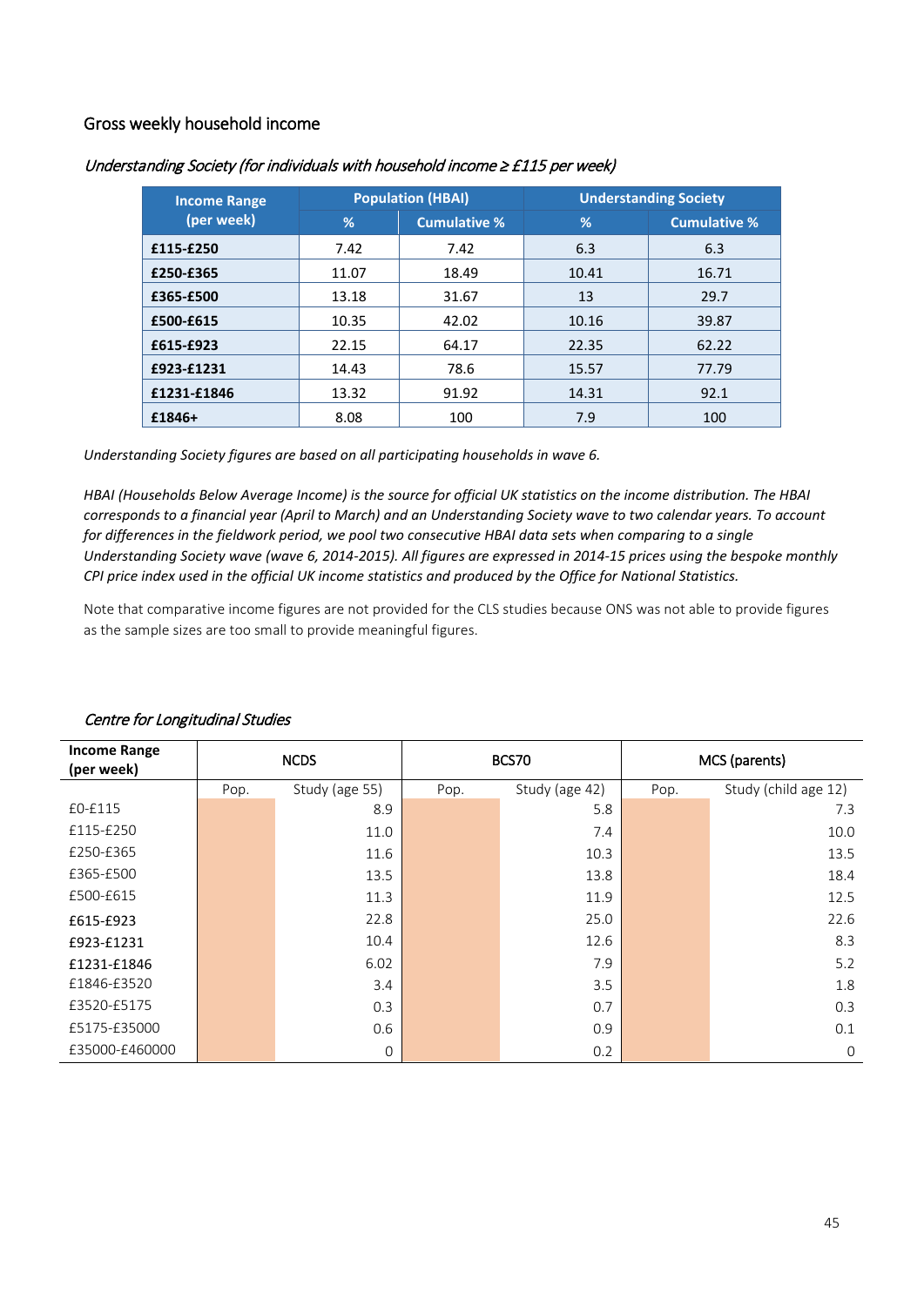## Gross weekly household income

*Understanding Society (for individuals with household income ≥ £115 per week)*

| Income Range (per week) | Population (HBAI) | | Understanding Society | |
|---|---|---|---|---|
| | % | Cumulative % | % | Cumulative % |
| **£115-£250** | 7.42 | 7.42 | 6.3 | 6.3 |
| **£250-£365** | 11.07 | 18.49 | 10.41 | 16.71 |
| **£365-£500** | 13.18 | 31.67 | 13 | 29.7 |
| **£500-£615** | 10.35 | 42.02 | 10.16 | 39.87 |
| **£615-£923** | 22.15 | 64.17 | 22.35 | 62.22 |
| **£923-£1231** | 14.43 | 78.6 | 15.57 | 77.79 |
| **£1231-£1846** | 13.32 | 91.92 | 14.31 | 92.1 |
| **£1846+** | 8.08 | 100 | 7.9 | 100 |

*Understanding Society figures are based on all participating households in wave 6.*

*HBAI (Households Below Average Income) is the source for official UK statistics on the income distribution. The HBAI corresponds to a financial year (April to March) and an Understanding Society wave to two calendar years. To account for differences in the fieldwork period, we pool two consecutive HBAI data sets when comparing to a single Understanding Society wave (wave 6, 2014-2015). All figures are expressed in 2014-15 prices using the bespoke monthly CPI price index used in the official UK income statistics and produced by the Office for National Statistics.*

Note that comparative income figures are not provided for the CLS studies because ONS was not able to provide figures as the sample sizes are too small to provide meaningful figures.

*Centre for Longitudinal Studies*

| Income Range (per week) | NCDS | | BCS70 | | MCS (parents) | |
|---|---|---|---|---|---|---|
| | Pop. | Study (age 55) | Pop. | Study (age 42) | Pop. | Study (child age 12) |
| £0-£115 | | 8.9 | | 5.8 | | 7.3 |
| £115-£250 | | 11.0 | | 7.4 | | 10.0 |
| £250-£365 | | 11.6 | | 10.3 | | 13.5 |
| £365-£500 | | 13.5 | | 13.8 | | 18.4 |
| £500-£615 | | 11.3 | | 11.9 | | 12.5 |
| £615-£923 | | 22.8 | | 25.0 | | 22.6 |
| £923-£1231 | | 10.4 | | 12.6 | | 8.3 |
| £1231-£1846 | | 6.02 | | 7.9 | | 5.2 |
| £1846-£3520 | | 3.4 | | 3.5 | | 1.8 |
| £3520-£5175 | | 0.3 | | 0.7 | | 0.3 |
| £5175-£35000 | | 0.6 | | 0.9 | | 0.1 |
| £35000-£460000 | | 0 | | 0.2 | | 0 |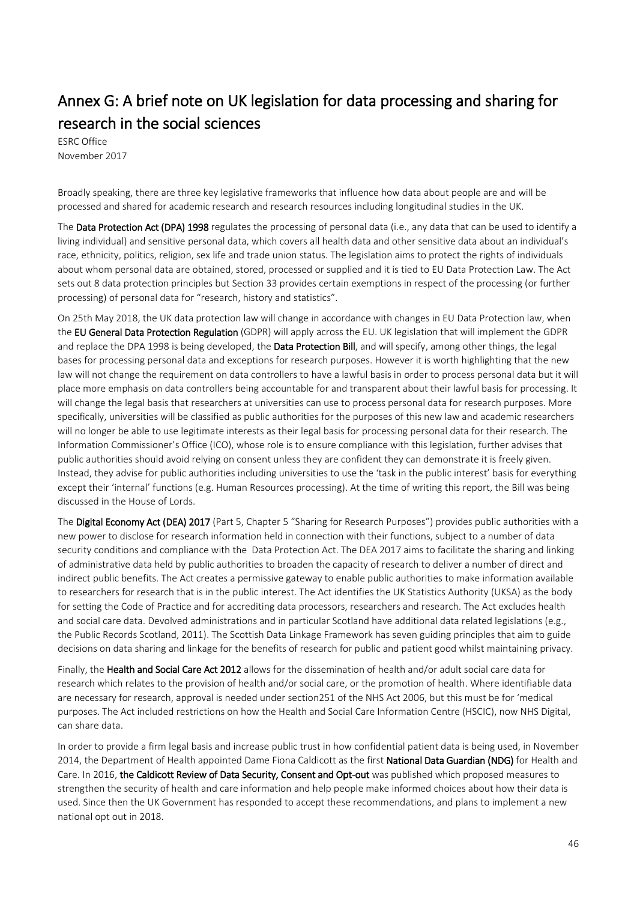# Annex G: A brief note on UK legislation for data processing and sharing for research in the social sciences

ESRC Office
November 2017

Broadly speaking, there are three key legislative frameworks that influence how data about people are and will be processed and shared for academic research and research resources including longitudinal studies in the UK.

The **Data Protection Act (DPA) 1998** regulates the processing of personal data (i.e., any data that can be used to identify a living individual) and sensitive personal data, which covers all health data and other sensitive data about an individual's race, ethnicity, politics, religion, sex life and trade union status. The legislation aims to protect the rights of individuals about whom personal data are obtained, stored, processed or supplied and it is tied to EU Data Protection Law. The Act sets out 8 data protection principles but Section 33 provides certain exemptions in respect of the processing (or further processing) of personal data for "research, history and statistics".

On 25th May 2018, the UK data protection law will change in accordance with changes in EU Data Protection law, when the **EU General Data Protection Regulation** (GDPR) will apply across the EU. UK legislation that will implement the GDPR and replace the DPA 1998 is being developed, the **Data Protection Bill**, and will specify, among other things, the legal bases for processing personal data and exceptions for research purposes. However it is worth highlighting that the new law will not change the requirement on data controllers to have a lawful basis in order to process personal data but it will place more emphasis on data controllers being accountable for and transparent about their lawful basis for processing. It will change the legal basis that researchers at universities can use to process personal data for research purposes. More specifically, universities will be classified as public authorities for the purposes of this new law and academic researchers will no longer be able to use legitimate interests as their legal basis for processing personal data for their research. The Information Commissioner's Office (ICO), whose role is to ensure compliance with this legislation, further advises that public authorities should avoid relying on consent unless they are confident they can demonstrate it is freely given. Instead, they advise for public authorities including universities to use the 'task in the public interest' basis for everything except their 'internal' functions (e.g. Human Resources processing). At the time of writing this report, the Bill was being discussed in the House of Lords.

The **Digital Economy Act (DEA) 2017** (Part 5, Chapter 5 "Sharing for Research Purposes") provides public authorities with a new power to disclose for research information held in connection with their functions, subject to a number of data security conditions and compliance with the Data Protection Act. The DEA 2017 aims to facilitate the sharing and linking of administrative data held by public authorities to broaden the capacity of research to deliver a number of direct and indirect public benefits. The Act creates a permissive gateway to enable public authorities to make information available to researchers for research that is in the public interest. The Act identifies the UK Statistics Authority (UKSA) as the body for setting the Code of Practice and for accrediting data processors, researchers and research. The Act excludes health and social care data. Devolved administrations and in particular Scotland have additional data related legislations (e.g., the Public Records Scotland, 2011). The Scottish Data Linkage Framework has seven guiding principles that aim to guide decisions on data sharing and linkage for the benefits of research for public and patient good whilst maintaining privacy.

Finally, the **Health and Social Care Act 2012** allows for the dissemination of health and/or adult social care data for research which relates to the provision of health and/or social care, or the promotion of health. Where identifiable data are necessary for research, approval is needed under section251 of the NHS Act 2006, but this must be for 'medical purposes. The Act included restrictions on how the Health and Social Care Information Centre (HSCIC), now NHS Digital, can share data.

In order to provide a firm legal basis and increase public trust in how confidential patient data is being used, in November 2014, the Department of Health appointed Dame Fiona Caldicott as the first **National Data Guardian (NDG)** for Health and Care. In 2016, **the Caldicott Review of Data Security, Consent and Opt-out** was published which proposed measures to strengthen the security of health and care information and help people make informed choices about how their data is used. Since then the UK Government has responded to accept these recommendations, and plans to implement a new national opt out in 2018.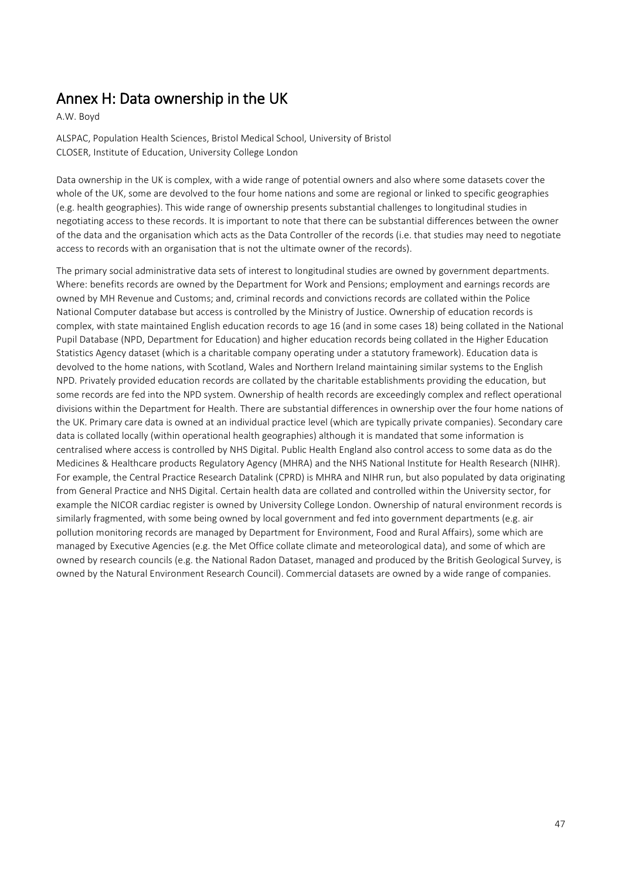# Annex H: Data ownership in the UK

A.W. Boyd

ALSPAC, Population Health Sciences, Bristol Medical School, University of Bristol
CLOSER, Institute of Education, University College London

Data ownership in the UK is complex, with a wide range of potential owners and also where some datasets cover the whole of the UK, some are devolved to the four home nations and some are regional or linked to specific geographies (e.g. health geographies). This wide range of ownership presents substantial challenges to longitudinal studies in negotiating access to these records. It is important to note that there can be substantial differences between the owner of the data and the organisation which acts as the Data Controller of the records (i.e. that studies may need to negotiate access to records with an organisation that is not the ultimate owner of the records).

The primary social administrative data sets of interest to longitudinal studies are owned by government departments. Where: benefits records are owned by the Department for Work and Pensions; employment and earnings records are owned by MH Revenue and Customs; and, criminal records and convictions records are collated within the Police National Computer database but access is controlled by the Ministry of Justice. Ownership of education records is complex, with state maintained English education records to age 16 (and in some cases 18) being collated in the National Pupil Database (NPD, Department for Education) and higher education records being collated in the Higher Education Statistics Agency dataset (which is a charitable company operating under a statutory framework). Education data is devolved to the home nations, with Scotland, Wales and Northern Ireland maintaining similar systems to the English NPD. Privately provided education records are collated by the charitable establishments providing the education, but some records are fed into the NPD system. Ownership of health records are exceedingly complex and reflect operational divisions within the Department for Health. There are substantial differences in ownership over the four home nations of the UK. Primary care data is owned at an individual practice level (which are typically private companies). Secondary care data is collated locally (within operational health geographies) although it is mandated that some information is centralised where access is controlled by NHS Digital. Public Health England also control access to some data as do the Medicines & Healthcare products Regulatory Agency (MHRA) and the NHS National Institute for Health Research (NIHR). For example, the Central Practice Research Datalink (CPRD) is MHRA and NIHR run, but also populated by data originating from General Practice and NHS Digital. Certain health data are collated and controlled within the University sector, for example the NICOR cardiac register is owned by University College London. Ownership of natural environment records is similarly fragmented, with some being owned by local government and fed into government departments (e.g. air pollution monitoring records are managed by Department for Environment, Food and Rural Affairs), some which are managed by Executive Agencies (e.g. the Met Office collate climate and meteorological data), and some of which are owned by research councils (e.g. the National Radon Dataset, managed and produced by the British Geological Survey, is owned by the Natural Environment Research Council). Commercial datasets are owned by a wide range of companies.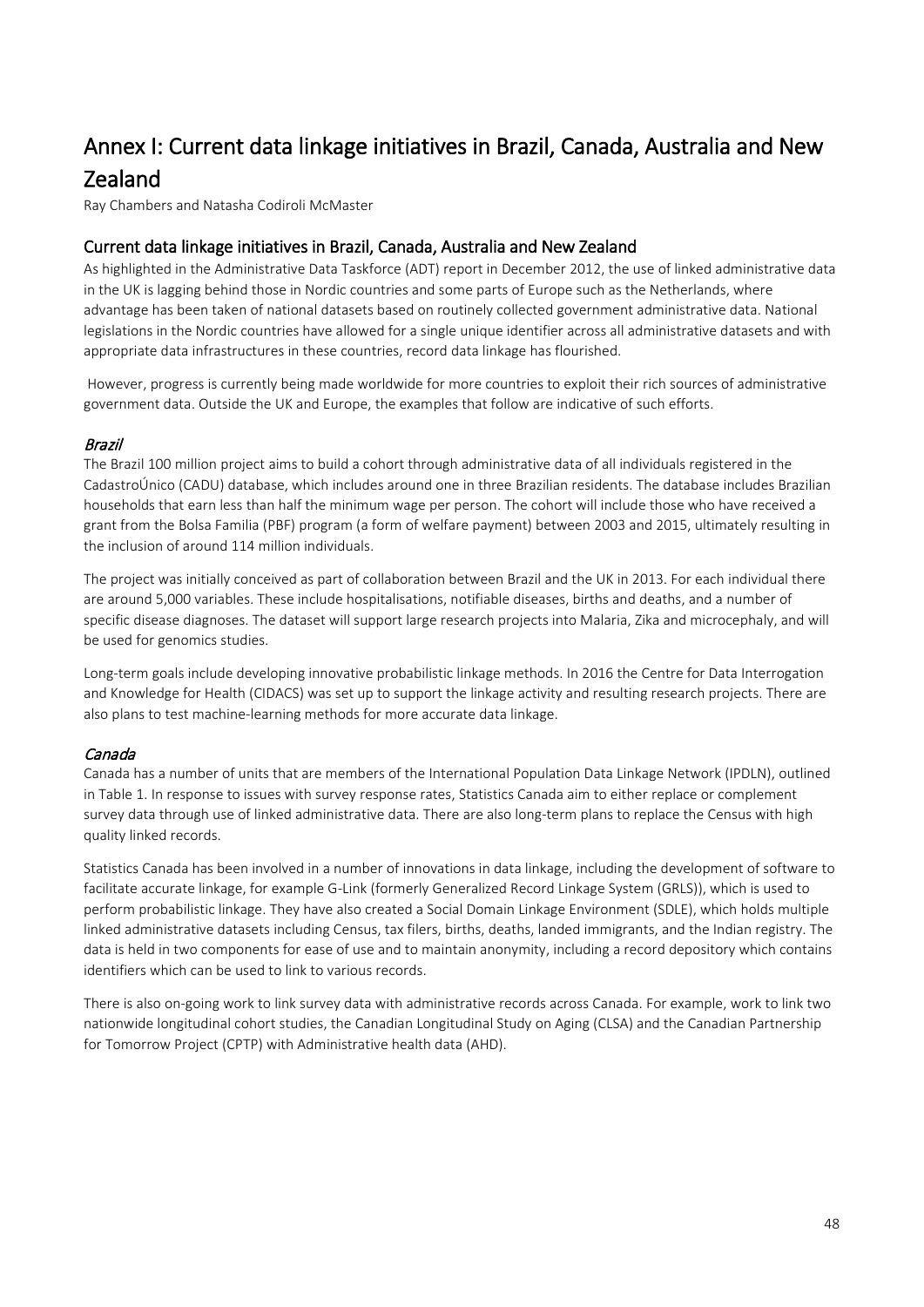# Annex I: Current data linkage initiatives in Brazil, Canada, Australia and New Zealand

Ray Chambers and Natasha Codiroli McMaster

## Current data linkage initiatives in Brazil, Canada, Australia and New Zealand

As highlighted in the Administrative Data Taskforce (ADT) report in December 2012, the use of linked administrative data in the UK is lagging behind those in Nordic countries and some parts of Europe such as the Netherlands, where advantage has been taken of national datasets based on routinely collected government administrative data. National legislations in the Nordic countries have allowed for a single unique identifier across all administrative datasets and with appropriate data infrastructures in these countries, record data linkage has flourished.

However, progress is currently being made worldwide for more countries to exploit their rich sources of administrative government data. Outside the UK and Europe, the examples that follow are indicative of such efforts.

### *Brazil*

The Brazil 100 million project aims to build a cohort through administrative data of all individuals registered in the CadastroÚnico (CADU) database, which includes around one in three Brazilian residents. The database includes Brazilian households that earn less than half the minimum wage per person. The cohort will include those who have received a grant from the Bolsa Familia (PBF) program (a form of welfare payment) between 2003 and 2015, ultimately resulting in the inclusion of around 114 million individuals.

The project was initially conceived as part of collaboration between Brazil and the UK in 2013. For each individual there are around 5,000 variables. These include hospitalisations, notifiable diseases, births and deaths, and a number of specific disease diagnoses. The dataset will support large research projects into Malaria, Zika and microcephaly, and will be used for genomics studies.

Long-term goals include developing innovative probabilistic linkage methods. In 2016 the Centre for Data Interrogation and Knowledge for Health (CIDACS) was set up to support the linkage activity and resulting research projects. There are also plans to test machine-learning methods for more accurate data linkage.

### *Canada*

Canada has a number of units that are members of the International Population Data Linkage Network (IPDLN), outlined in Table 1. In response to issues with survey response rates, Statistics Canada aim to either replace or complement survey data through use of linked administrative data. There are also long-term plans to replace the Census with high quality linked records.

Statistics Canada has been involved in a number of innovations in data linkage, including the development of software to facilitate accurate linkage, for example G-Link (formerly Generalized Record Linkage System (GRLS)), which is used to perform probabilistic linkage. They have also created a Social Domain Linkage Environment (SDLE), which holds multiple linked administrative datasets including Census, tax filers, births, deaths, landed immigrants, and the Indian registry. The data is held in two components for ease of use and to maintain anonymity, including a record depository which contains identifiers which can be used to link to various records.

There is also on-going work to link survey data with administrative records across Canada. For example, work to link two nationwide longitudinal cohort studies, the Canadian Longitudinal Study on Aging (CLSA) and the Canadian Partnership for Tomorrow Project (CPTP) with Administrative health data (AHD).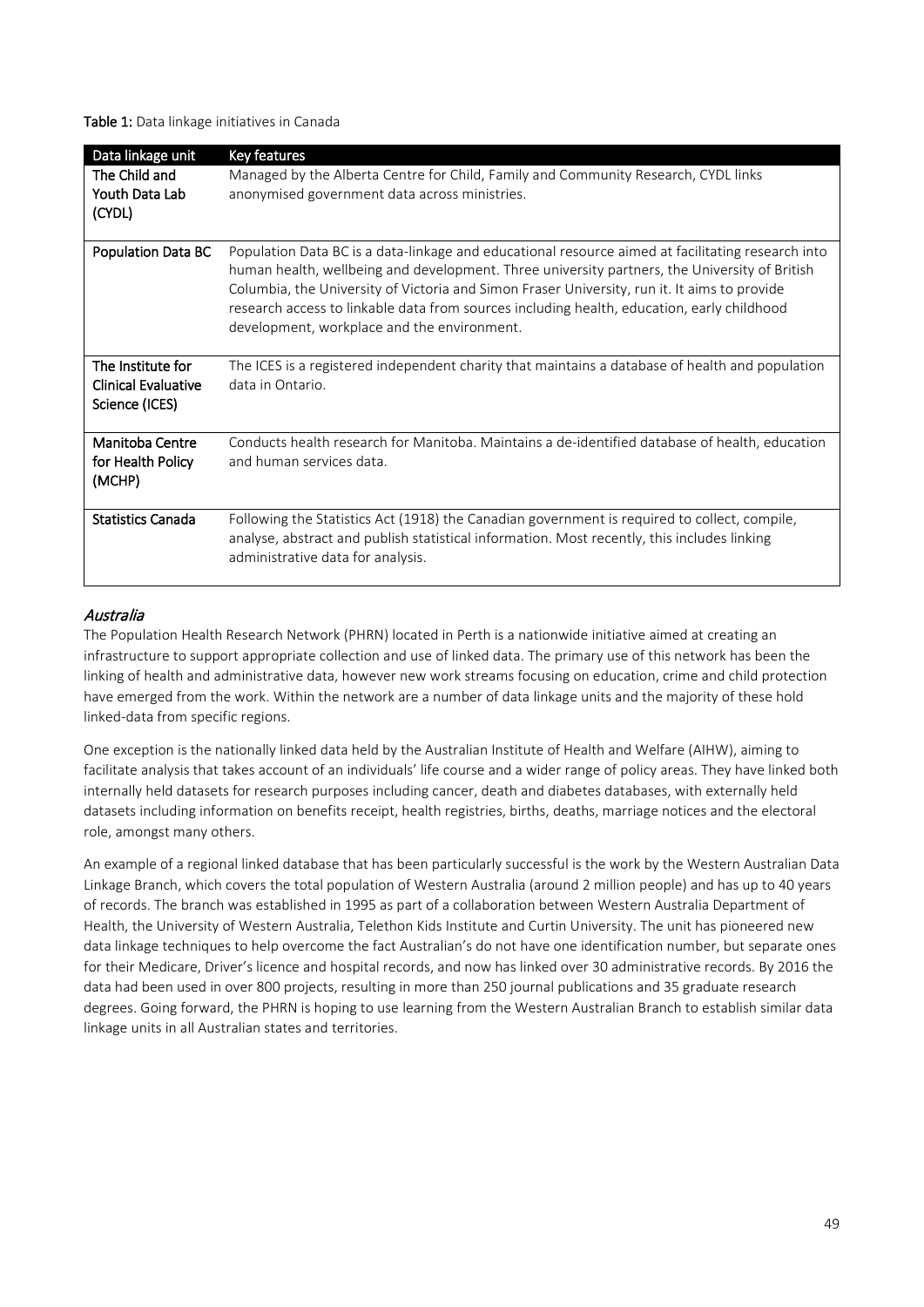**Table 1:** Data linkage initiatives in Canada

| Data linkage unit | Key features |
| --- | --- |
| **The Child and Youth Data Lab (CYDL)** | Managed by the Alberta Centre for Child, Family and Community Research, CYDL links anonymised government data across ministries. |
| **Population Data BC** | Population Data BC is a data-linkage and educational resource aimed at facilitating research into human health, wellbeing and development. Three university partners, the University of British Columbia, the University of Victoria and Simon Fraser University, run it. It aims to provide research access to linkable data from sources including health, education, early childhood development, workplace and the environment. |
| **The Institute for Clinical Evaluative Science (ICES)** | The ICES is a registered independent charity that maintains a database of health and population data in Ontario. |
| **Manitoba Centre for Health Policy (MCHP)** | Conducts health research for Manitoba. Maintains a de-identified database of health, education and human services data. |
| **Statistics Canada** | Following the Statistics Act (1918) the Canadian government is required to collect, compile, analyse, abstract and publish statistical information. Most recently, this includes linking administrative data for analysis. |

### *Australia*

The Population Health Research Network (PHRN) located in Perth is a nationwide initiative aimed at creating an infrastructure to support appropriate collection and use of linked data. The primary use of this network has been the linking of health and administrative data, however new work streams focusing on education, crime and child protection have emerged from the work. Within the network are a number of data linkage units and the majority of these hold linked-data from specific regions.

One exception is the nationally linked data held by the Australian Institute of Health and Welfare (AIHW), aiming to facilitate analysis that takes account of an individuals' life course and a wider range of policy areas. They have linked both internally held datasets for research purposes including cancer, death and diabetes databases, with externally held datasets including information on benefits receipt, health registries, births, deaths, marriage notices and the electoral role, amongst many others.

An example of a regional linked database that has been particularly successful is the work by the Western Australian Data Linkage Branch, which covers the total population of Western Australia (around 2 million people) and has up to 40 years of records. The branch was established in 1995 as part of a collaboration between Western Australia Department of Health, the University of Western Australia, Telethon Kids Institute and Curtin University. The unit has pioneered new data linkage techniques to help overcome the fact Australian's do not have one identification number, but separate ones for their Medicare, Driver's licence and hospital records, and now has linked over 30 administrative records. By 2016 the data had been used in over 800 projects, resulting in more than 250 journal publications and 35 graduate research degrees. Going forward, the PHRN is hoping to use learning from the Western Australian Branch to establish similar data linkage units in all Australian states and territories.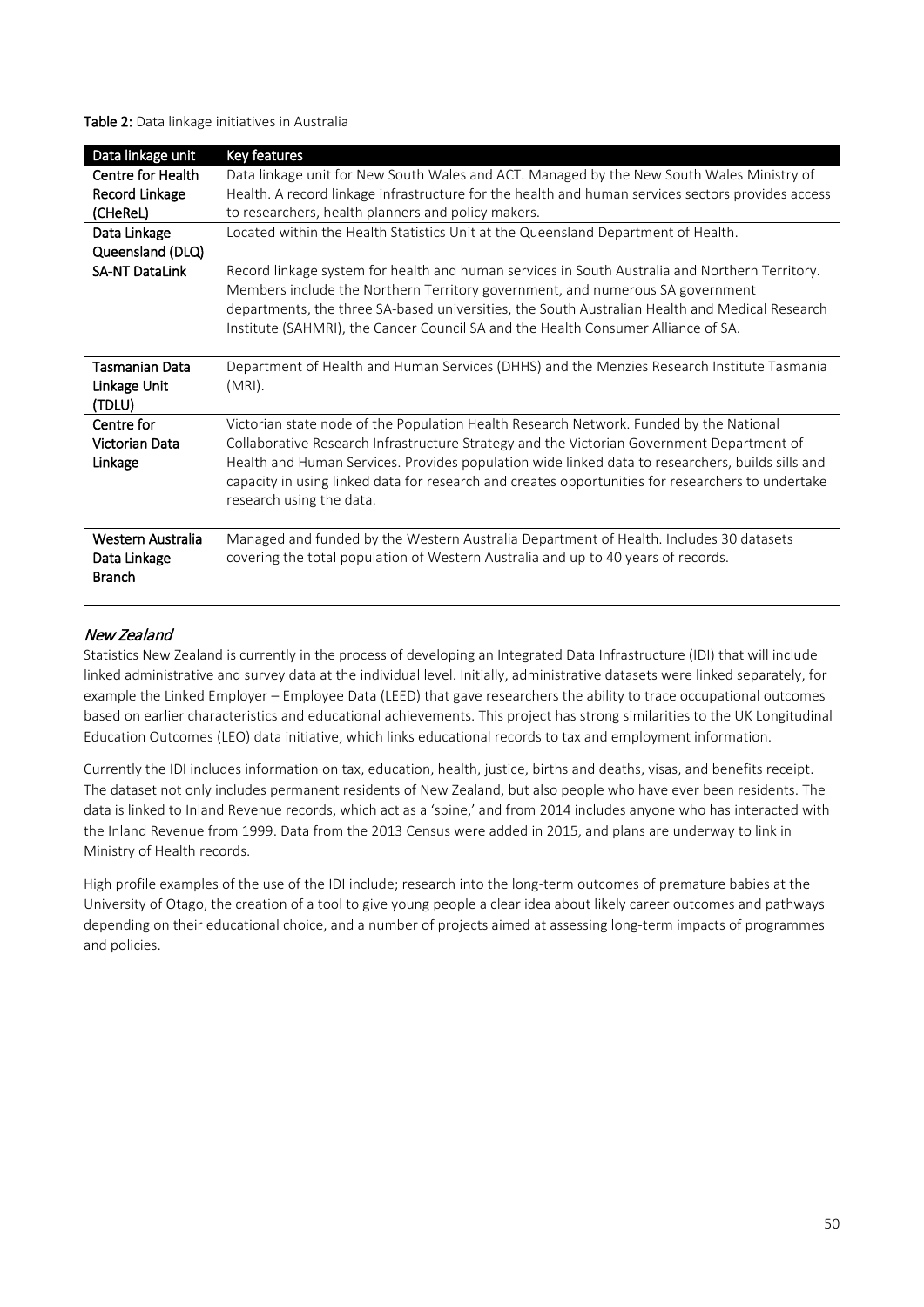**Table 2:** Data linkage initiatives in Australia

| Data linkage unit | Key features |
|---|---|
| Centre for Health Record Linkage (CHeReL) | Data linkage unit for New South Wales and ACT. Managed by the New South Wales Ministry of Health. A record linkage infrastructure for the health and human services sectors provides access to researchers, health planners and policy makers. |
| Data Linkage Queensland (DLQ) | Located within the Health Statistics Unit at the Queensland Department of Health. |
| SA-NT DataLink | Record linkage system for health and human services in South Australia and Northern Territory. Members include the Northern Territory government, and numerous SA government departments, the three SA-based universities, the South Australian Health and Medical Research Institute (SAHMRI), the Cancer Council SA and the Health Consumer Alliance of SA. |
| Tasmanian Data Linkage Unit (TDLU) | Department of Health and Human Services (DHHS) and the Menzies Research Institute Tasmania (MRI). |
| Centre for Victorian Data Linkage | Victorian state node of the Population Health Research Network. Funded by the National Collaborative Research Infrastructure Strategy and the Victorian Government Department of Health and Human Services. Provides population wide linked data to researchers, builds sills and capacity in using linked data for research and creates opportunities for researchers to undertake research using the data. |
| Western Australia Data Linkage Branch | Managed and funded by the Western Australia Department of Health. Includes 30 datasets covering the total population of Western Australia and up to 40 years of records. |

### *New Zealand*

Statistics New Zealand is currently in the process of developing an Integrated Data Infrastructure (IDI) that will include linked administrative and survey data at the individual level. Initially, administrative datasets were linked separately, for example the Linked Employer – Employee Data (LEED) that gave researchers the ability to trace occupational outcomes based on earlier characteristics and educational achievements. This project has strong similarities to the UK Longitudinal Education Outcomes (LEO) data initiative, which links educational records to tax and employment information.

Currently the IDI includes information on tax, education, health, justice, births and deaths, visas, and benefits receipt. The dataset not only includes permanent residents of New Zealand, but also people who have ever been residents. The data is linked to Inland Revenue records, which act as a 'spine,' and from 2014 includes anyone who has interacted with the Inland Revenue from 1999. Data from the 2013 Census were added in 2015, and plans are underway to link in Ministry of Health records.

High profile examples of the use of the IDI include; research into the long-term outcomes of premature babies at the University of Otago, the creation of a tool to give young people a clear idea about likely career outcomes and pathways depending on their educational choice, and a number of projects aimed at assessing long-term impacts of programmes and policies.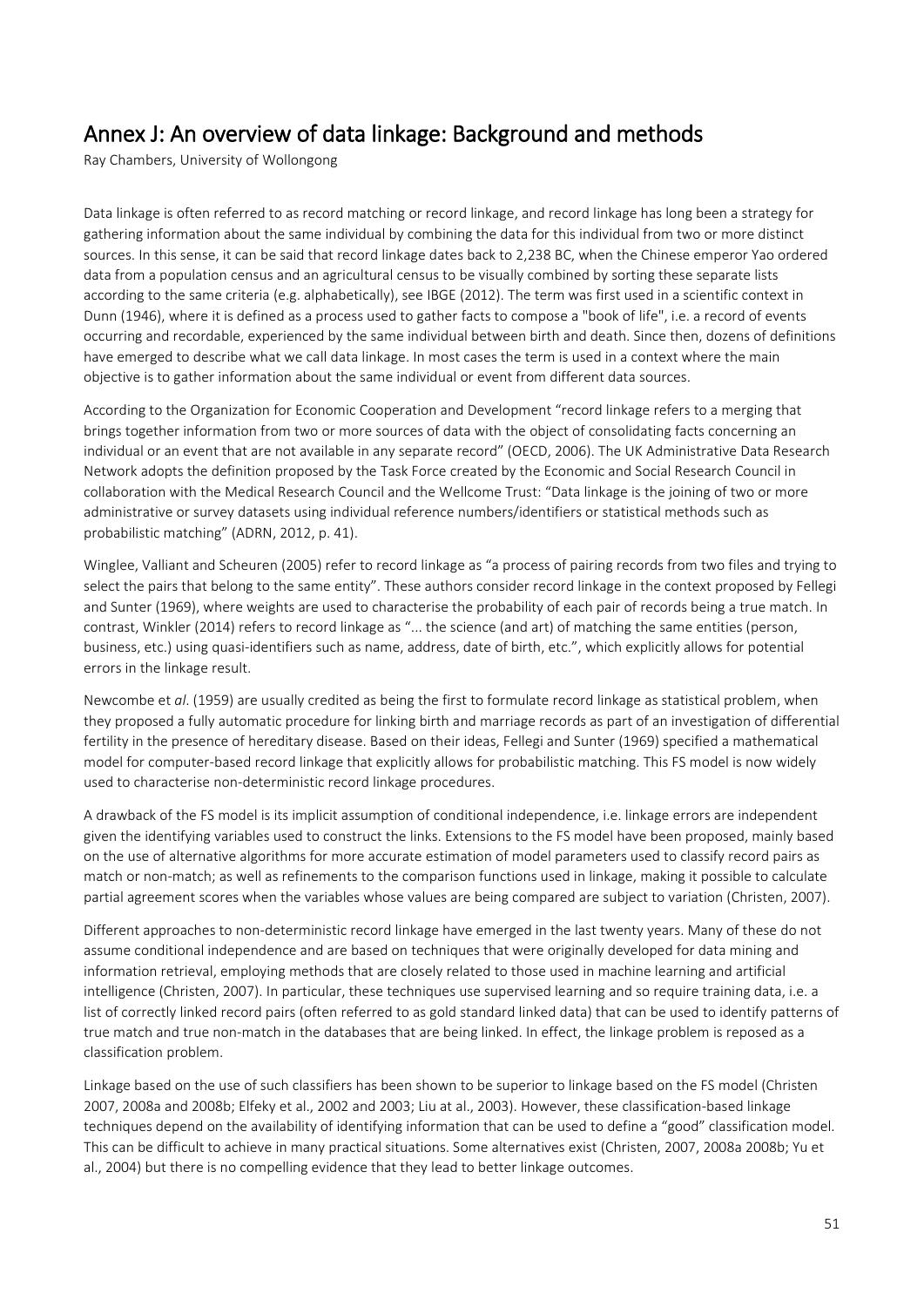# Annex J: An overview of data linkage: Background and methods

Ray Chambers, University of Wollongong

Data linkage is often referred to as record matching or record linkage, and record linkage has long been a strategy for gathering information about the same individual by combining the data for this individual from two or more distinct sources. In this sense, it can be said that record linkage dates back to 2,238 BC, when the Chinese emperor Yao ordered data from a population census and an agricultural census to be visually combined by sorting these separate lists according to the same criteria (e.g. alphabetically), see IBGE (2012). The term was first used in a scientific context in Dunn (1946), where it is defined as a process used to gather facts to compose a "book of life", i.e. a record of events occurring and recordable, experienced by the same individual between birth and death. Since then, dozens of definitions have emerged to describe what we call data linkage. In most cases the term is used in a context where the main objective is to gather information about the same individual or event from different data sources.

According to the Organization for Economic Cooperation and Development "record linkage refers to a merging that brings together information from two or more sources of data with the object of consolidating facts concerning an individual or an event that are not available in any separate record" (OECD, 2006). The UK Administrative Data Research Network adopts the definition proposed by the Task Force created by the Economic and Social Research Council in collaboration with the Medical Research Council and the Wellcome Trust: "Data linkage is the joining of two or more administrative or survey datasets using individual reference numbers/identifiers or statistical methods such as probabilistic matching" (ADRN, 2012, p. 41).

Winglee, Valliant and Scheuren (2005) refer to record linkage as "a process of pairing records from two files and trying to select the pairs that belong to the same entity". These authors consider record linkage in the context proposed by Fellegi and Sunter (1969), where weights are used to characterise the probability of each pair of records being a true match. In contrast, Winkler (2014) refers to record linkage as "... the science (and art) of matching the same entities (person, business, etc.) using quasi-identifiers such as name, address, date of birth, etc.", which explicitly allows for potential errors in the linkage result.

Newcombe et *al*. (1959) are usually credited as being the first to formulate record linkage as statistical problem, when they proposed a fully automatic procedure for linking birth and marriage records as part of an investigation of differential fertility in the presence of hereditary disease. Based on their ideas, Fellegi and Sunter (1969) specified a mathematical model for computer-based record linkage that explicitly allows for probabilistic matching. This FS model is now widely used to characterise non-deterministic record linkage procedures.

A drawback of the FS model is its implicit assumption of conditional independence, i.e. linkage errors are independent given the identifying variables used to construct the links. Extensions to the FS model have been proposed, mainly based on the use of alternative algorithms for more accurate estimation of model parameters used to classify record pairs as match or non-match; as well as refinements to the comparison functions used in linkage, making it possible to calculate partial agreement scores when the variables whose values are being compared are subject to variation (Christen, 2007).

Different approaches to non-deterministic record linkage have emerged in the last twenty years. Many of these do not assume conditional independence and are based on techniques that were originally developed for data mining and information retrieval, employing methods that are closely related to those used in machine learning and artificial intelligence (Christen, 2007). In particular, these techniques use supervised learning and so require training data, i.e. a list of correctly linked record pairs (often referred to as gold standard linked data) that can be used to identify patterns of true match and true non-match in the databases that are being linked. In effect, the linkage problem is reposed as a classification problem.

Linkage based on the use of such classifiers has been shown to be superior to linkage based on the FS model (Christen 2007, 2008a and 2008b; Elfeky et al., 2002 and 2003; Liu at al., 2003). However, these classification-based linkage techniques depend on the availability of identifying information that can be used to define a "good" classification model. This can be difficult to achieve in many practical situations. Some alternatives exist (Christen, 2007, 2008a 2008b; Yu et al., 2004) but there is no compelling evidence that they lead to better linkage outcomes.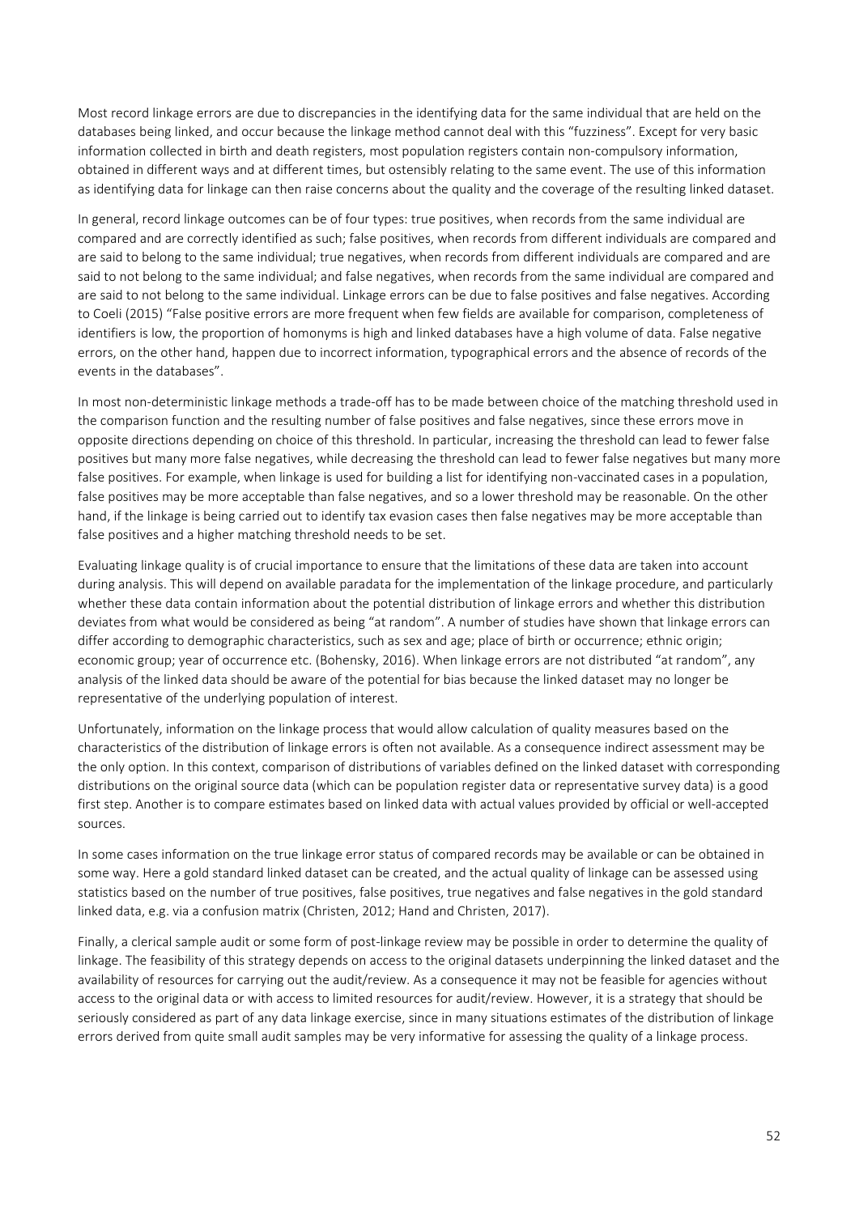Most record linkage errors are due to discrepancies in the identifying data for the same individual that are held on the databases being linked, and occur because the linkage method cannot deal with this "fuzziness". Except for very basic information collected in birth and death registers, most population registers contain non-compulsory information, obtained in different ways and at different times, but ostensibly relating to the same event. The use of this information as identifying data for linkage can then raise concerns about the quality and the coverage of the resulting linked dataset.

In general, record linkage outcomes can be of four types: true positives, when records from the same individual are compared and are correctly identified as such; false positives, when records from different individuals are compared and are said to belong to the same individual; true negatives, when records from different individuals are compared and are said to not belong to the same individual; and false negatives, when records from the same individual are compared and are said to not belong to the same individual. Linkage errors can be due to false positives and false negatives. According to Coeli (2015) "False positive errors are more frequent when few fields are available for comparison, completeness of identifiers is low, the proportion of homonyms is high and linked databases have a high volume of data. False negative errors, on the other hand, happen due to incorrect information, typographical errors and the absence of records of the events in the databases".

In most non-deterministic linkage methods a trade-off has to be made between choice of the matching threshold used in the comparison function and the resulting number of false positives and false negatives, since these errors move in opposite directions depending on choice of this threshold. In particular, increasing the threshold can lead to fewer false positives but many more false negatives, while decreasing the threshold can lead to fewer false negatives but many more false positives. For example, when linkage is used for building a list for identifying non-vaccinated cases in a population, false positives may be more acceptable than false negatives, and so a lower threshold may be reasonable. On the other hand, if the linkage is being carried out to identify tax evasion cases then false negatives may be more acceptable than false positives and a higher matching threshold needs to be set.

Evaluating linkage quality is of crucial importance to ensure that the limitations of these data are taken into account during analysis. This will depend on available paradata for the implementation of the linkage procedure, and particularly whether these data contain information about the potential distribution of linkage errors and whether this distribution deviates from what would be considered as being "at random". A number of studies have shown that linkage errors can differ according to demographic characteristics, such as sex and age; place of birth or occurrence; ethnic origin; economic group; year of occurrence etc. (Bohensky, 2016). When linkage errors are not distributed "at random", any analysis of the linked data should be aware of the potential for bias because the linked dataset may no longer be representative of the underlying population of interest.

Unfortunately, information on the linkage process that would allow calculation of quality measures based on the characteristics of the distribution of linkage errors is often not available. As a consequence indirect assessment may be the only option. In this context, comparison of distributions of variables defined on the linked dataset with corresponding distributions on the original source data (which can be population register data or representative survey data) is a good first step. Another is to compare estimates based on linked data with actual values provided by official or well-accepted sources.

In some cases information on the true linkage error status of compared records may be available or can be obtained in some way. Here a gold standard linked dataset can be created, and the actual quality of linkage can be assessed using statistics based on the number of true positives, false positives, true negatives and false negatives in the gold standard linked data, e.g. via a confusion matrix (Christen, 2012; Hand and Christen, 2017).

Finally, a clerical sample audit or some form of post-linkage review may be possible in order to determine the quality of linkage. The feasibility of this strategy depends on access to the original datasets underpinning the linked dataset and the availability of resources for carrying out the audit/review. As a consequence it may not be feasible for agencies without access to the original data or with access to limited resources for audit/review. However, it is a strategy that should be seriously considered as part of any data linkage exercise, since in many situations estimates of the distribution of linkage errors derived from quite small audit samples may be very informative for assessing the quality of a linkage process.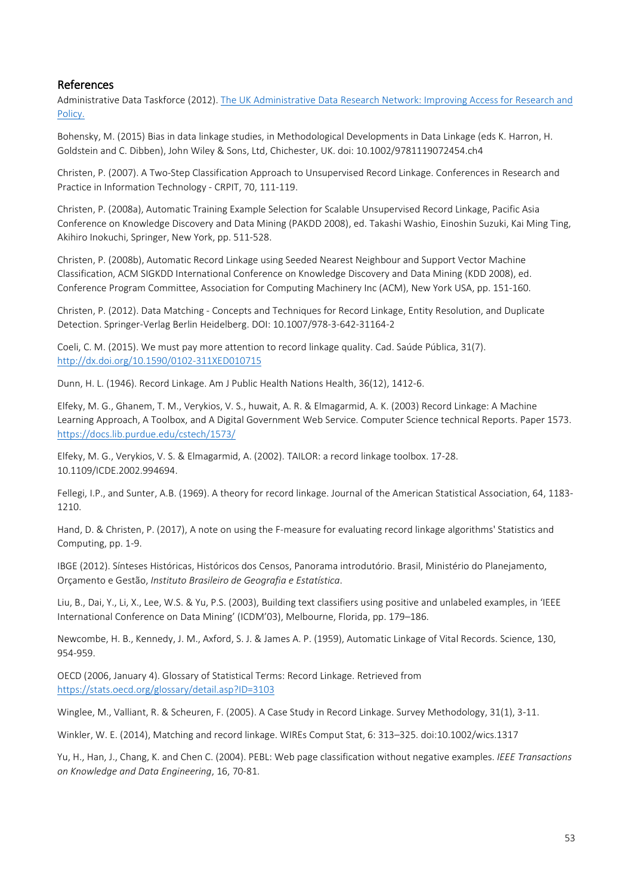## References

Administrative Data Taskforce (2012). [The UK Administrative Data Research Network: Improving Access for Research and Policy.]()

Bohensky, M. (2015) Bias in data linkage studies, in Methodological Developments in Data Linkage (eds K. Harron, H. Goldstein and C. Dibben), John Wiley & Sons, Ltd, Chichester, UK. doi: 10.1002/9781119072454.ch4

Christen, P. (2007). A Two-Step Classification Approach to Unsupervised Record Linkage. Conferences in Research and Practice in Information Technology - CRPIT, 70, 111-119.

Christen, P. (2008a), Automatic Training Example Selection for Scalable Unsupervised Record Linkage, Pacific Asia Conference on Knowledge Discovery and Data Mining (PAKDD 2008), ed. Takashi Washio, Einoshin Suzuki, Kai Ming Ting, Akihiro Inokuchi, Springer, New York, pp. 511-528.

Christen, P. (2008b), Automatic Record Linkage using Seeded Nearest Neighbour and Support Vector Machine Classification, ACM SIGKDD International Conference on Knowledge Discovery and Data Mining (KDD 2008), ed. Conference Program Committee, Association for Computing Machinery Inc (ACM), New York USA, pp. 151-160.

Christen, P. (2012). Data Matching - Concepts and Techniques for Record Linkage, Entity Resolution, and Duplicate Detection. Springer-Verlag Berlin Heidelberg. DOI: 10.1007/978-3-642-31164-2

Coeli, C. M. (2015). We must pay more attention to record linkage quality. Cad. Saúde Pública, 31(7). http://dx.doi.org/10.1590/0102-311XED010715

Dunn, H. L. (1946). Record Linkage. Am J Public Health Nations Health, 36(12), 1412-6.

Elfeky, M. G., Ghanem, T. M., Verykios, V. S., huwait, A. R. & Elmagarmid, A. K. (2003) Record Linkage: A Machine Learning Approach, A Toolbox, and A Digital Government Web Service. Computer Science technical Reports. Paper 1573. https://docs.lib.purdue.edu/cstech/1573/

Elfeky, M. G., Verykios, V. S. & Elmagarmid, A. (2002). TAILOR: a record linkage toolbox. 17-28. 10.1109/ICDE.2002.994694.

Fellegi, I.P., and Sunter, A.B. (1969). A theory for record linkage. Journal of the American Statistical Association, 64, 1183-1210.

Hand, D. & Christen, P. (2017), A note on using the F-measure for evaluating record linkage algorithms' Statistics and Computing, pp. 1-9.

IBGE (2012). Sínteses Históricas, Históricos dos Censos, Panorama introdutório. Brasil, Ministério do Planejamento, Orçamento e Gestão, *Instituto Brasileiro de Geografia e Estatística*.

Liu, B., Dai, Y., Li, X., Lee, W.S. & Yu, P.S. (2003), Building text classifiers using positive and unlabeled examples, in 'IEEE International Conference on Data Mining' (ICDM'03), Melbourne, Florida, pp. 179–186.

Newcombe, H. B., Kennedy, J. M., Axford, S. J. & James A. P. (1959), Automatic Linkage of Vital Records. Science, 130, 954-959.

OECD (2006, January 4). Glossary of Statistical Terms: Record Linkage. Retrieved from https://stats.oecd.org/glossary/detail.asp?ID=3103

Winglee, M., Valliant, R. & Scheuren, F. (2005). A Case Study in Record Linkage. Survey Methodology, 31(1), 3-11.

Winkler, W. E. (2014), Matching and record linkage. WIREs Comput Stat, 6: 313–325. doi:10.1002/wics.1317

Yu, H., Han, J., Chang, K. and Chen C. (2004). PEBL: Web page classification without negative examples. *IEEE Transactions on Knowledge and Data Engineering*, 16, 70-81.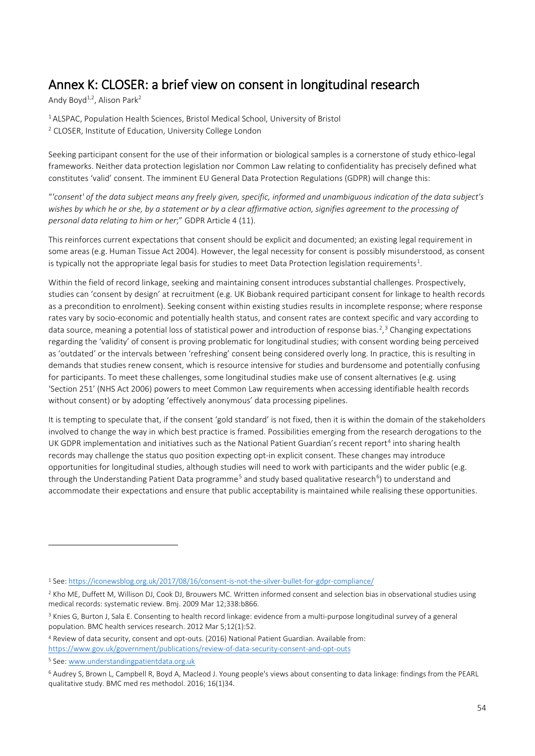# Annex K: CLOSER: a brief view on consent in longitudinal research

Andy Boyd[1,2], Alison Park[2]

[1] ALSPAC, Population Health Sciences, Bristol Medical School, University of Bristol

[2] CLOSER, Institute of Education, University College London

Seeking participant consent for the use of their information or biological samples is a cornerstone of study ethico-legal frameworks. Neither data protection legislation nor Common Law relating to confidentiality has precisely defined what constitutes 'valid' consent. The imminent EU General Data Protection Regulations (GDPR) will change this:

"*'consent' of the data subject means any freely given, specific, informed and unambiguous indication of the data subject's wishes by which he or she, by a statement or by a clear affirmative action, signifies agreement to the processing of personal data relating to him or her*;" GDPR Article 4 (11).

This reinforces current expectations that consent should be explicit and documented; an existing legal requirement in some areas (e.g. Human Tissue Act 2004). However, the legal necessity for consent is possibly misunderstood, as consent is typically not the appropriate legal basis for studies to meet Data Protection legislation requirements[1].

Within the field of record linkage, seeking and maintaining consent introduces substantial challenges. Prospectively, studies can 'consent by design' at recruitment (e.g. UK Biobank required participant consent for linkage to health records as a precondition to enrolment). Seeking consent within existing studies results in incomplete response; where response rates vary by socio-economic and potentially health status, and consent rates are context specific and vary according to data source, meaning a potential loss of statistical power and introduction of response bias.[2],[3] Changing expectations regarding the 'validity' of consent is proving problematic for longitudinal studies; with consent wording being perceived as 'outdated' or the intervals between 'refreshing' consent being considered overly long. In practice, this is resulting in demands that studies renew consent, which is resource intensive for studies and burdensome and potentially confusing for participants. To meet these challenges, some longitudinal studies make use of consent alternatives (e.g. using 'Section 251' (NHS Act 2006) powers to meet Common Law requirements when accessing identifiable health records without consent) or by adopting 'effectively anonymous' data processing pipelines.

It is tempting to speculate that, if the consent 'gold standard' is not fixed, then it is within the domain of the stakeholders involved to change the way in which best practice is framed. Possibilities emerging from the research derogations to the UK GDPR implementation and initiatives such as the National Patient Guardian's recent report[4] into sharing health records may challenge the status quo position expecting opt-in explicit consent. These changes may introduce opportunities for longitudinal studies, although studies will need to work with participants and the wider public (e.g. through the Understanding Patient Data programme[5] and study based qualitative research[6]) to understand and accommodate their expectations and ensure that public acceptability is maintained while realising these opportunities.

---

[1] See: https://iconewsblog.org.uk/2017/08/16/consent-is-not-the-silver-bullet-for-gdpr-compliance/

[2] Kho ME, Duffett M, Willison DJ, Cook DJ, Brouwers MC. Written informed consent and selection bias in observational studies using medical records: systematic review. Bmj. 2009 Mar 12;338:b866.

[3] Knies G, Burton J, Sala E. Consenting to health record linkage: evidence from a multi-purpose longitudinal survey of a general population. BMC health services research. 2012 Mar 5;12(1):52.

[4] Review of data security, consent and opt-outs. (2016) National Patient Guardian. Available from: https://www.gov.uk/government/publications/review-of-data-security-consent-and-opt-outs

[5] See: www.understandingpatientdata.org.uk

[6] Audrey S, Brown L, Campbell R, Boyd A, Macleod J. Young people's views about consenting to data linkage: findings from the PEARL qualitative study. BMC med res methodol. 2016; 16(1)34.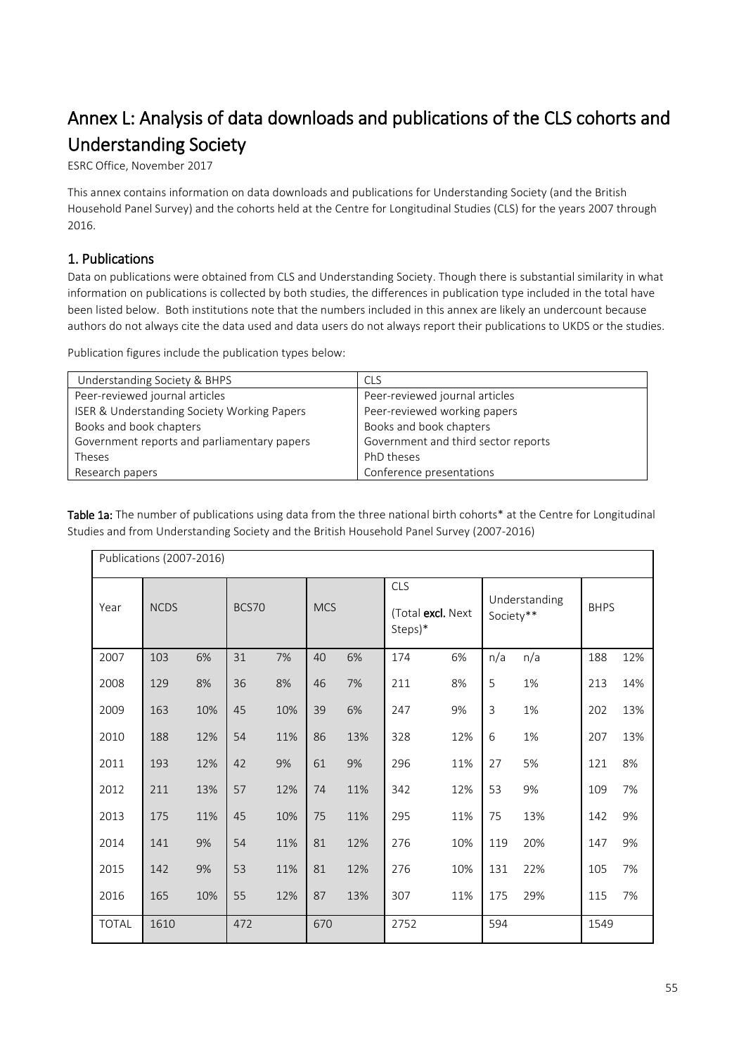# Annex L: Analysis of data downloads and publications of the CLS cohorts and Understanding Society

ESRC Office, November 2017

This annex contains information on data downloads and publications for Understanding Society (and the British Household Panel Survey) and the cohorts held at the Centre for Longitudinal Studies (CLS) for the years 2007 through 2016.

## 1. Publications

Data on publications were obtained from CLS and Understanding Society. Though there is substantial similarity in what information on publications is collected by both studies, the differences in publication type included in the total have been listed below. Both institutions note that the numbers included in this annex are likely an undercount because authors do not always cite the data used and data users do not always report their publications to UKDS or the studies.

Publication figures include the publication types below:

| Understanding Society & BHPS | CLS |
|---|---|
| Peer-reviewed journal articles | Peer-reviewed journal articles |
| ISER & Understanding Society Working Papers | Peer-reviewed working papers |
| Books and book chapters | Books and book chapters |
| Government reports and parliamentary papers | Government and third sector reports |
| Theses | PhD theses |
| Research papers | Conference presentations |

**Table 1a:** The number of publications using data from the three national birth cohorts* at the Centre for Longitudinal Studies and from Understanding Society and the British Household Panel Survey (2007-2016)

| Publications (2007-2016) | | | | | | | | | | | | |
|---|---|---|---|---|---|---|---|---|---|---|---|---|
| Year | NCDS | | BCS70 | | MCS | | CLS (Total **excl.** Next Steps)* | | Understanding Society** | | BHPS | |
| 2007 | 103 | 6% | 31 | 7% | 40 | 6% | 174 | 6% | n/a | n/a | 188 | 12% |
| 2008 | 129 | 8% | 36 | 8% | 46 | 7% | 211 | 8% | 5 | 1% | 213 | 14% |
| 2009 | 163 | 10% | 45 | 10% | 39 | 6% | 247 | 9% | 3 | 1% | 202 | 13% |
| 2010 | 188 | 12% | 54 | 11% | 86 | 13% | 328 | 12% | 6 | 1% | 207 | 13% |
| 2011 | 193 | 12% | 42 | 9% | 61 | 9% | 296 | 11% | 27 | 5% | 121 | 8% |
| 2012 | 211 | 13% | 57 | 12% | 74 | 11% | 342 | 12% | 53 | 9% | 109 | 7% |
| 2013 | 175 | 11% | 45 | 10% | 75 | 11% | 295 | 11% | 75 | 13% | 142 | 9% |
| 2014 | 141 | 9% | 54 | 11% | 81 | 12% | 276 | 10% | 119 | 20% | 147 | 9% |
| 2015 | 142 | 9% | 53 | 11% | 81 | 12% | 276 | 10% | 131 | 22% | 105 | 7% |
| 2016 | 165 | 10% | 55 | 12% | 87 | 13% | 307 | 11% | 175 | 29% | 115 | 7% |
| TOTAL | 1610 | | 472 | | 670 | | 2752 | | 594 | | 1549 | |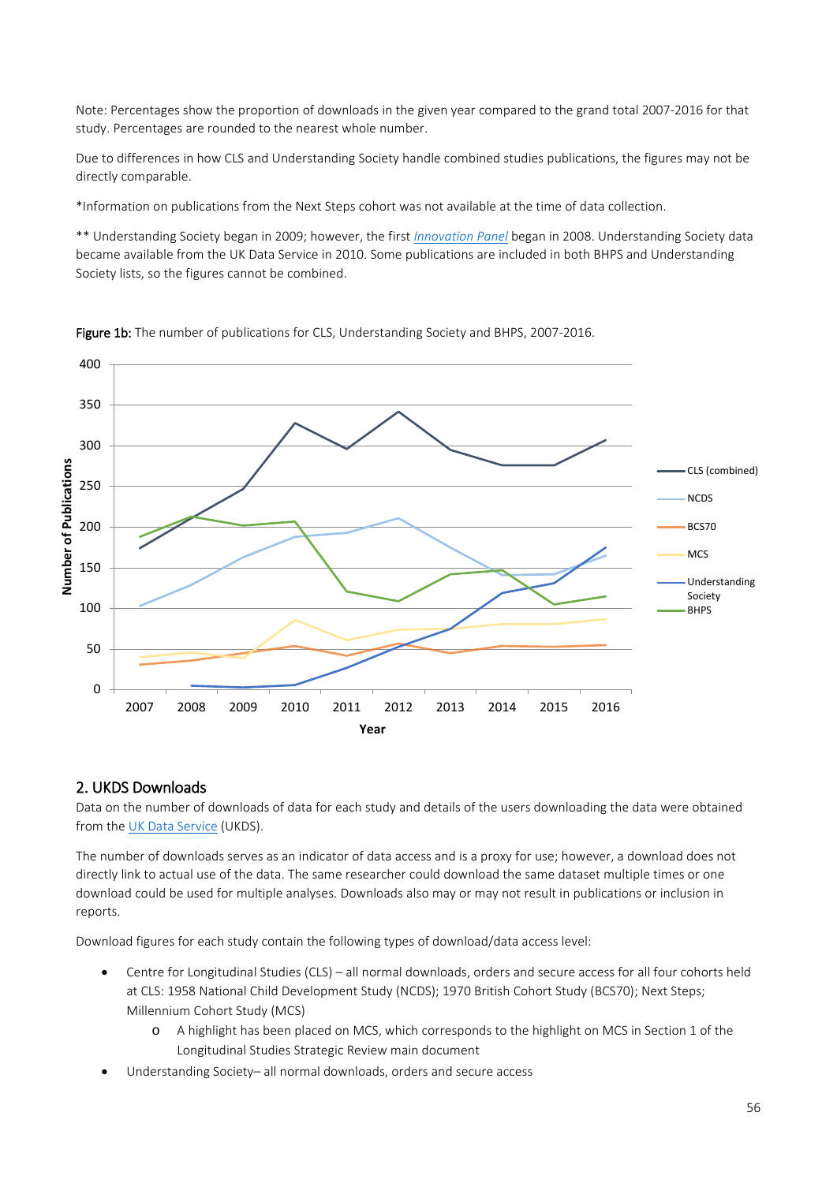Note: Percentages show the proportion of downloads in the given year compared to the grand total 2007-2016 for that study. Percentages are rounded to the nearest whole number.

Due to differences in how CLS and Understanding Society handle combined studies publications, the figures may not be directly comparable.

*Information on publications from the Next Steps cohort was not available at the time of data collection.

** Understanding Society began in 2009; however, the first *Innovation Panel* began in 2008. Understanding Society data became available from the UK Data Service in 2010. Some publications are included in both BHPS and Understanding Society lists, so the figures cannot be combined.

**Figure 1b:** The number of publications for CLS, Understanding Society and BHPS, 2007-2016.

## 2. UKDS Downloads

Data on the number of downloads of data for each study and details of the users downloading the data were obtained from the UK Data Service (UKDS).

The number of downloads serves as an indicator of data access and is a proxy for use; however, a download does not directly link to actual use of the data. The same researcher could download the same dataset multiple times or one download could be used for multiple analyses. Downloads also may or may not result in publications or inclusion in reports.

Download figures for each study contain the following types of download/data access level:

- Centre for Longitudinal Studies (CLS) – all normal downloads, orders and secure access for all four cohorts held at CLS: 1958 National Child Development Study (NCDS); 1970 British Cohort Study (BCS70); Next Steps; Millennium Cohort Study (MCS)
    - A highlight has been placed on MCS, which corresponds to the highlight on MCS in Section 1 of the Longitudinal Studies Strategic Review main document
- Understanding Society– all normal downloads, orders and secure access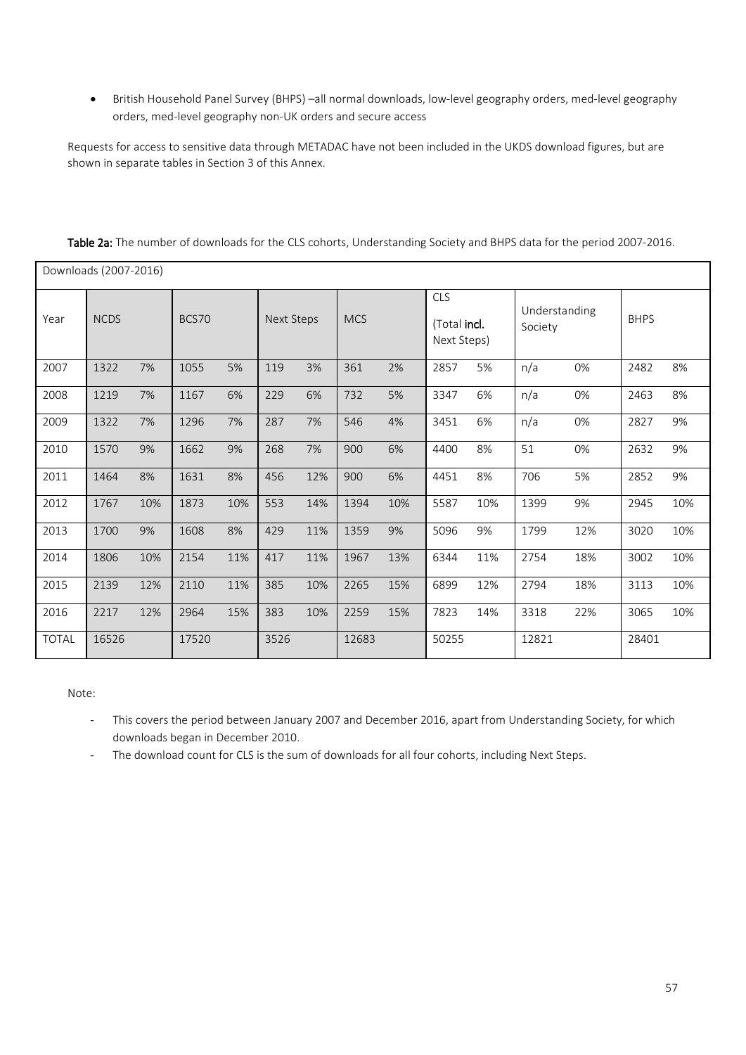- British Household Panel Survey (BHPS) –all normal downloads, low-level geography orders, med-level geography orders, med-level geography non-UK orders and secure access

Requests for access to sensitive data through METADAC have not been included in the UKDS download figures, but are shown in separate tables in Section 3 of this Annex.

**Table 2a:** The number of downloads for the CLS cohorts, Understanding Society and BHPS data for the period 2007-2016.

| Downloads (2007-2016) | | | | | | | | | | | | | | |
|---|---|---|---|---|---|---|---|---|---|---|---|---|---|---|
| Year | NCDS | | BCS70 | | Next Steps | | MCS | | CLS (Total **incl.** Next Steps) | | Understanding Society | | BHPS | |
| 2007 | 1322 | 7% | 1055 | 5% | 119 | 3% | 361 | 2% | 2857 | 5% | n/a | 0% | 2482 | 8% |
| 2008 | 1219 | 7% | 1167 | 6% | 229 | 6% | 732 | 5% | 3347 | 6% | n/a | 0% | 2463 | 8% |
| 2009 | 1322 | 7% | 1296 | 7% | 287 | 7% | 546 | 4% | 3451 | 6% | n/a | 0% | 2827 | 9% |
| 2010 | 1570 | 9% | 1662 | 9% | 268 | 7% | 900 | 6% | 4400 | 8% | 51 | 0% | 2632 | 9% |
| 2011 | 1464 | 8% | 1631 | 8% | 456 | 12% | 900 | 6% | 4451 | 8% | 706 | 5% | 2852 | 9% |
| 2012 | 1767 | 10% | 1873 | 10% | 553 | 14% | 1394 | 10% | 5587 | 10% | 1399 | 9% | 2945 | 10% |
| 2013 | 1700 | 9% | 1608 | 8% | 429 | 11% | 1359 | 9% | 5096 | 9% | 1799 | 12% | 3020 | 10% |
| 2014 | 1806 | 10% | 2154 | 11% | 417 | 11% | 1967 | 13% | 6344 | 11% | 2754 | 18% | 3002 | 10% |
| 2015 | 2139 | 12% | 2110 | 11% | 385 | 10% | 2265 | 15% | 6899 | 12% | 2794 | 18% | 3113 | 10% |
| 2016 | 2217 | 12% | 2964 | 15% | 383 | 10% | 2259 | 15% | 7823 | 14% | 3318 | 22% | 3065 | 10% |
| TOTAL | 16526 | | 17520 | | 3526 | | 12683 | | 50255 | | 12821 | | 28401 | |

Note:

- This covers the period between January 2007 and December 2016, apart from Understanding Society, for which downloads began in December 2010.
- The download count for CLS is the sum of downloads for all four cohorts, including Next Steps.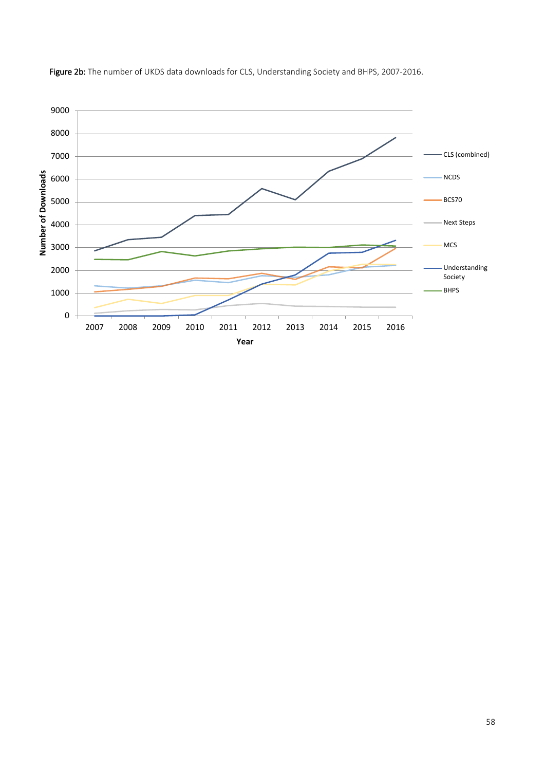**Figure 2b:** The number of UKDS data downloads for CLS, Understanding Society and BHPS, 2007-2016.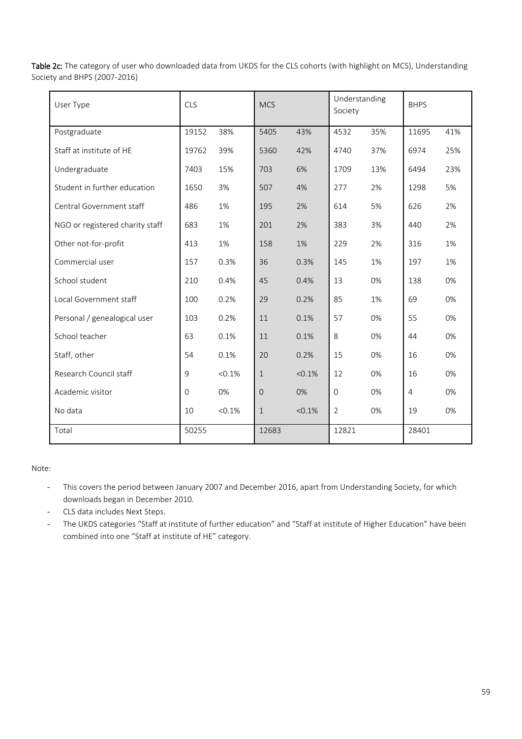**Table 2c:** The category of user who downloaded data from UKDS for the CLS cohorts (with highlight on MCS), Understanding Society and BHPS (2007-2016)

| User Type | CLS | | MCS | | Understanding Society | | BHPS | |
|---|---|---|---|---|---|---|---|---|
| Postgraduate | 19152 | 38% | 5405 | 43% | 4532 | 35% | 11695 | 41% |
| Staff at institute of HE | 19762 | 39% | 5360 | 42% | 4740 | 37% | 6974 | 25% |
| Undergraduate | 7403 | 15% | 703 | 6% | 1709 | 13% | 6494 | 23% |
| Student in further education | 1650 | 3% | 507 | 4% | 277 | 2% | 1298 | 5% |
| Central Government staff | 486 | 1% | 195 | 2% | 614 | 5% | 626 | 2% |
| NGO or registered charity staff | 683 | 1% | 201 | 2% | 383 | 3% | 440 | 2% |
| Other not-for-profit | 413 | 1% | 158 | 1% | 229 | 2% | 316 | 1% |
| Commercial user | 157 | 0.3% | 36 | 0.3% | 145 | 1% | 197 | 1% |
| School student | 210 | 0.4% | 45 | 0.4% | 13 | 0% | 138 | 0% |
| Local Government staff | 100 | 0.2% | 29 | 0.2% | 85 | 1% | 69 | 0% |
| Personal / genealogical user | 103 | 0.2% | 11 | 0.1% | 57 | 0% | 55 | 0% |
| School teacher | 63 | 0.1% | 11 | 0.1% | 8 | 0% | 44 | 0% |
| Staff, other | 54 | 0.1% | 20 | 0.2% | 15 | 0% | 16 | 0% |
| Research Council staff | 9 | <0.1% | 1 | <0.1% | 12 | 0% | 16 | 0% |
| Academic visitor | 0 | 0% | 0 | 0% | 0 | 0% | 4 | 0% |
| No data | 10 | <0.1% | 1 | <0.1% | 2 | 0% | 19 | 0% |
| Total | 50255 | | 12683 | | 12821 | | 28401 | |

Note:

- This covers the period between January 2007 and December 2016, apart from Understanding Society, for which downloads began in December 2010.
- CLS data includes Next Steps.
- The UKDS categories "Staff at institute of further education" and "Staff at institute of Higher Education" have been combined into one "Staff at institute of HE" category.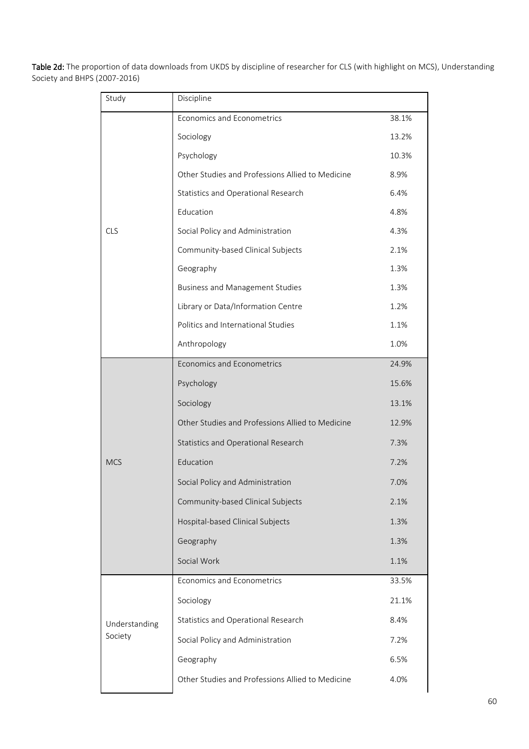**Table 2d:** The proportion of data downloads from UKDS by discipline of researcher for CLS (with highlight on MCS), Understanding Society and BHPS (2007-2016)

| Study | Discipline | |
|---|---|---|
| CLS | Economics and Econometrics | 38.1% |
| | Sociology | 13.2% |
| | Psychology | 10.3% |
| | Other Studies and Professions Allied to Medicine | 8.9% |
| | Statistics and Operational Research | 6.4% |
| | Education | 4.8% |
| | Social Policy and Administration | 4.3% |
| | Community-based Clinical Subjects | 2.1% |
| | Geography | 1.3% |
| | Business and Management Studies | 1.3% |
| | Library or Data/Information Centre | 1.2% |
| | Politics and International Studies | 1.1% |
| | Anthropology | 1.0% |
| MCS | Economics and Econometrics | 24.9% |
| | Psychology | 15.6% |
| | Sociology | 13.1% |
| | Other Studies and Professions Allied to Medicine | 12.9% |
| | Statistics and Operational Research | 7.3% |
| | Education | 7.2% |
| | Social Policy and Administration | 7.0% |
| | Community-based Clinical Subjects | 2.1% |
| | Hospital-based Clinical Subjects | 1.3% |
| | Geography | 1.3% |
| | Social Work | 1.1% |
| Understanding Society | Economics and Econometrics | 33.5% |
| | Sociology | 21.1% |
| | Statistics and Operational Research | 8.4% |
| | Social Policy and Administration | 7.2% |
| | Geography | 6.5% |
| | Other Studies and Professions Allied to Medicine | 4.0% |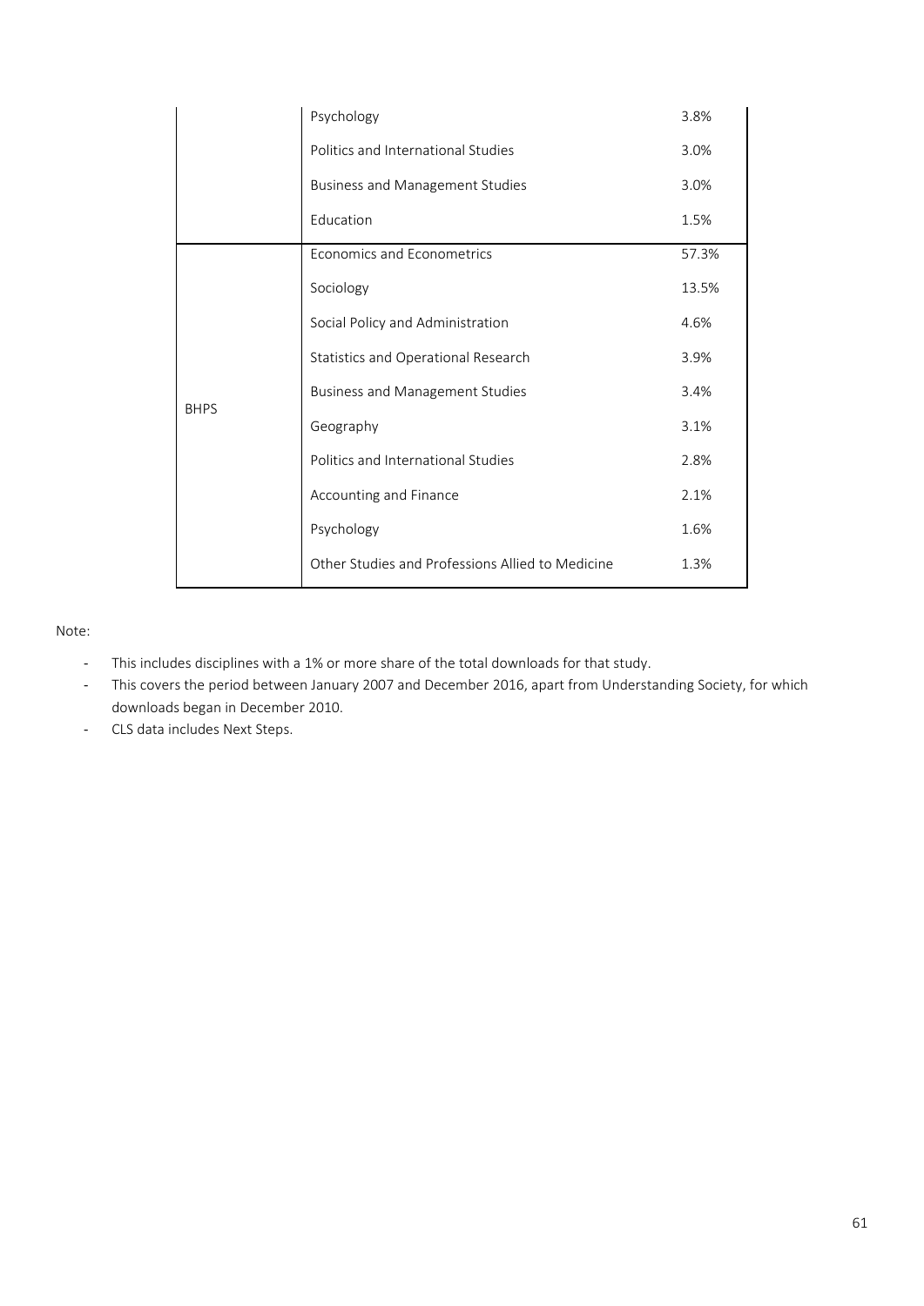|  | Psychology | 3.8% |
|---|---|---|
|  | Politics and International Studies | 3.0% |
|  | Business and Management Studies | 3.0% |
|  | Education | 1.5% |
| BHPS | Economics and Econometrics | 57.3% |
|  | Sociology | 13.5% |
|  | Social Policy and Administration | 4.6% |
|  | Statistics and Operational Research | 3.9% |
|  | Business and Management Studies | 3.4% |
|  | Geography | 3.1% |
|  | Politics and International Studies | 2.8% |
|  | Accounting and Finance | 2.1% |
|  | Psychology | 1.6% |
|  | Other Studies and Professions Allied to Medicine | 1.3% |

Note:

- This includes disciplines with a 1% or more share of the total downloads for that study.
- This covers the period between January 2007 and December 2016, apart from Understanding Society, for which downloads began in December 2010.
- CLS data includes Next Steps.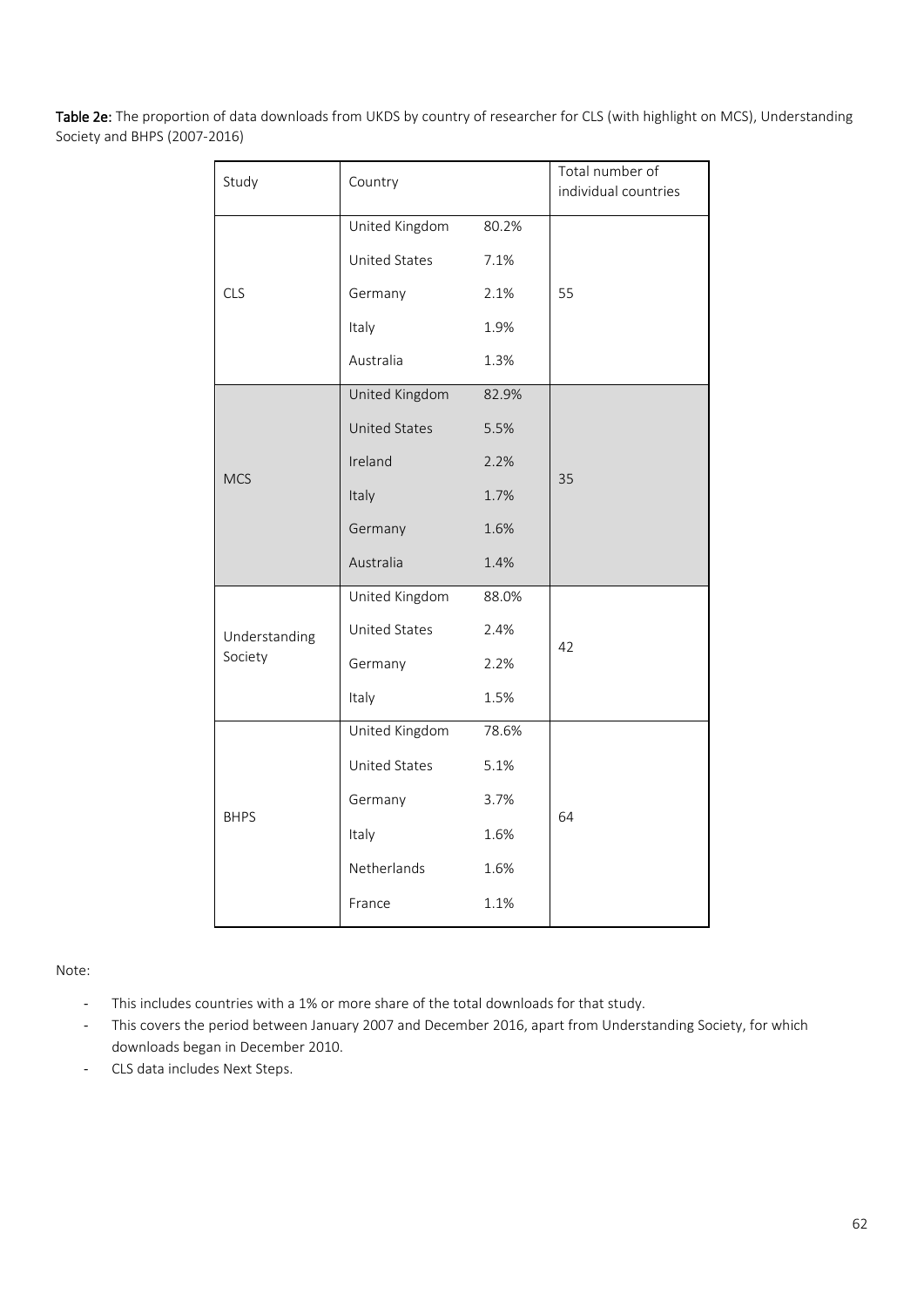**Table 2e:** The proportion of data downloads from UKDS by country of researcher for CLS (with highlight on MCS), Understanding Society and BHPS (2007-2016)

| Study | Country | | Total number of individual countries |
|---|---|---|---|
| CLS | United Kingdom | 80.2% | 55 |
| | United States | 7.1% | |
| | Germany | 2.1% | |
| | Italy | 1.9% | |
| | Australia | 1.3% | |
| MCS | United Kingdom | 82.9% | 35 |
| | United States | 5.5% | |
| | Ireland | 2.2% | |
| | Italy | 1.7% | |
| | Germany | 1.6% | |
| | Australia | 1.4% | |
| Understanding Society | United Kingdom | 88.0% | 42 |
| | United States | 2.4% | |
| | Germany | 2.2% | |
| | Italy | 1.5% | |
| BHPS | United Kingdom | 78.6% | 64 |
| | United States | 5.1% | |
| | Germany | 3.7% | |
| | Italy | 1.6% | |
| | Netherlands | 1.6% | |
| | France | 1.1% | |

Note:

- This includes countries with a 1% or more share of the total downloads for that study.
- This covers the period between January 2007 and December 2016, apart from Understanding Society, for which downloads began in December 2010.
- CLS data includes Next Steps.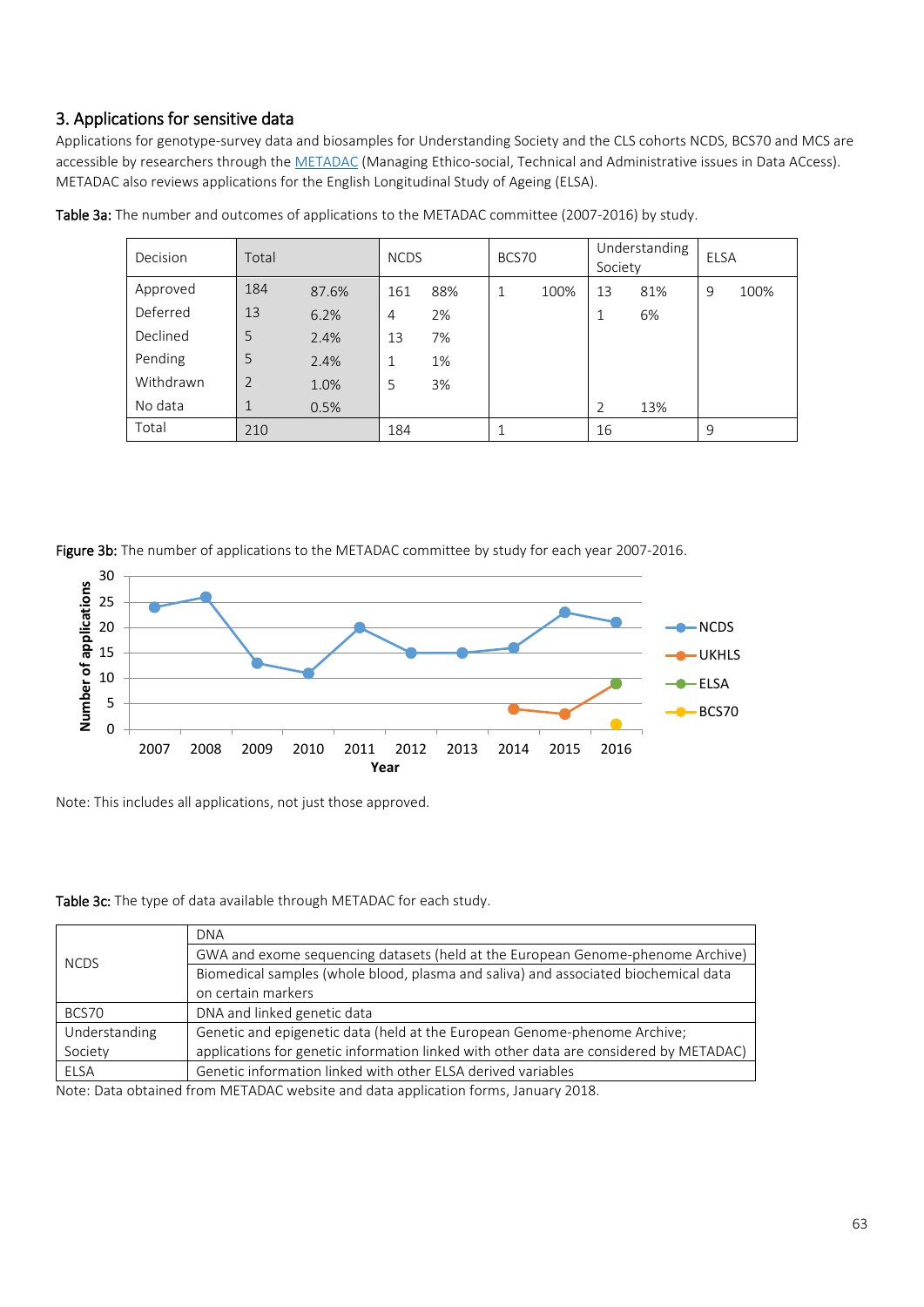## 3. Applications for sensitive data

Applications for genotype-survey data and biosamples for Understanding Society and the CLS cohorts NCDS, BCS70 and MCS are accessible by researchers through the METADAC (Managing Ethico-social, Technical and Administrative issues in Data ACcess). METADAC also reviews applications for the English Longitudinal Study of Ageing (ELSA).

**Table 3a:** The number and outcomes of applications to the METADAC committee (2007-2016) by study.

| Decision | Total | | NCDS | | BCS70 | | Understanding Society | | ELSA | |
|---|---|---|---|---|---|---|---|---|---|---|
| Approved | 184 | 87.6% | 161 | 88% | 1 | 100% | 13 | 81% | 9 | 100% |
| Deferred | 13 | 6.2% | 4 | 2% | | | 1 | 6% | | |
| Declined | 5 | 2.4% | 13 | 7% | | | | | | |
| Pending | 5 | 2.4% | 1 | 1% | | | | | | |
| Withdrawn | 2 | 1.0% | 5 | 3% | | | | | | |
| No data | 1 | 0.5% | | | | | 2 | 13% | | |
| Total | 210 | | 184 | | 1 | | 16 | | 9 | |

**Figure 3b:** The number of applications to the METADAC committee by study for each year 2007-2016.

Note: This includes all applications, not just those approved.

**Table 3c:** The type of data available through METADAC for each study.

| Study | Type of data |
|---|---|
| NCDS | DNA |
| | GWA and exome sequencing datasets (held at the European Genome-phenome Archive) |
| | Biomedical samples (whole blood, plasma and saliva) and associated biochemical data on certain markers |
| BCS70 | DNA and linked genetic data |
| Understanding Society | Genetic and epigenetic data (held at the European Genome-phenome Archive; applications for genetic information linked with other data are considered by METADAC) |
| ELSA | Genetic information linked with other ELSA derived variables |

Note: Data obtained from METADAC website and data application forms, January 2018.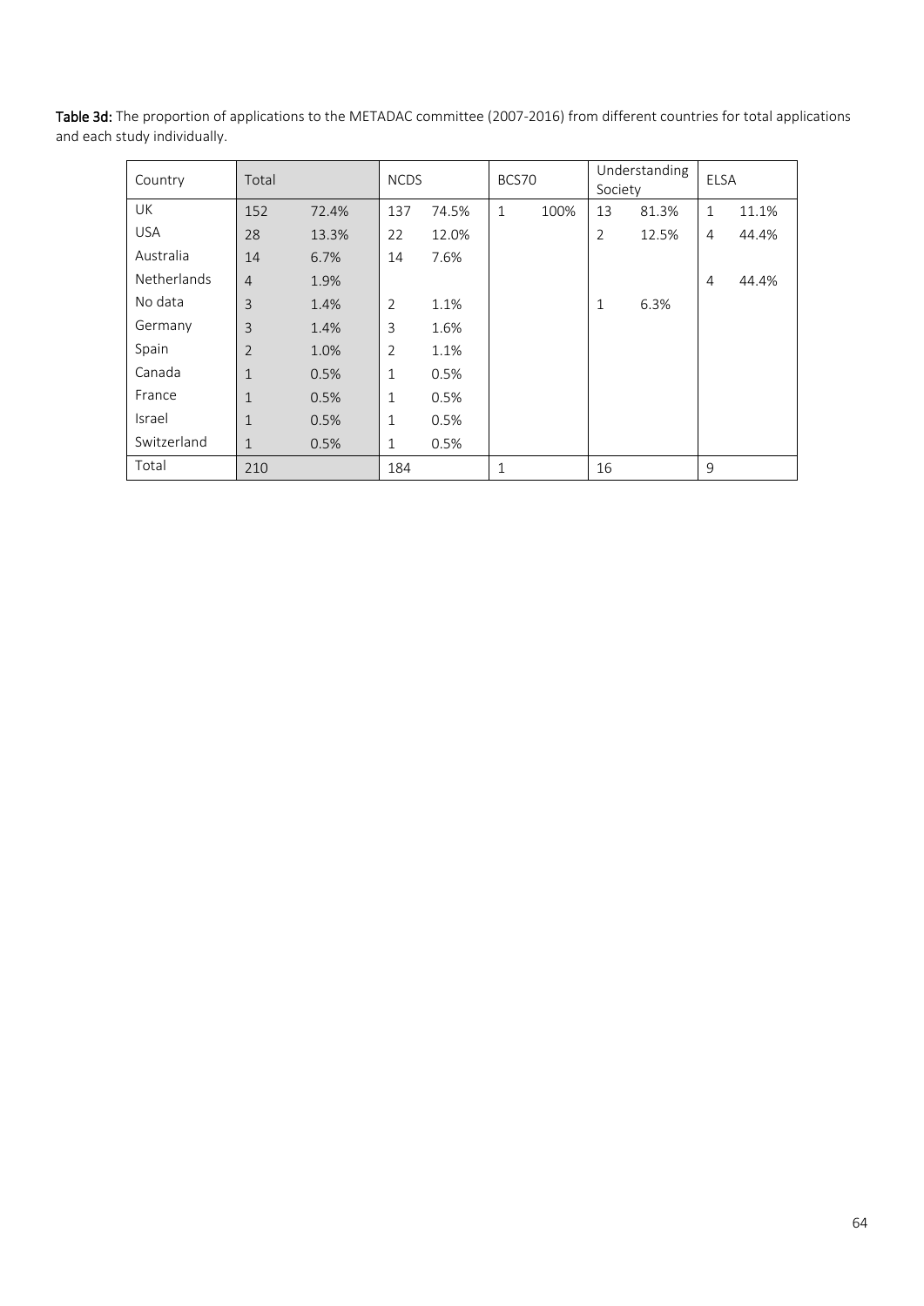**Table 3d:** The proportion of applications to the METADAC committee (2007-2016) from different countries for total applications and each study individually.

| Country | Total | | NCDS | | BCS70 | | Understanding Society | | ELSA | |
|---|---|---|---|---|---|---|---|---|---|---|
| UK | 152 | 72.4% | 137 | 74.5% | 1 | 100% | 13 | 81.3% | 1 | 11.1% |
| USA | 28 | 13.3% | 22 | 12.0% | | | 2 | 12.5% | 4 | 44.4% |
| Australia | 14 | 6.7% | 14 | 7.6% | | | | | | |
| Netherlands | 4 | 1.9% | | | | | | | 4 | 44.4% |
| No data | 3 | 1.4% | 2 | 1.1% | | | 1 | 6.3% | | |
| Germany | 3 | 1.4% | 3 | 1.6% | | | | | | |
| Spain | 2 | 1.0% | 2 | 1.1% | | | | | | |
| Canada | 1 | 0.5% | 1 | 0.5% | | | | | | |
| France | 1 | 0.5% | 1 | 0.5% | | | | | | |
| Israel | 1 | 0.5% | 1 | 0.5% | | | | | | |
| Switzerland | 1 | 0.5% | 1 | 0.5% | | | | | | |
| Total | 210 | | 184 | | 1 | | 16 | | 9 | |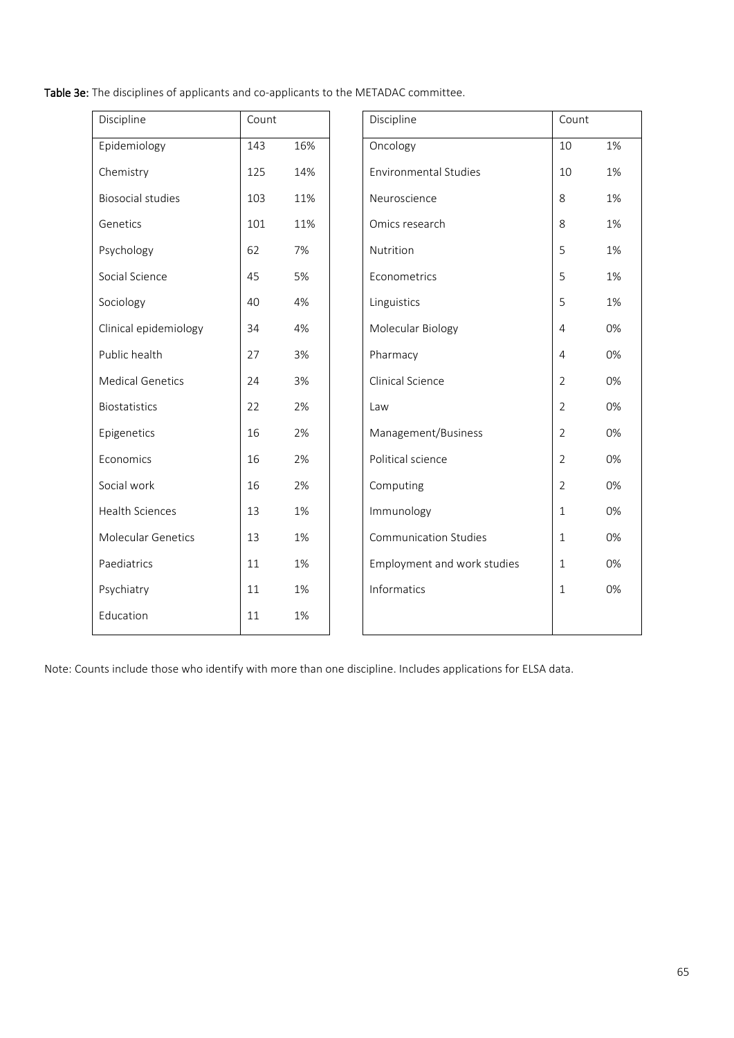**Table 3e:** The disciplines of applicants and co-applicants to the METADAC committee.

| Discipline | Count | |
|---|---|---|
| Epidemiology | 143 | 16% |
| Chemistry | 125 | 14% |
| Biosocial studies | 103 | 11% |
| Genetics | 101 | 11% |
| Psychology | 62 | 7% |
| Social Science | 45 | 5% |
| Sociology | 40 | 4% |
| Clinical epidemiology | 34 | 4% |
| Public health | 27 | 3% |
| Medical Genetics | 24 | 3% |
| Biostatistics | 22 | 2% |
| Epigenetics | 16 | 2% |
| Economics | 16 | 2% |
| Social work | 16 | 2% |
| Health Sciences | 13 | 1% |
| Molecular Genetics | 13 | 1% |
| Paediatrics | 11 | 1% |
| Psychiatry | 11 | 1% |
| Education | 11 | 1% |

| Discipline | Count | |
|---|---|---|
| Oncology | 10 | 1% |
| Environmental Studies | 10 | 1% |
| Neuroscience | 8 | 1% |
| Omics research | 8 | 1% |
| Nutrition | 5 | 1% |
| Econometrics | 5 | 1% |
| Linguistics | 5 | 1% |
| Molecular Biology | 4 | 0% |
| Pharmacy | 4 | 0% |
| Clinical Science | 2 | 0% |
| Law | 2 | 0% |
| Management/Business | 2 | 0% |
| Political science | 2 | 0% |
| Computing | 2 | 0% |
| Immunology | 1 | 0% |
| Communication Studies | 1 | 0% |
| Employment and work studies | 1 | 0% |
| Informatics | 1 | 0% |

Note: Counts include those who identify with more than one discipline. Includes applications for ELSA data.